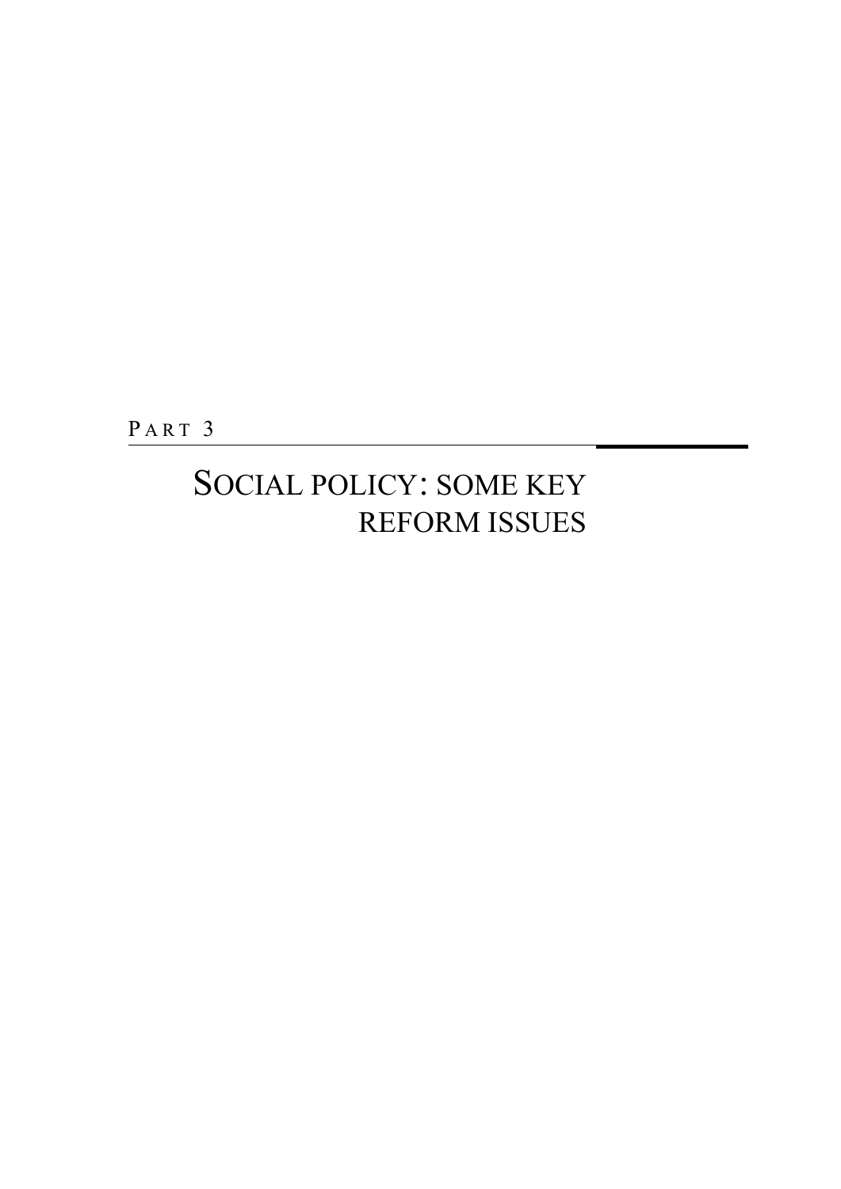PART 3

# SOCIAL POLICY: SOME KEY REFORM ISSUES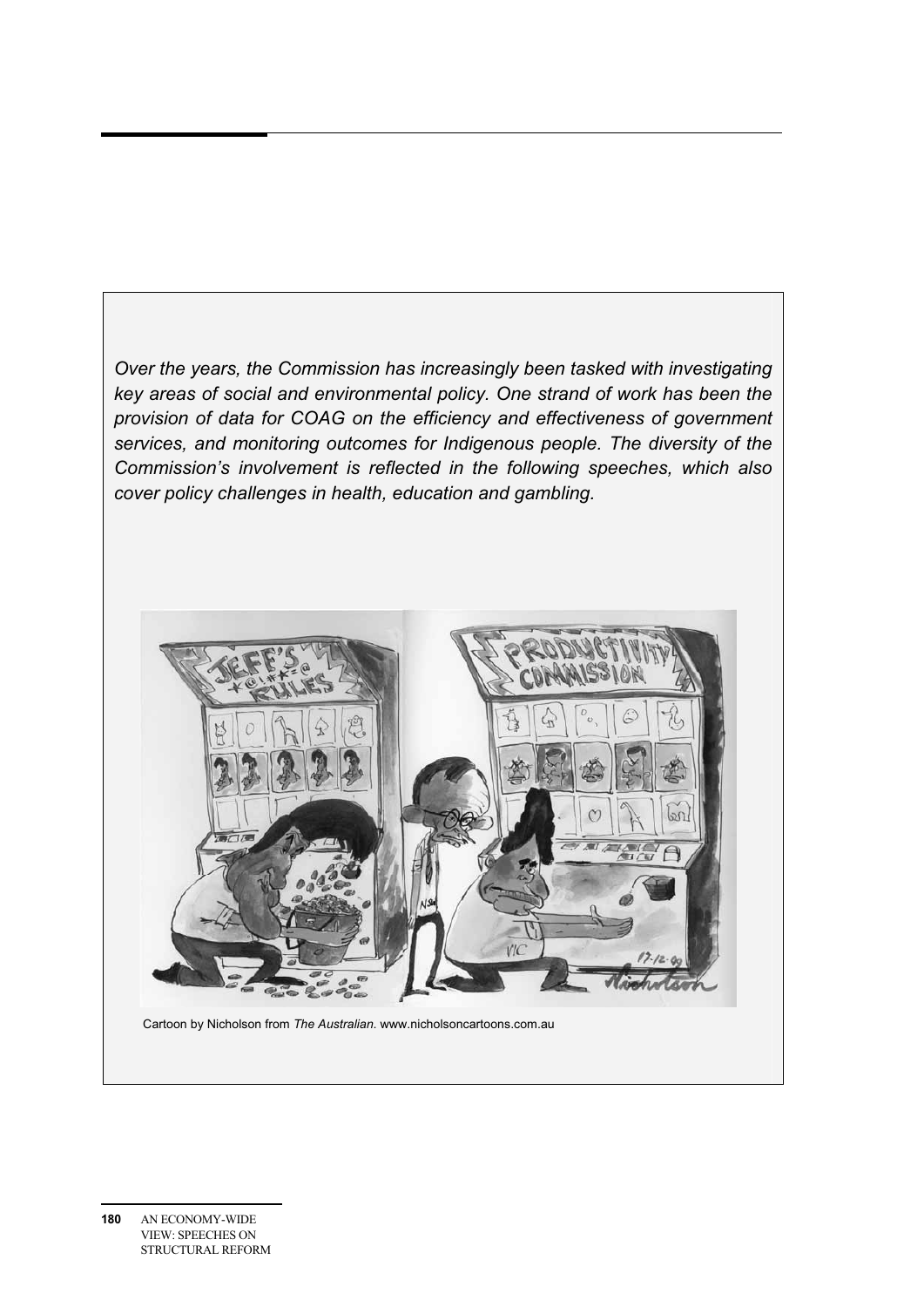*Over the years, the Commission has increasingly been tasked with investigating key areas of social and environmental policy. One strand of work has been the provision of data for COAG on the efficiency and effectiveness of government services, and monitoring outcomes for Indigenous people. The diversity of the Commission's involvement is reflected in the following speeches, which also cover policy challenges in health, education and gambling.*

Cartoon by Nicholson from *The Australian*. www.nicholsoncartoons.com.au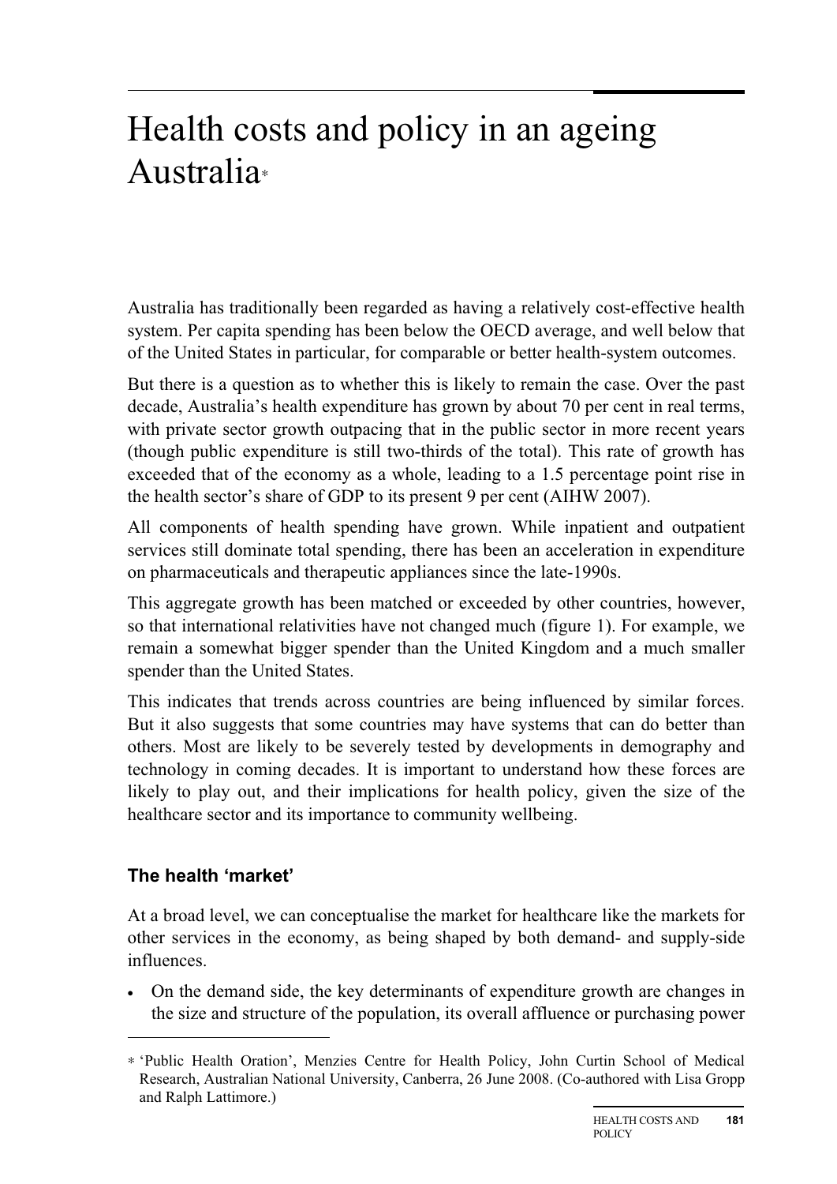# Health costs and policy in an ageing Australia*

Australia has traditionally been regarded as having a relatively cost-effective health system. Per capita spending has been below the OECD average, and well below that of the United States in particular, for comparable or better health-system outcomes.

But there is a question as to whether this is likely to remain the case. Over the past decade, Australia's health expenditure has grown by about 70 per cent in real terms, with private sector growth outpacing that in the public sector in more recent years (though public expenditure is still two-thirds of the total). This rate of growth has exceeded that of the economy as a whole, leading to a 1.5 percentage point rise in the health sector's share of GDP to its present 9 per cent (AIHW 2007).

All components of health spending have grown. While inpatient and outpatient services still dominate total spending, there has been an acceleration in expenditure on pharmaceuticals and therapeutic appliances since the late-1990s.

This aggregate growth has been matched or exceeded by other countries, however, so that international relativities have not changed much (figure 1). For example, we remain a somewhat bigger spender than the United Kingdom and a much smaller spender than the United States.

This indicates that trends across countries are being influenced by similar forces. But it also suggests that some countries may have systems that can do better than others. Most are likely to be severely tested by developments in demography and technology in coming decades. It is important to understand how these forces are likely to play out, and their implications for health policy, given the size of the healthcare sector and its importance to community wellbeing.

### The health 'market'

At a broad level, we can conceptualise the market for healthcare like the markets for other services in the economy, as being shaped by both demand- and supply-side influences.

- On the demand side, the key determinants of expenditure growth are changes in the size and structure of the population, its overall affluence or purchasing power

---

* 'Public Health Oration', Menzies Centre for Health Policy, John Curtin School of Medical Research, Australian National University, Canberra, 26 June 2008. (Co-authored with Lisa Gropp and Ralph Lattimore.)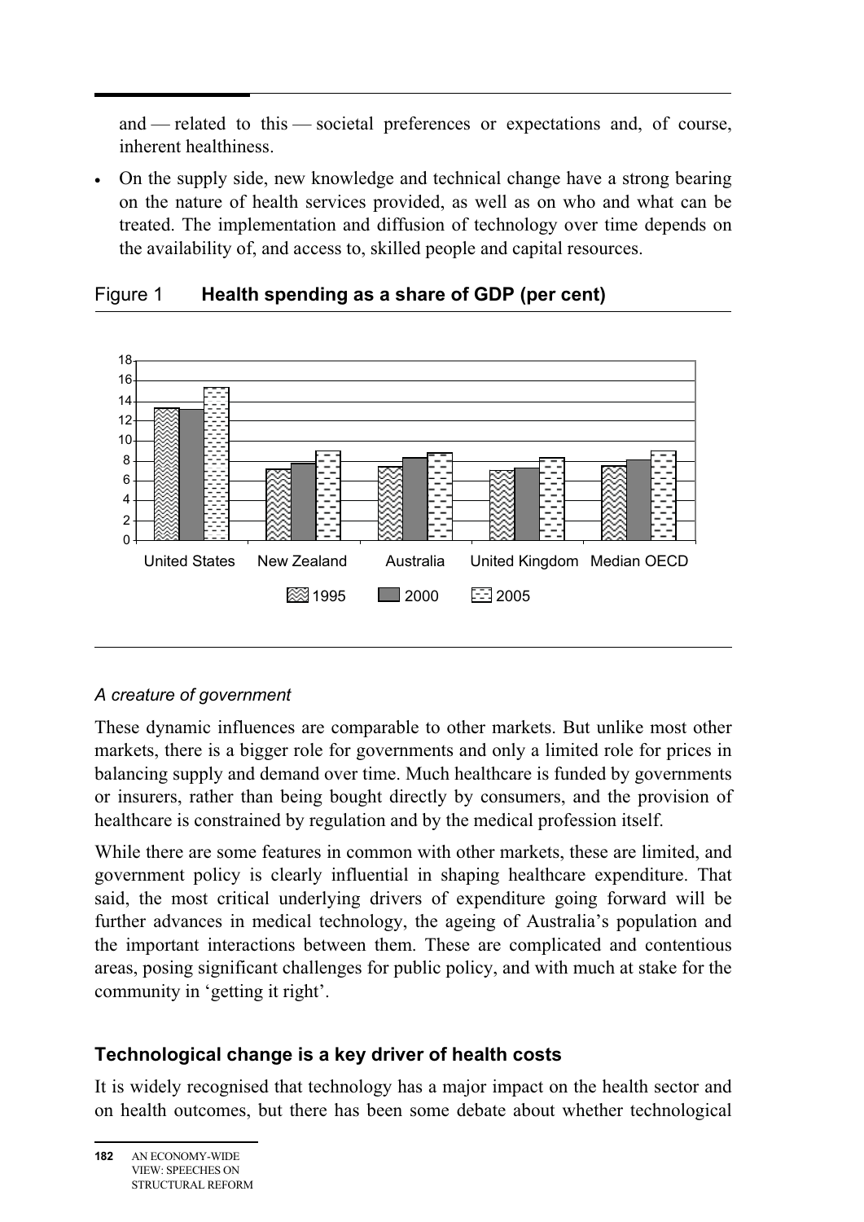and — related to this — societal preferences or expectations and, of course, inherent healthiness.

- On the supply side, new knowledge and technical change have a strong bearing on the nature of health services provided, as well as on who and what can be treated. The implementation and diffusion of technology over time depends on the availability of, and access to, skilled people and capital resources.

Figure 1 **Health spending as a share of GDP (per cent)**

*A creature of government*

These dynamic influences are comparable to other markets. But unlike most other markets, there is a bigger role for governments and only a limited role for prices in balancing supply and demand over time. Much healthcare is funded by governments or insurers, rather than being bought directly by consumers, and the provision of healthcare is constrained by regulation and by the medical profession itself.

While there are some features in common with other markets, these are limited, and government policy is clearly influential in shaping healthcare expenditure. That said, the most critical underlying drivers of expenditure going forward will be further advances in medical technology, the ageing of Australia's population and the important interactions between them. These are complicated and contentious areas, posing significant challenges for public policy, and with much at stake for the community in 'getting it right'.

## Technological change is a key driver of health costs

It is widely recognised that technology has a major impact on the health sector and on health outcomes, but there has been some debate about whether technological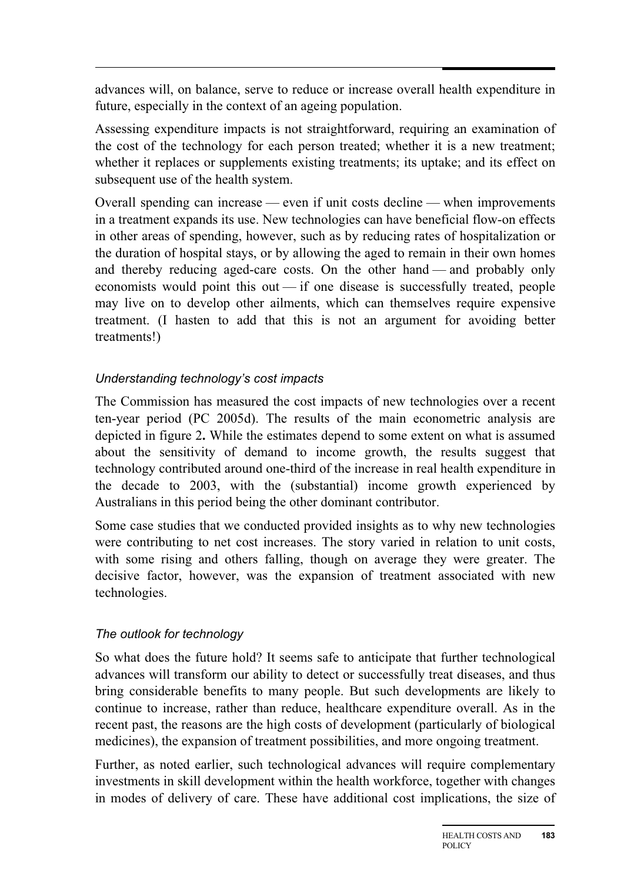advances will, on balance, serve to reduce or increase overall health expenditure in future, especially in the context of an ageing population.

Assessing expenditure impacts is not straightforward, requiring an examination of the cost of the technology for each person treated; whether it is a new treatment; whether it replaces or supplements existing treatments; its uptake; and its effect on subsequent use of the health system.

Overall spending can increase — even if unit costs decline — when improvements in a treatment expands its use. New technologies can have beneficial flow-on effects in other areas of spending, however, such as by reducing rates of hospitalization or the duration of hospital stays, or by allowing the aged to remain in their own homes and thereby reducing aged-care costs. On the other hand — and probably only economists would point this out — if one disease is successfully treated, people may live on to develop other ailments, which can themselves require expensive treatment. (I hasten to add that this is not an argument for avoiding better treatments!)

### *Understanding technology's cost impacts*

The Commission has measured the cost impacts of new technologies over a recent ten-year period (PC 2005d). The results of the main econometric analysis are depicted in figure 2**.** While the estimates depend to some extent on what is assumed about the sensitivity of demand to income growth, the results suggest that technology contributed around one-third of the increase in real health expenditure in the decade to 2003, with the (substantial) income growth experienced by Australians in this period being the other dominant contributor.

Some case studies that we conducted provided insights as to why new technologies were contributing to net cost increases. The story varied in relation to unit costs, with some rising and others falling, though on average they were greater. The decisive factor, however, was the expansion of treatment associated with new technologies.

### *The outlook for technology*

So what does the future hold? It seems safe to anticipate that further technological advances will transform our ability to detect or successfully treat diseases, and thus bring considerable benefits to many people. But such developments are likely to continue to increase, rather than reduce, healthcare expenditure overall. As in the recent past, the reasons are the high costs of development (particularly of biological medicines), the expansion of treatment possibilities, and more ongoing treatment.

Further, as noted earlier, such technological advances will require complementary investments in skill development within the health workforce, together with changes in modes of delivery of care. These have additional cost implications, the size of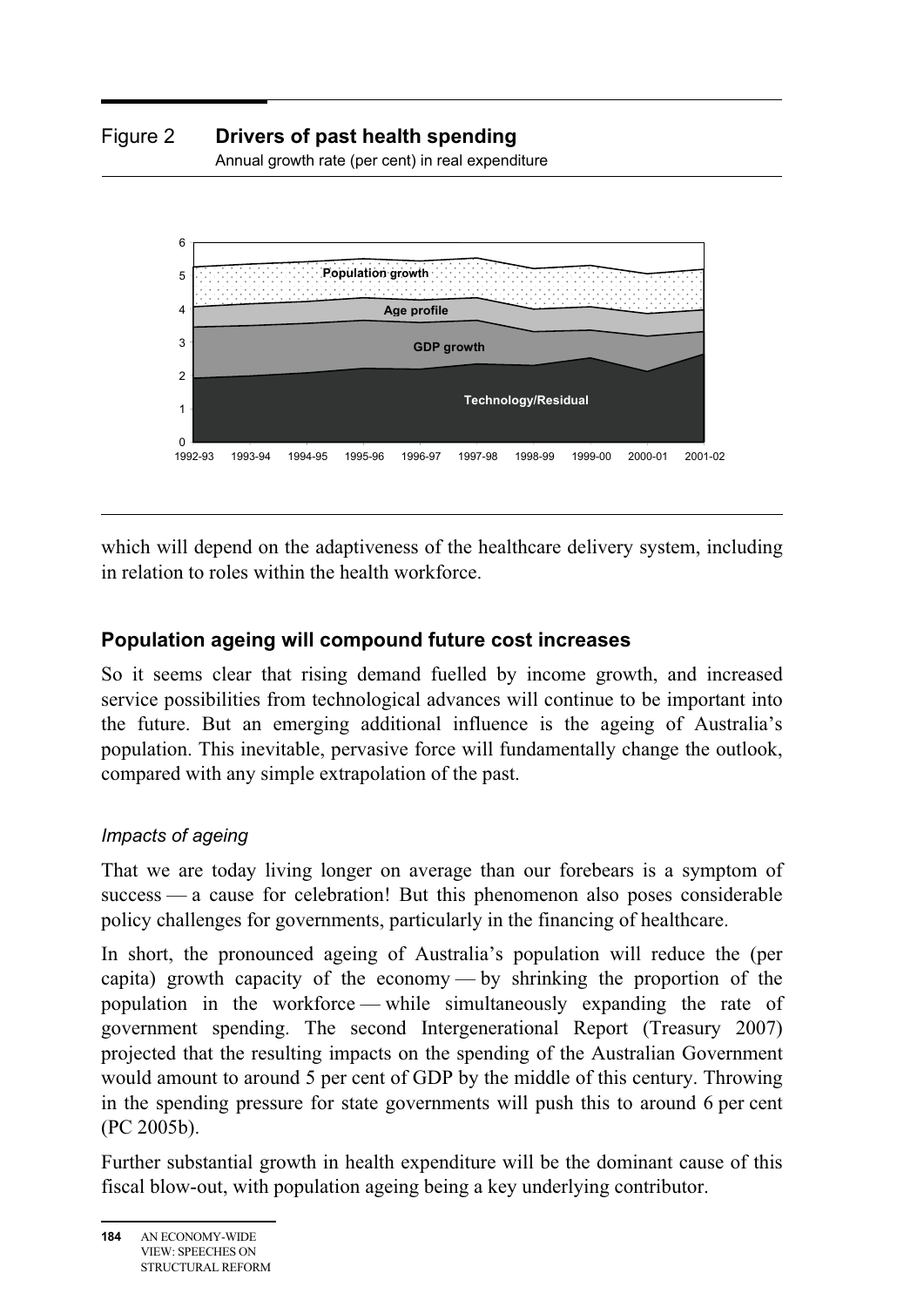Figure 2 **Drivers of past health spending**

Annual growth rate (per cent) in real expenditure

which will depend on the adaptiveness of the healthcare delivery system, including in relation to roles within the health workforce.

## Population ageing will compound future cost increases

So it seems clear that rising demand fuelled by income growth, and increased service possibilities from technological advances will continue to be important into the future. But an emerging additional influence is the ageing of Australia's population. This inevitable, pervasive force will fundamentally change the outlook, compared with any simple extrapolation of the past.

### *Impacts of ageing*

That we are today living longer on average than our forebears is a symptom of success — a cause for celebration! But this phenomenon also poses considerable policy challenges for governments, particularly in the financing of healthcare.

In short, the pronounced ageing of Australia's population will reduce the (per capita) growth capacity of the economy — by shrinking the proportion of the population in the workforce — while simultaneously expanding the rate of government spending. The second Intergenerational Report (Treasury 2007) projected that the resulting impacts on the spending of the Australian Government would amount to around 5 per cent of GDP by the middle of this century. Throwing in the spending pressure for state governments will push this to around 6 per cent (PC 2005b).

Further substantial growth in health expenditure will be the dominant cause of this fiscal blow-out, with population ageing being a key underlying contributor.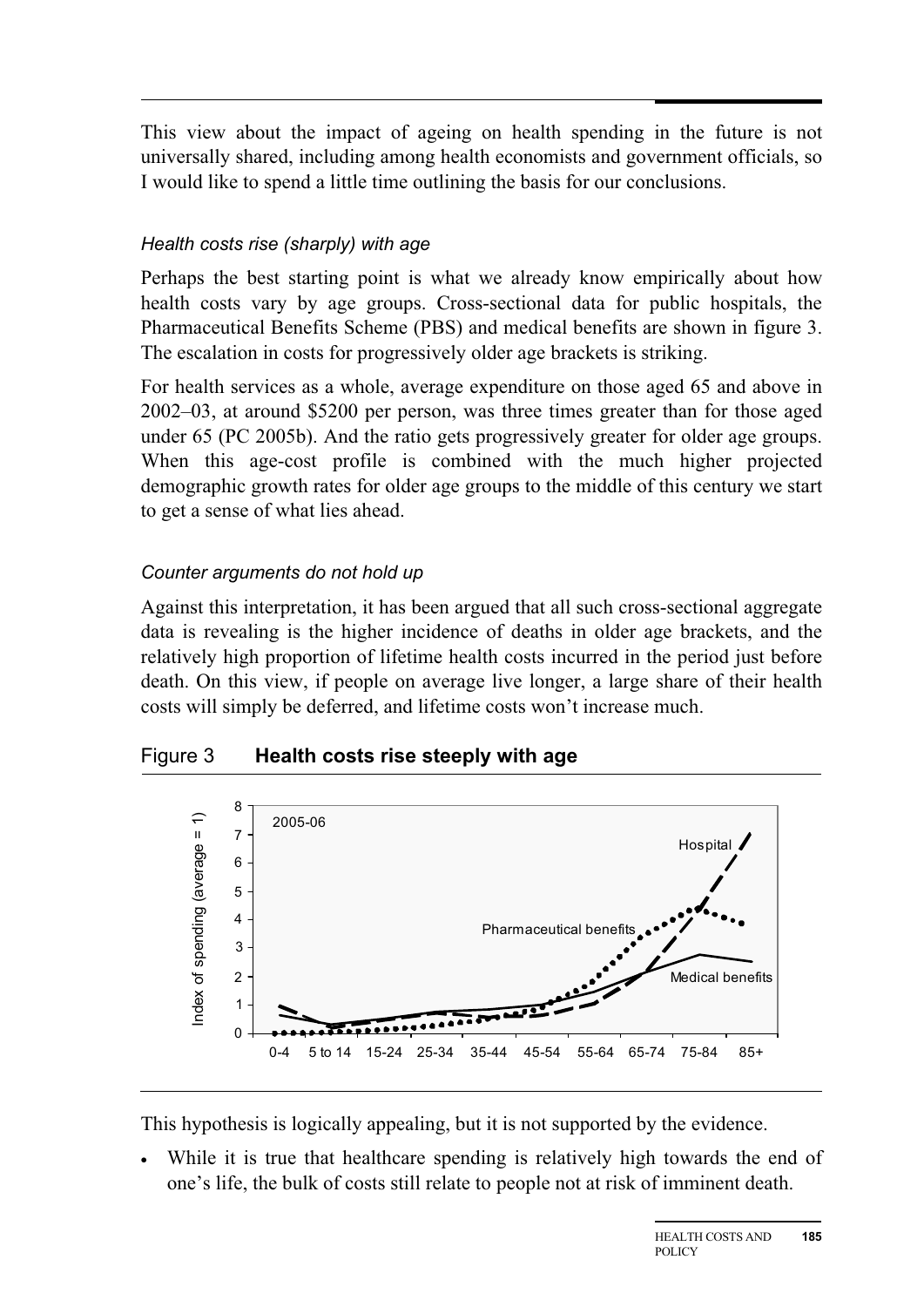This view about the impact of ageing on health spending in the future is not universally shared, including among health economists and government officials, so I would like to spend a little time outlining the basis for our conclusions.

### *Health costs rise (sharply) with age*

Perhaps the best starting point is what we already know empirically about how health costs vary by age groups. Cross-sectional data for public hospitals, the Pharmaceutical Benefits Scheme (PBS) and medical benefits are shown in figure 3. The escalation in costs for progressively older age brackets is striking.

For health services as a whole, average expenditure on those aged 65 and above in 2002–03, at around \$5200 per person, was three times greater than for those aged under 65 (PC 2005b). And the ratio gets progressively greater for older age groups. When this age-cost profile is combined with the much higher projected demographic growth rates for older age groups to the middle of this century we start to get a sense of what lies ahead.

### *Counter arguments do not hold up*

Against this interpretation, it has been argued that all such cross-sectional aggregate data is revealing is the higher incidence of deaths in older age brackets, and the relatively high proportion of lifetime health costs incurred in the period just before death. On this view, if people on average live longer, a large share of their health costs will simply be deferred, and lifetime costs won't increase much.

Figure 3 **Health costs rise steeply with age**

This hypothesis is logically appealing, but it is not supported by the evidence.

- While it is true that healthcare spending is relatively high towards the end of one's life, the bulk of costs still relate to people not at risk of imminent death.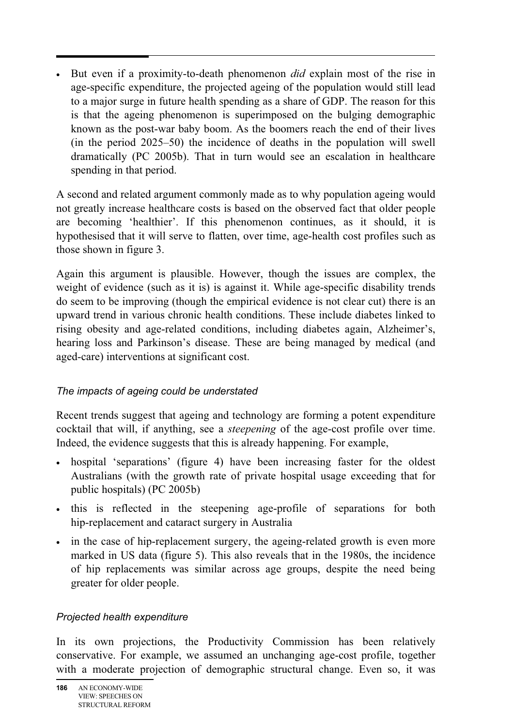- But even if a proximity-to-death phenomenon *did* explain most of the rise in age-specific expenditure, the projected ageing of the population would still lead to a major surge in future health spending as a share of GDP. The reason for this is that the ageing phenomenon is superimposed on the bulging demographic known as the post-war baby boom. As the boomers reach the end of their lives (in the period 2025–50) the incidence of deaths in the population will swell dramatically (PC 2005b). That in turn would see an escalation in healthcare spending in that period.

A second and related argument commonly made as to why population ageing would not greatly increase healthcare costs is based on the observed fact that older people are becoming 'healthier'. If this phenomenon continues, as it should, it is hypothesised that it will serve to flatten, over time, age-health cost profiles such as those shown in figure 3.

Again this argument is plausible. However, though the issues are complex, the weight of evidence (such as it is) is against it. While age-specific disability trends do seem to be improving (though the empirical evidence is not clear cut) there is an upward trend in various chronic health conditions. These include diabetes linked to rising obesity and age-related conditions, including diabetes again, Alzheimer's, hearing loss and Parkinson's disease. These are being managed by medical (and aged-care) interventions at significant cost.

### *The impacts of ageing could be understated*

Recent trends suggest that ageing and technology are forming a potent expenditure cocktail that will, if anything, see a *steepening* of the age-cost profile over time. Indeed, the evidence suggests that this is already happening. For example,

- hospital 'separations' (figure 4) have been increasing faster for the oldest Australians (with the growth rate of private hospital usage exceeding that for public hospitals) (PC 2005b)
- this is reflected in the steepening age-profile of separations for both hip-replacement and cataract surgery in Australia
- in the case of hip-replacement surgery, the ageing-related growth is even more marked in US data (figure 5). This also reveals that in the 1980s, the incidence of hip replacements was similar across age groups, despite the need being greater for older people.

### *Projected health expenditure*

In its own projections, the Productivity Commission has been relatively conservative. For example, we assumed an unchanging age-cost profile, together with a moderate projection of demographic structural change. Even so, it was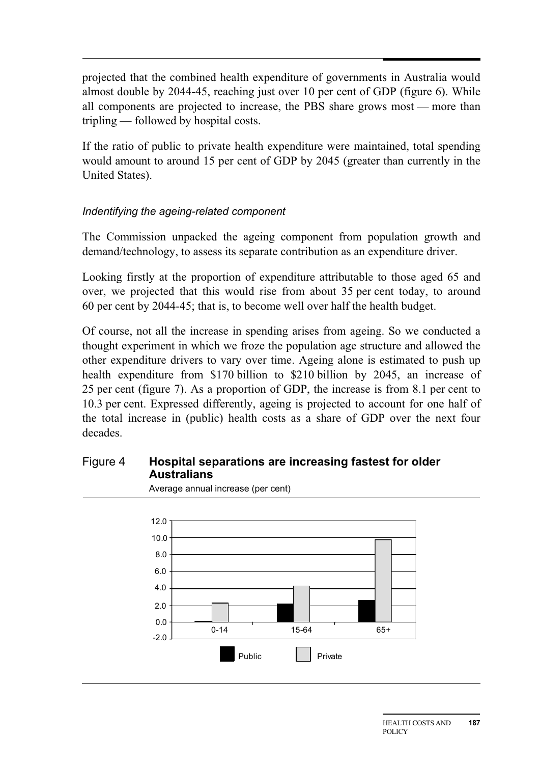projected that the combined health expenditure of governments in Australia would almost double by 2044-45, reaching just over 10 per cent of GDP (figure 6). While all components are projected to increase, the PBS share grows most — more than tripling — followed by hospital costs.

If the ratio of public to private health expenditure were maintained, total spending would amount to around 15 per cent of GDP by 2045 (greater than currently in the United States).

*Indentifying the ageing-related component*

The Commission unpacked the ageing component from population growth and demand/technology, to assess its separate contribution as an expenditure driver.

Looking firstly at the proportion of expenditure attributable to those aged 65 and over, we projected that this would rise from about 35 per cent today, to around 60 per cent by 2044-45; that is, to become well over half the health budget.

Of course, not all the increase in spending arises from ageing. So we conducted a thought experiment in which we froze the population age structure and allowed the other expenditure drivers to vary over time. Ageing alone is estimated to push up health expenditure from $170 billion to $210 billion by 2045, an increase of 25 per cent (figure 7). As a proportion of GDP, the increase is from 8.1 per cent to 10.3 per cent. Expressed differently, ageing is projected to account for one half of the total increase in (public) health costs as a share of GDP over the next four decades.

Figure 4 **Hospital separations are increasing fastest for older Australians**

Average annual increase (per cent)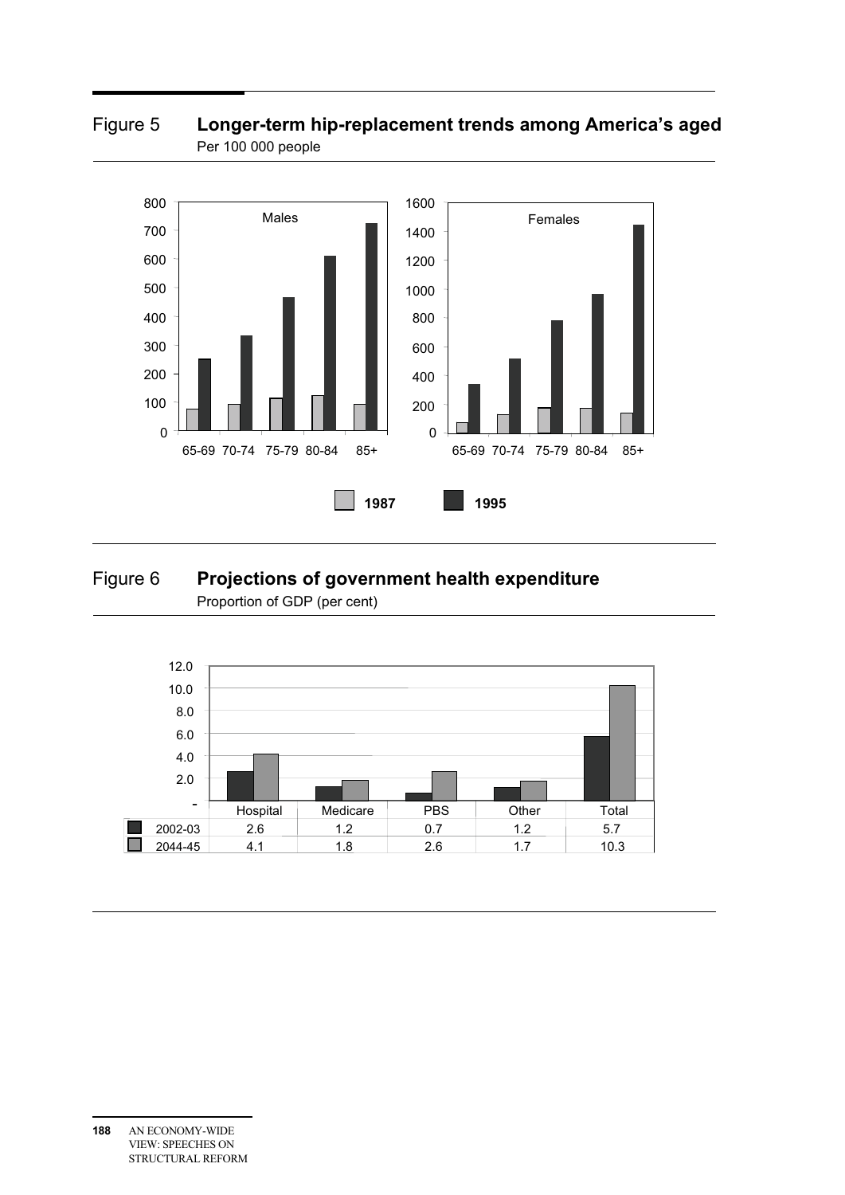Figure 5 **Longer-term hip-replacement trends among America's aged**

Per 100 000 people

Figure 6 **Projections of government health expenditure**

Proportion of GDP (per cent)

| | Hospital | Medicare | PBS | Other | Total |
|---|---|---|---|---|---|
| 2002-03 | 2.6 | 1.2 | 0.7 | 1.2 | 5.7 |
| 2044-45 | 4.1 | 1.8 | 2.6 | 1.7 | 10.3 |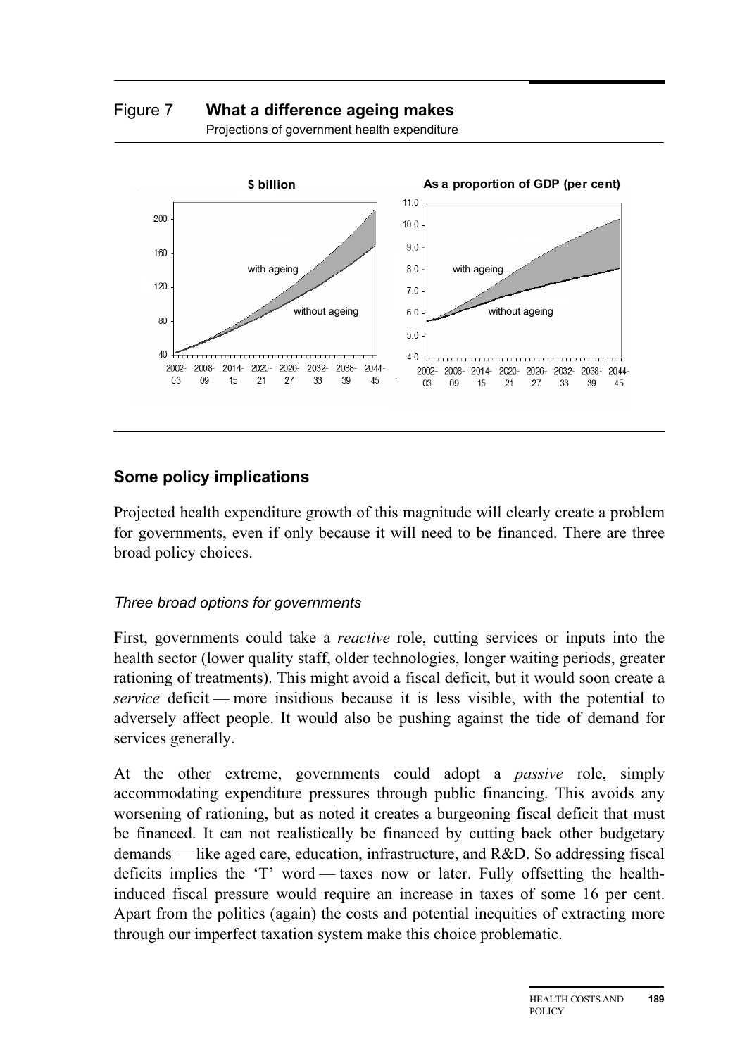Figure 7 **What a difference ageing makes**

Projections of government health expenditure

## Some policy implications

Projected health expenditure growth of this magnitude will clearly create a problem for governments, even if only because it will need to be financed. There are three broad policy choices.

### *Three broad options for governments*

First, governments could take a *reactive* role, cutting services or inputs into the health sector (lower quality staff, older technologies, longer waiting periods, greater rationing of treatments). This might avoid a fiscal deficit, but it would soon create a *service* deficit — more insidious because it is less visible, with the potential to adversely affect people. It would also be pushing against the tide of demand for services generally.

At the other extreme, governments could adopt a *passive* role, simply accommodating expenditure pressures through public financing. This avoids any worsening of rationing, but as noted it creates a burgeoning fiscal deficit that must be financed. It can not realistically be financed by cutting back other budgetary demands — like aged care, education, infrastructure, and R&D. So addressing fiscal deficits implies the 'T' word — taxes now or later. Fully offsetting the health-induced fiscal pressure would require an increase in taxes of some 16 per cent. Apart from the politics (again) the costs and potential inequities of extracting more through our imperfect taxation system make this choice problematic.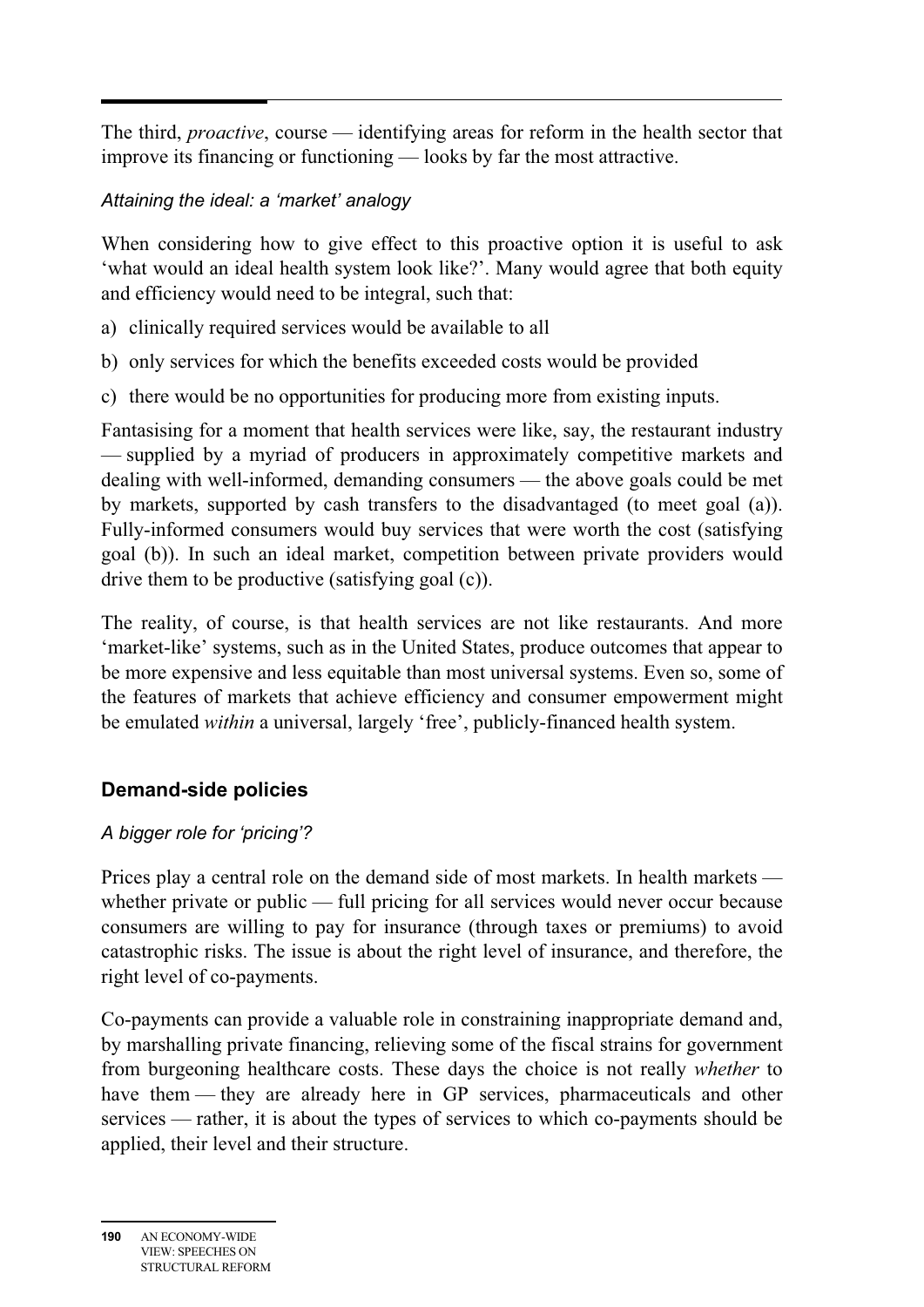The third, *proactive*, course — identifying areas for reform in the health sector that improve its financing or functioning — looks by far the most attractive.

*Attaining the ideal: a 'market' analogy*

When considering how to give effect to this proactive option it is useful to ask 'what would an ideal health system look like?'. Many would agree that both equity and efficiency would need to be integral, such that:

a) clinically required services would be available to all

b) only services for which the benefits exceeded costs would be provided

c) there would be no opportunities for producing more from existing inputs.

Fantasising for a moment that health services were like, say, the restaurant industry — supplied by a myriad of producers in approximately competitive markets and dealing with well-informed, demanding consumers — the above goals could be met by markets, supported by cash transfers to the disadvantaged (to meet goal (a)). Fully-informed consumers would buy services that were worth the cost (satisfying goal (b)). In such an ideal market, competition between private providers would drive them to be productive (satisfying goal (c)).

The reality, of course, is that health services are not like restaurants. And more 'market-like' systems, such as in the United States, produce outcomes that appear to be more expensive and less equitable than most universal systems. Even so, some of the features of markets that achieve efficiency and consumer empowerment might be emulated *within* a universal, largely 'free', publicly-financed health system.

## Demand-side policies

*A bigger role for 'pricing'?*

Prices play a central role on the demand side of most markets. In health markets — whether private or public — full pricing for all services would never occur because consumers are willing to pay for insurance (through taxes or premiums) to avoid catastrophic risks. The issue is about the right level of insurance, and therefore, the right level of co-payments.

Co-payments can provide a valuable role in constraining inappropriate demand and, by marshalling private financing, relieving some of the fiscal strains for government from burgeoning healthcare costs. These days the choice is not really *whether* to have them — they are already here in GP services, pharmaceuticals and other services — rather, it is about the types of services to which co-payments should be applied, their level and their structure.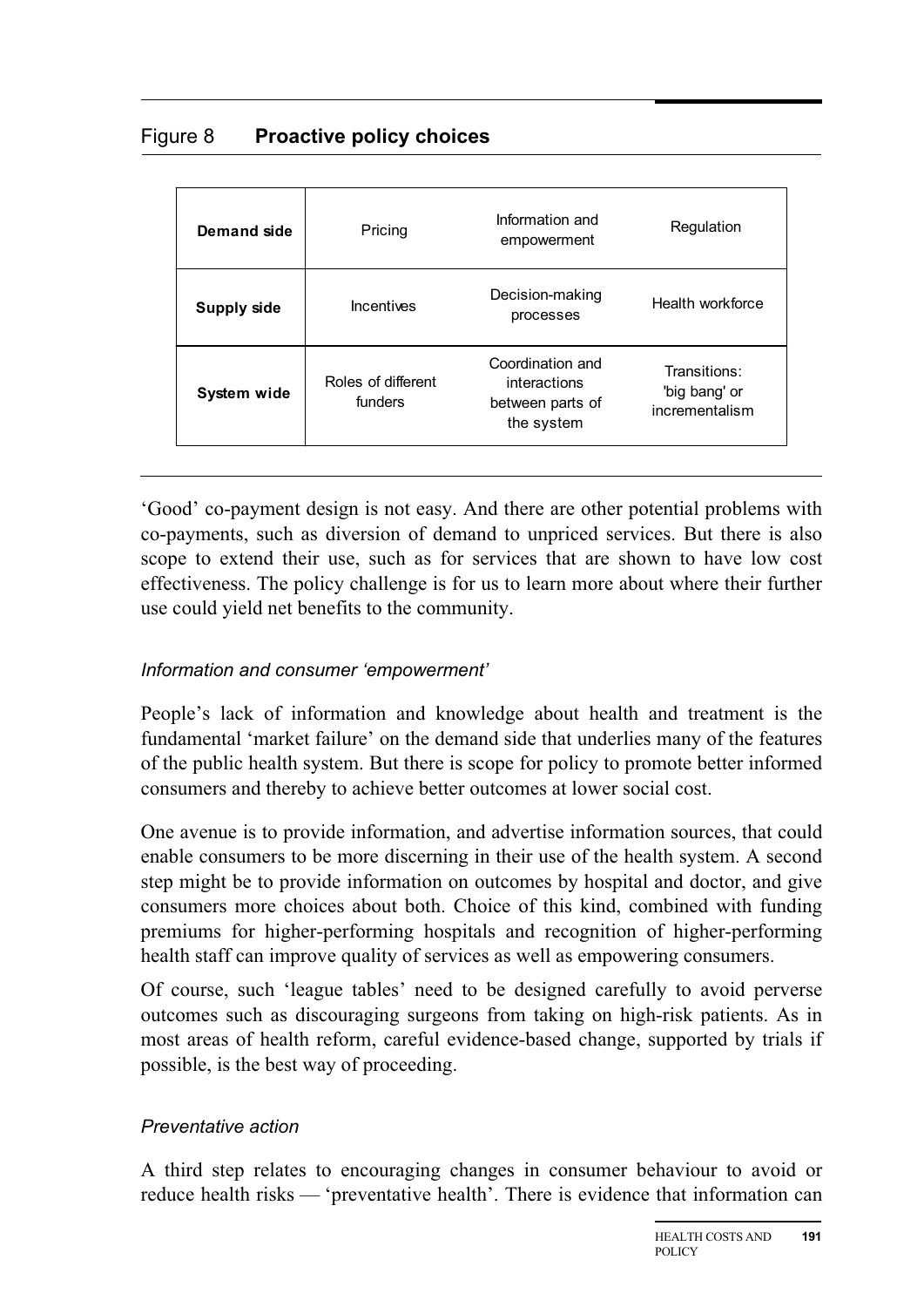Figure 8 **Proactive policy choices**

| | | | |
|---|---|---|---|
| **Demand side** | Pricing | Information and empowerment | Regulation |
| **Supply side** | Incentives | Decision-making processes | Health workforce |
| **System wide** | Roles of different funders | Coordination and interactions between parts of the system | Transitions: 'big bang' or incrementalism |

'Good' co-payment design is not easy. And there are other potential problems with co-payments, such as diversion of demand to unpriced services. But there is also scope to extend their use, such as for services that are shown to have low cost effectiveness. The policy challenge is for us to learn more about where their further use could yield net benefits to the community.

### *Information and consumer 'empowerment'*

People's lack of information and knowledge about health and treatment is the fundamental 'market failure' on the demand side that underlies many of the features of the public health system. But there is scope for policy to promote better informed consumers and thereby to achieve better outcomes at lower social cost.

One avenue is to provide information, and advertise information sources, that could enable consumers to be more discerning in their use of the health system. A second step might be to provide information on outcomes by hospital and doctor, and give consumers more choices about both. Choice of this kind, combined with funding premiums for higher-performing hospitals and recognition of higher-performing health staff can improve quality of services as well as empowering consumers.

Of course, such 'league tables' need to be designed carefully to avoid perverse outcomes such as discouraging surgeons from taking on high-risk patients. As in most areas of health reform, careful evidence-based change, supported by trials if possible, is the best way of proceeding.

### *Preventative action*

A third step relates to encouraging changes in consumer behaviour to avoid or reduce health risks — 'preventative health'. There is evidence that information can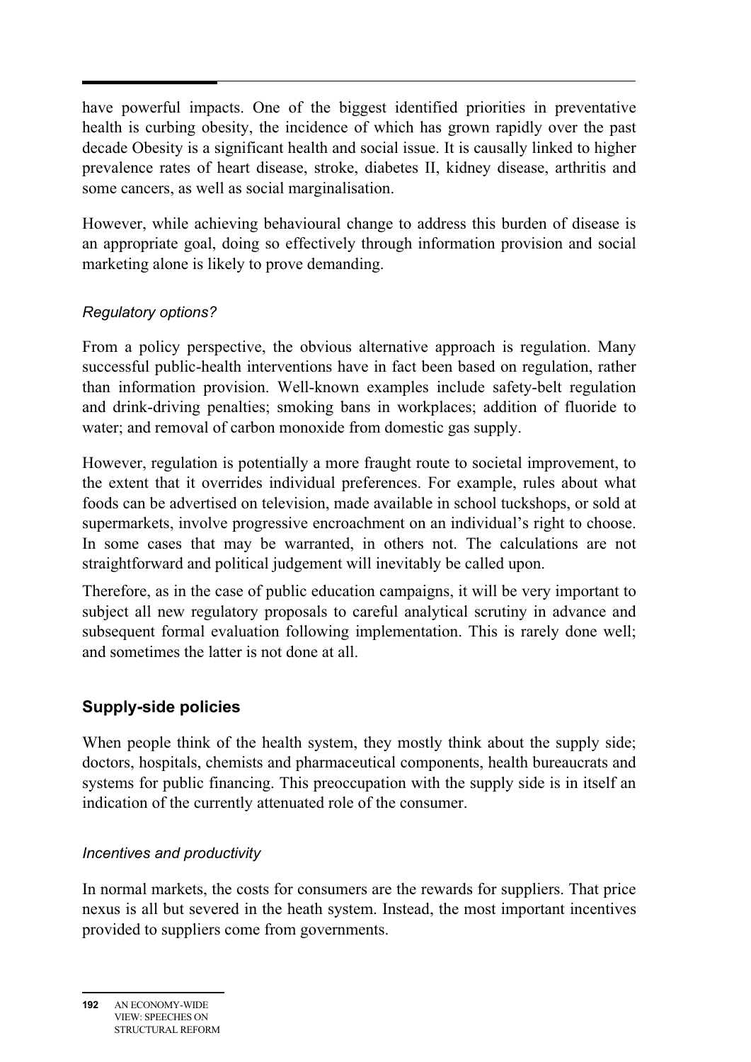have powerful impacts. One of the biggest identified priorities in preventative health is curbing obesity, the incidence of which has grown rapidly over the past decade Obesity is a significant health and social issue. It is causally linked to higher prevalence rates of heart disease, stroke, diabetes II, kidney disease, arthritis and some cancers, as well as social marginalisation.

However, while achieving behavioural change to address this burden of disease is an appropriate goal, doing so effectively through information provision and social marketing alone is likely to prove demanding.

### *Regulatory options?*

From a policy perspective, the obvious alternative approach is regulation. Many successful public-health interventions have in fact been based on regulation, rather than information provision. Well-known examples include safety-belt regulation and drink-driving penalties; smoking bans in workplaces; addition of fluoride to water; and removal of carbon monoxide from domestic gas supply.

However, regulation is potentially a more fraught route to societal improvement, to the extent that it overrides individual preferences. For example, rules about what foods can be advertised on television, made available in school tuckshops, or sold at supermarkets, involve progressive encroachment on an individual's right to choose. In some cases that may be warranted, in others not. The calculations are not straightforward and political judgement will inevitably be called upon.

Therefore, as in the case of public education campaigns, it will be very important to subject all new regulatory proposals to careful analytical scrutiny in advance and subsequent formal evaluation following implementation. This is rarely done well; and sometimes the latter is not done at all.

## Supply-side policies

When people think of the health system, they mostly think about the supply side; doctors, hospitals, chemists and pharmaceutical components, health bureaucrats and systems for public financing. This preoccupation with the supply side is in itself an indication of the currently attenuated role of the consumer.

### *Incentives and productivity*

In normal markets, the costs for consumers are the rewards for suppliers. That price nexus is all but severed in the heath system. Instead, the most important incentives provided to suppliers come from governments.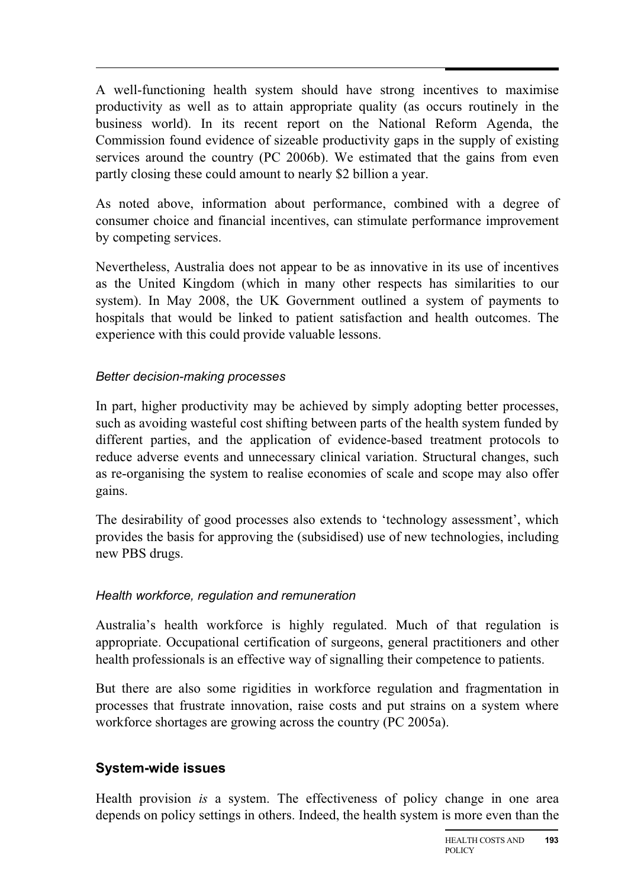A well-functioning health system should have strong incentives to maximise productivity as well as to attain appropriate quality (as occurs routinely in the business world). In its recent report on the National Reform Agenda, the Commission found evidence of sizeable productivity gaps in the supply of existing services around the country (PC 2006b). We estimated that the gains from even partly closing these could amount to nearly $2 billion a year.

As noted above, information about performance, combined with a degree of consumer choice and financial incentives, can stimulate performance improvement by competing services.

Nevertheless, Australia does not appear to be as innovative in its use of incentives as the United Kingdom (which in many other respects has similarities to our system). In May 2008, the UK Government outlined a system of payments to hospitals that would be linked to patient satisfaction and health outcomes. The experience with this could provide valuable lessons.

*Better decision-making processes*

In part, higher productivity may be achieved by simply adopting better processes, such as avoiding wasteful cost shifting between parts of the health system funded by different parties, and the application of evidence-based treatment protocols to reduce adverse events and unnecessary clinical variation. Structural changes, such as re-organising the system to realise economies of scale and scope may also offer gains.

The desirability of good processes also extends to 'technology assessment', which provides the basis for approving the (subsidised) use of new technologies, including new PBS drugs.

*Health workforce, regulation and remuneration*

Australia's health workforce is highly regulated. Much of that regulation is appropriate. Occupational certification of surgeons, general practitioners and other health professionals is an effective way of signalling their competence to patients.

But there are also some rigidities in workforce regulation and fragmentation in processes that frustrate innovation, raise costs and put strains on a system where workforce shortages are growing across the country (PC 2005a).

## System-wide issues

Health provision *is* a system. The effectiveness of policy change in one area depends on policy settings in others. Indeed, the health system is more even than the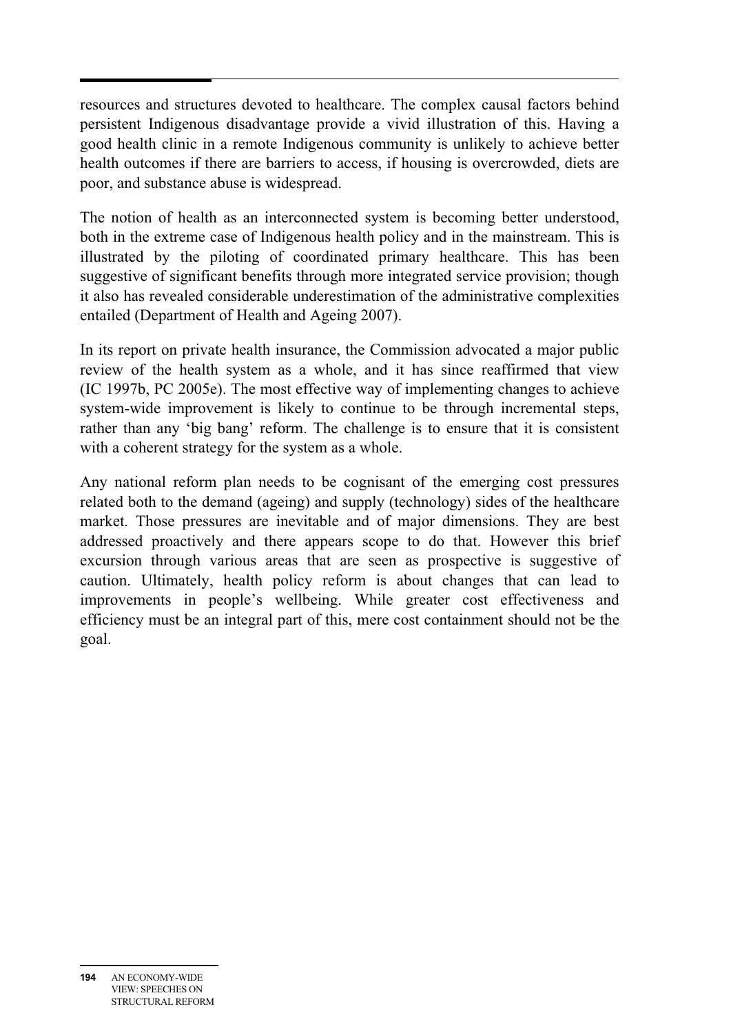resources and structures devoted to healthcare. The complex causal factors behind persistent Indigenous disadvantage provide a vivid illustration of this. Having a good health clinic in a remote Indigenous community is unlikely to achieve better health outcomes if there are barriers to access, if housing is overcrowded, diets are poor, and substance abuse is widespread.

The notion of health as an interconnected system is becoming better understood, both in the extreme case of Indigenous health policy and in the mainstream. This is illustrated by the piloting of coordinated primary healthcare. This has been suggestive of significant benefits through more integrated service provision; though it also has revealed considerable underestimation of the administrative complexities entailed (Department of Health and Ageing 2007).

In its report on private health insurance, the Commission advocated a major public review of the health system as a whole, and it has since reaffirmed that view (IC 1997b, PC 2005e). The most effective way of implementing changes to achieve system-wide improvement is likely to continue to be through incremental steps, rather than any 'big bang' reform. The challenge is to ensure that it is consistent with a coherent strategy for the system as a whole.

Any national reform plan needs to be cognisant of the emerging cost pressures related both to the demand (ageing) and supply (technology) sides of the healthcare market. Those pressures are inevitable and of major dimensions. They are best addressed proactively and there appears scope to do that. However this brief excursion through various areas that are seen as prospective is suggestive of caution. Ultimately, health policy reform is about changes that can lead to improvements in people's wellbeing. While greater cost effectiveness and efficiency must be an integral part of this, mere cost containment should not be the goal.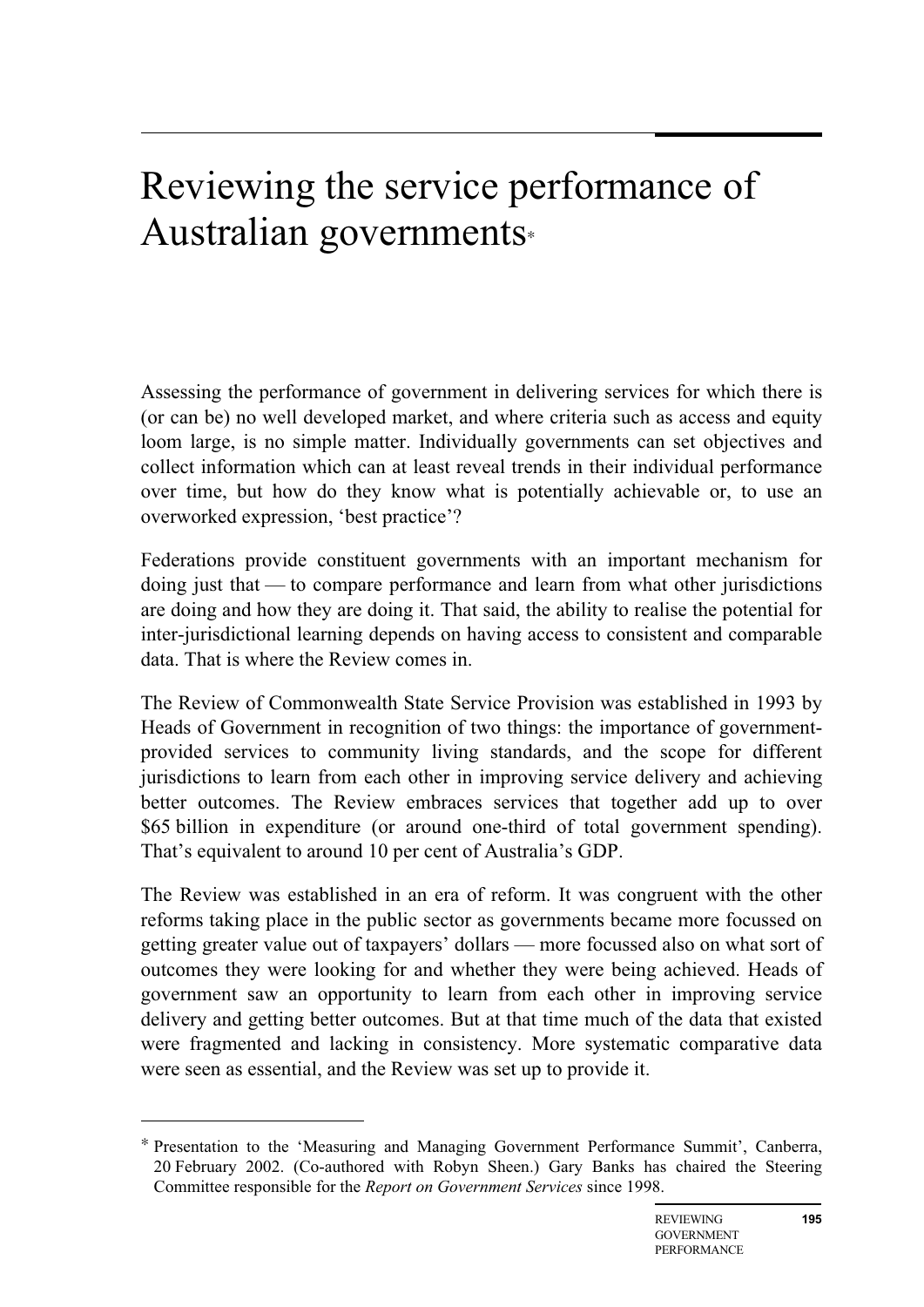# Reviewing the service performance of Australian governments*

Assessing the performance of government in delivering services for which there is (or can be) no well developed market, and where criteria such as access and equity loom large, is no simple matter. Individually governments can set objectives and collect information which can at least reveal trends in their individual performance over time, but how do they know what is potentially achievable or, to use an overworked expression, 'best practice'?

Federations provide constituent governments with an important mechanism for doing just that — to compare performance and learn from what other jurisdictions are doing and how they are doing it. That said, the ability to realise the potential for inter-jurisdictional learning depends on having access to consistent and comparable data. That is where the Review comes in.

The Review of Commonwealth State Service Provision was established in 1993 by Heads of Government in recognition of two things: the importance of government-provided services to community living standards, and the scope for different jurisdictions to learn from each other in improving service delivery and achieving better outcomes. The Review embraces services that together add up to over $65 billion in expenditure (or around one-third of total government spending). That's equivalent to around 10 per cent of Australia's GDP.

The Review was established in an era of reform. It was congruent with the other reforms taking place in the public sector as governments became more focussed on getting greater value out of taxpayers' dollars — more focussed also on what sort of outcomes they were looking for and whether they were being achieved. Heads of government saw an opportunity to learn from each other in improving service delivery and getting better outcomes. But at that time much of the data that existed were fragmented and lacking in consistency. More systematic comparative data were seen as essential, and the Review was set up to provide it.

---

* Presentation to the 'Measuring and Managing Government Performance Summit', Canberra, 20 February 2002. (Co-authored with Robyn Sheen.) Gary Banks has chaired the Steering Committee responsible for the *Report on Government Services* since 1998.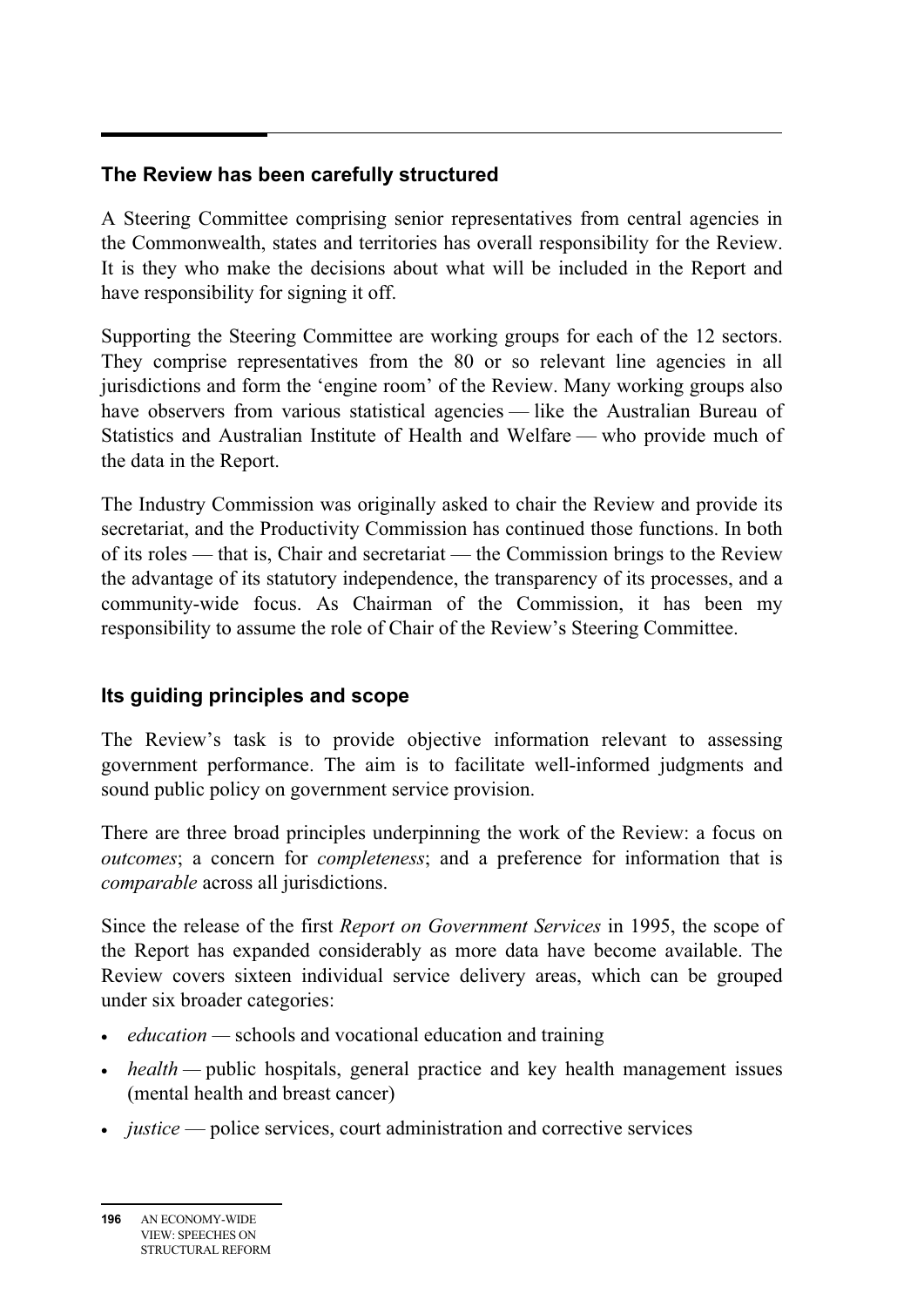## The Review has been carefully structured

A Steering Committee comprising senior representatives from central agencies in the Commonwealth, states and territories has overall responsibility for the Review. It is they who make the decisions about what will be included in the Report and have responsibility for signing it off.

Supporting the Steering Committee are working groups for each of the 12 sectors. They comprise representatives from the 80 or so relevant line agencies in all jurisdictions and form the 'engine room' of the Review. Many working groups also have observers from various statistical agencies — like the Australian Bureau of Statistics and Australian Institute of Health and Welfare — who provide much of the data in the Report.

The Industry Commission was originally asked to chair the Review and provide its secretariat, and the Productivity Commission has continued those functions. In both of its roles — that is, Chair and secretariat — the Commission brings to the Review the advantage of its statutory independence, the transparency of its processes, and a community-wide focus. As Chairman of the Commission, it has been my responsibility to assume the role of Chair of the Review's Steering Committee.

## Its guiding principles and scope

The Review's task is to provide objective information relevant to assessing government performance. The aim is to facilitate well-informed judgments and sound public policy on government service provision.

There are three broad principles underpinning the work of the Review: a focus on *outcomes*; a concern for *completeness*; and a preference for information that is *comparable* across all jurisdictions.

Since the release of the first *Report on Government Services* in 1995, the scope of the Report has expanded considerably as more data have become available. The Review covers sixteen individual service delivery areas, which can be grouped under six broader categories:

- *education* — schools and vocational education and training
- *health* — public hospitals, general practice and key health management issues (mental health and breast cancer)
- *justice* — police services, court administration and corrective services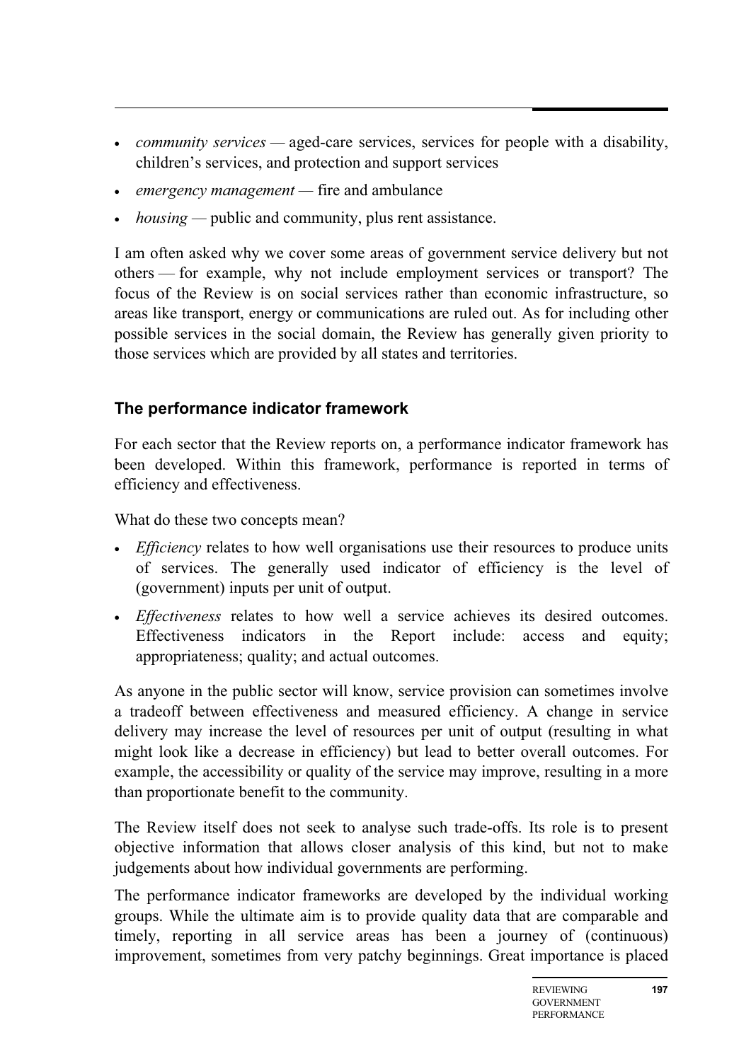- *community services* — aged-care services, services for people with a disability, children's services, and protection and support services
- *emergency management* — fire and ambulance
- *housing* — public and community, plus rent assistance.

I am often asked why we cover some areas of government service delivery but not others — for example, why not include employment services or transport? The focus of the Review is on social services rather than economic infrastructure, so areas like transport, energy or communications are ruled out. As for including other possible services in the social domain, the Review has generally given priority to those services which are provided by all states and territories.

### The performance indicator framework

For each sector that the Review reports on, a performance indicator framework has been developed. Within this framework, performance is reported in terms of efficiency and effectiveness.

What do these two concepts mean?

- *Efficiency* relates to how well organisations use their resources to produce units of services. The generally used indicator of efficiency is the level of (government) inputs per unit of output.
- *Effectiveness* relates to how well a service achieves its desired outcomes. Effectiveness indicators in the Report include: access and equity; appropriateness; quality; and actual outcomes.

As anyone in the public sector will know, service provision can sometimes involve a tradeoff between effectiveness and measured efficiency. A change in service delivery may increase the level of resources per unit of output (resulting in what might look like a decrease in efficiency) but lead to better overall outcomes. For example, the accessibility or quality of the service may improve, resulting in a more than proportionate benefit to the community.

The Review itself does not seek to analyse such trade-offs. Its role is to present objective information that allows closer analysis of this kind, but not to make judgements about how individual governments are performing.

The performance indicator frameworks are developed by the individual working groups. While the ultimate aim is to provide quality data that are comparable and timely, reporting in all service areas has been a journey of (continuous) improvement, sometimes from very patchy beginnings. Great importance is placed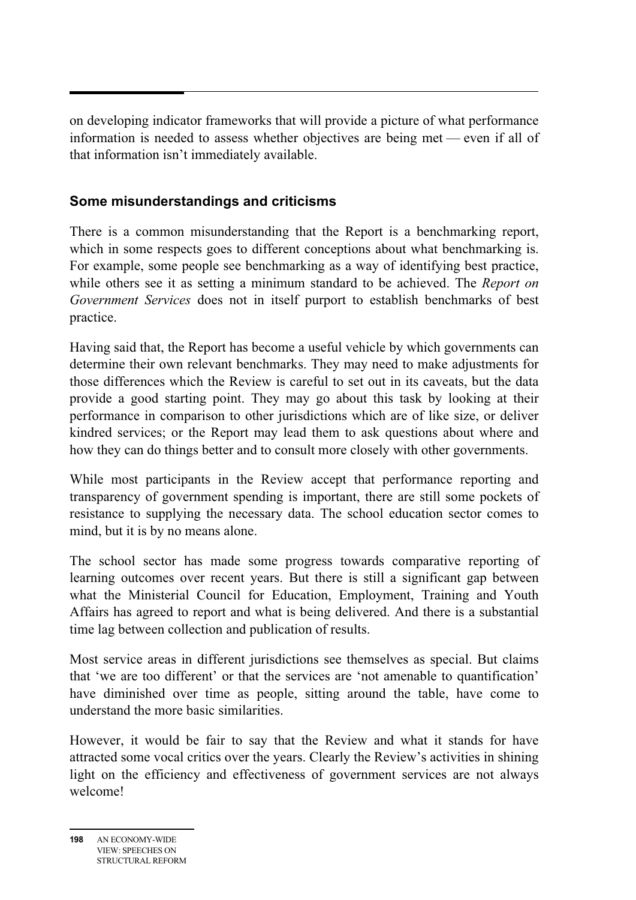on developing indicator frameworks that will provide a picture of what performance information is needed to assess whether objectives are being met — even if all of that information isn't immediately available.

### Some misunderstandings and criticisms

There is a common misunderstanding that the Report is a benchmarking report, which in some respects goes to different conceptions about what benchmarking is. For example, some people see benchmarking as a way of identifying best practice, while others see it as setting a minimum standard to be achieved. The *Report on Government Services* does not in itself purport to establish benchmarks of best practice.

Having said that, the Report has become a useful vehicle by which governments can determine their own relevant benchmarks. They may need to make adjustments for those differences which the Review is careful to set out in its caveats, but the data provide a good starting point. They may go about this task by looking at their performance in comparison to other jurisdictions which are of like size, or deliver kindred services; or the Report may lead them to ask questions about where and how they can do things better and to consult more closely with other governments.

While most participants in the Review accept that performance reporting and transparency of government spending is important, there are still some pockets of resistance to supplying the necessary data. The school education sector comes to mind, but it is by no means alone.

The school sector has made some progress towards comparative reporting of learning outcomes over recent years. But there is still a significant gap between what the Ministerial Council for Education, Employment, Training and Youth Affairs has agreed to report and what is being delivered. And there is a substantial time lag between collection and publication of results.

Most service areas in different jurisdictions see themselves as special. But claims that 'we are too different' or that the services are 'not amenable to quantification' have diminished over time as people, sitting around the table, have come to understand the more basic similarities.

However, it would be fair to say that the Review and what it stands for have attracted some vocal critics over the years. Clearly the Review's activities in shining light on the efficiency and effectiveness of government services are not always welcome!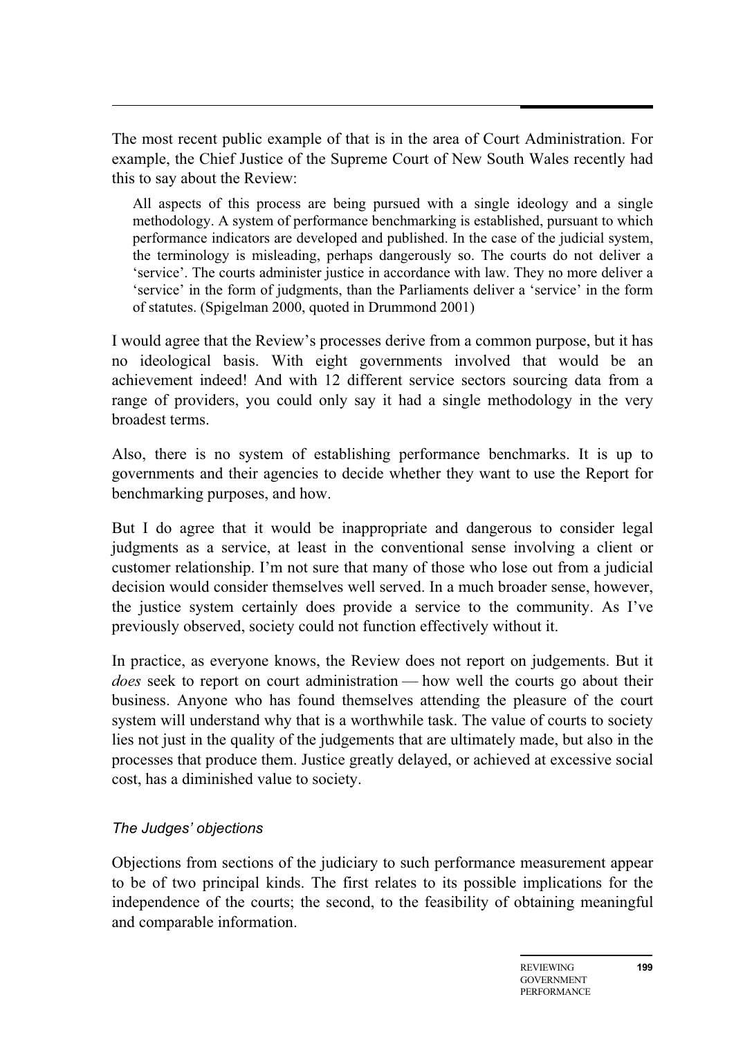The most recent public example of that is in the area of Court Administration. For example, the Chief Justice of the Supreme Court of New South Wales recently had this to say about the Review:

> All aspects of this process are being pursued with a single ideology and a single methodology. A system of performance benchmarking is established, pursuant to which performance indicators are developed and published. In the case of the judicial system, the terminology is misleading, perhaps dangerously so. The courts do not deliver a 'service'. The courts administer justice in accordance with law. They no more deliver a 'service' in the form of judgments, than the Parliaments deliver a 'service' in the form of statutes. (Spigelman 2000, quoted in Drummond 2001)

I would agree that the Review's processes derive from a common purpose, but it has no ideological basis. With eight governments involved that would be an achievement indeed! And with 12 different service sectors sourcing data from a range of providers, you could only say it had a single methodology in the very broadest terms.

Also, there is no system of establishing performance benchmarks. It is up to governments and their agencies to decide whether they want to use the Report for benchmarking purposes, and how.

But I do agree that it would be inappropriate and dangerous to consider legal judgments as a service, at least in the conventional sense involving a client or customer relationship. I'm not sure that many of those who lose out from a judicial decision would consider themselves well served. In a much broader sense, however, the justice system certainly does provide a service to the community. As I've previously observed, society could not function effectively without it.

In practice, as everyone knows, the Review does not report on judgements. But it *does* seek to report on court administration — how well the courts go about their business. Anyone who has found themselves attending the pleasure of the court system will understand why that is a worthwhile task. The value of courts to society lies not just in the quality of the judgements that are ultimately made, but also in the processes that produce them. Justice greatly delayed, or achieved at excessive social cost, has a diminished value to society.

### *The Judges' objections*

Objections from sections of the judiciary to such performance measurement appear to be of two principal kinds. The first relates to its possible implications for the independence of the courts; the second, to the feasibility of obtaining meaningful and comparable information.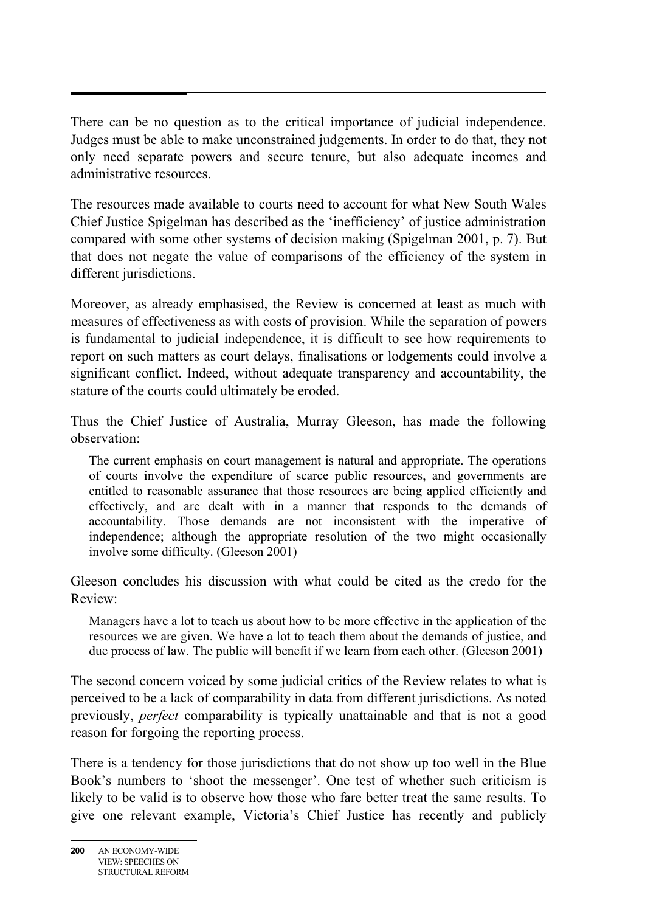There can be no question as to the critical importance of judicial independence. Judges must be able to make unconstrained judgements. In order to do that, they not only need separate powers and secure tenure, but also adequate incomes and administrative resources.

The resources made available to courts need to account for what New South Wales Chief Justice Spigelman has described as the 'inefficiency' of justice administration compared with some other systems of decision making (Spigelman 2001, p. 7). But that does not negate the value of comparisons of the efficiency of the system in different jurisdictions.

Moreover, as already emphasised, the Review is concerned at least as much with measures of effectiveness as with costs of provision. While the separation of powers is fundamental to judicial independence, it is difficult to see how requirements to report on such matters as court delays, finalisations or lodgements could involve a significant conflict. Indeed, without adequate transparency and accountability, the stature of the courts could ultimately be eroded.

Thus the Chief Justice of Australia, Murray Gleeson, has made the following observation:

> The current emphasis on court management is natural and appropriate. The operations of courts involve the expenditure of scarce public resources, and governments are entitled to reasonable assurance that those resources are being applied efficiently and effectively, and are dealt with in a manner that responds to the demands of accountability. Those demands are not inconsistent with the imperative of independence; although the appropriate resolution of the two might occasionally involve some difficulty. (Gleeson 2001)

Gleeson concludes his discussion with what could be cited as the credo for the Review:

> Managers have a lot to teach us about how to be more effective in the application of the resources we are given. We have a lot to teach them about the demands of justice, and due process of law. The public will benefit if we learn from each other. (Gleeson 2001)

The second concern voiced by some judicial critics of the Review relates to what is perceived to be a lack of comparability in data from different jurisdictions. As noted previously, *perfect* comparability is typically unattainable and that is not a good reason for forgoing the reporting process.

There is a tendency for those jurisdictions that do not show up too well in the Blue Book's numbers to 'shoot the messenger'. One test of whether such criticism is likely to be valid is to observe how those who fare better treat the same results. To give one relevant example, Victoria's Chief Justice has recently and publicly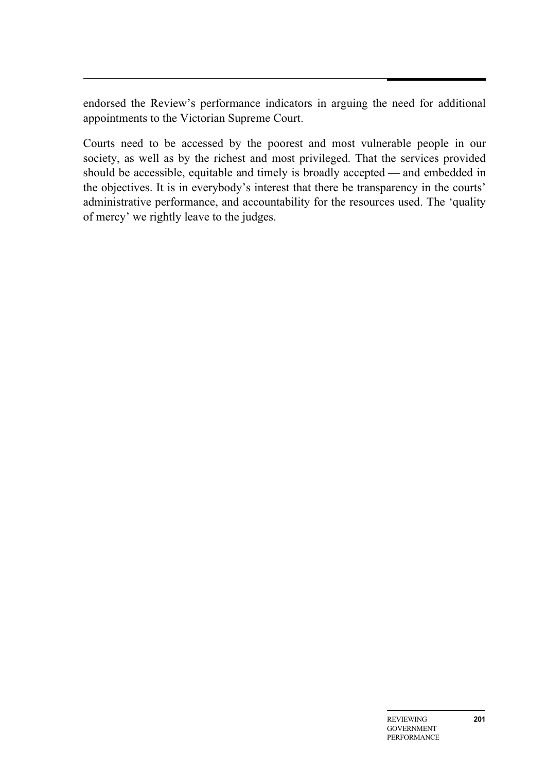endorsed the Review's performance indicators in arguing the need for additional appointments to the Victorian Supreme Court.

Courts need to be accessed by the poorest and most vulnerable people in our society, as well as by the richest and most privileged. That the services provided should be accessible, equitable and timely is broadly accepted — and embedded in the objectives. It is in everybody's interest that there be transparency in the courts' administrative performance, and accountability for the resources used. The 'quality of mercy' we rightly leave to the judges.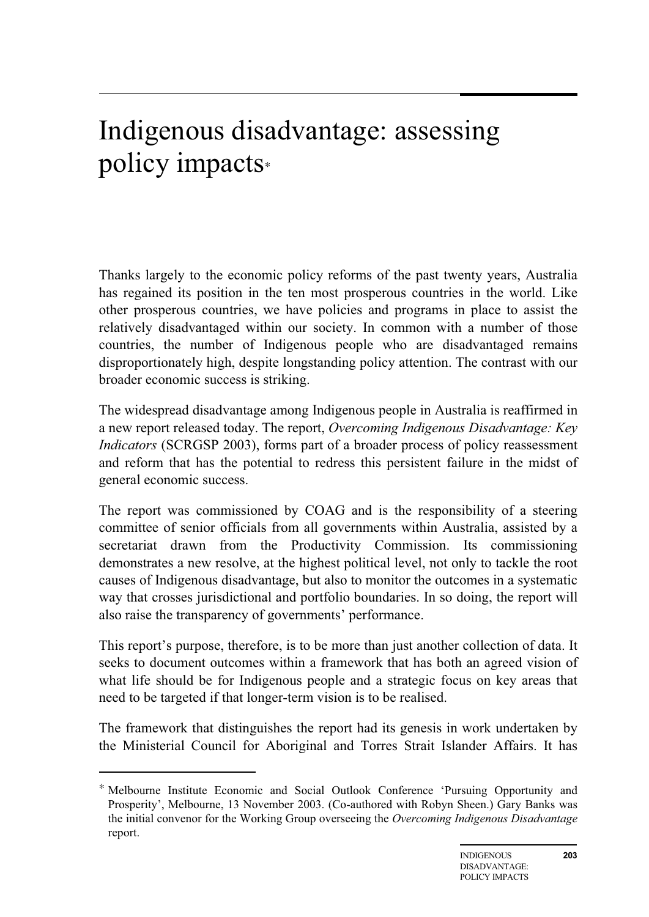# Indigenous disadvantage: assessing policy impacts*

Thanks largely to the economic policy reforms of the past twenty years, Australia has regained its position in the ten most prosperous countries in the world. Like other prosperous countries, we have policies and programs in place to assist the relatively disadvantaged within our society. In common with a number of those countries, the number of Indigenous people who are disadvantaged remains disproportionately high, despite longstanding policy attention. The contrast with our broader economic success is striking.

The widespread disadvantage among Indigenous people in Australia is reaffirmed in a new report released today. The report, *Overcoming Indigenous Disadvantage: Key Indicators* (SCRGSP 2003), forms part of a broader process of policy reassessment and reform that has the potential to redress this persistent failure in the midst of general economic success.

The report was commissioned by COAG and is the responsibility of a steering committee of senior officials from all governments within Australia, assisted by a secretariat drawn from the Productivity Commission. Its commissioning demonstrates a new resolve, at the highest political level, not only to tackle the root causes of Indigenous disadvantage, but also to monitor the outcomes in a systematic way that crosses jurisdictional and portfolio boundaries. In so doing, the report will also raise the transparency of governments' performance.

This report's purpose, therefore, is to be more than just another collection of data. It seeks to document outcomes within a framework that has both an agreed vision of what life should be for Indigenous people and a strategic focus on key areas that need to be targeted if that longer-term vision is to be realised.

The framework that distinguishes the report had its genesis in work undertaken by the Ministerial Council for Aboriginal and Torres Strait Islander Affairs. It has

---

* Melbourne Institute Economic and Social Outlook Conference 'Pursuing Opportunity and Prosperity', Melbourne, 13 November 2003. (Co-authored with Robyn Sheen.) Gary Banks was the initial convenor for the Working Group overseeing the *Overcoming Indigenous Disadvantage* report.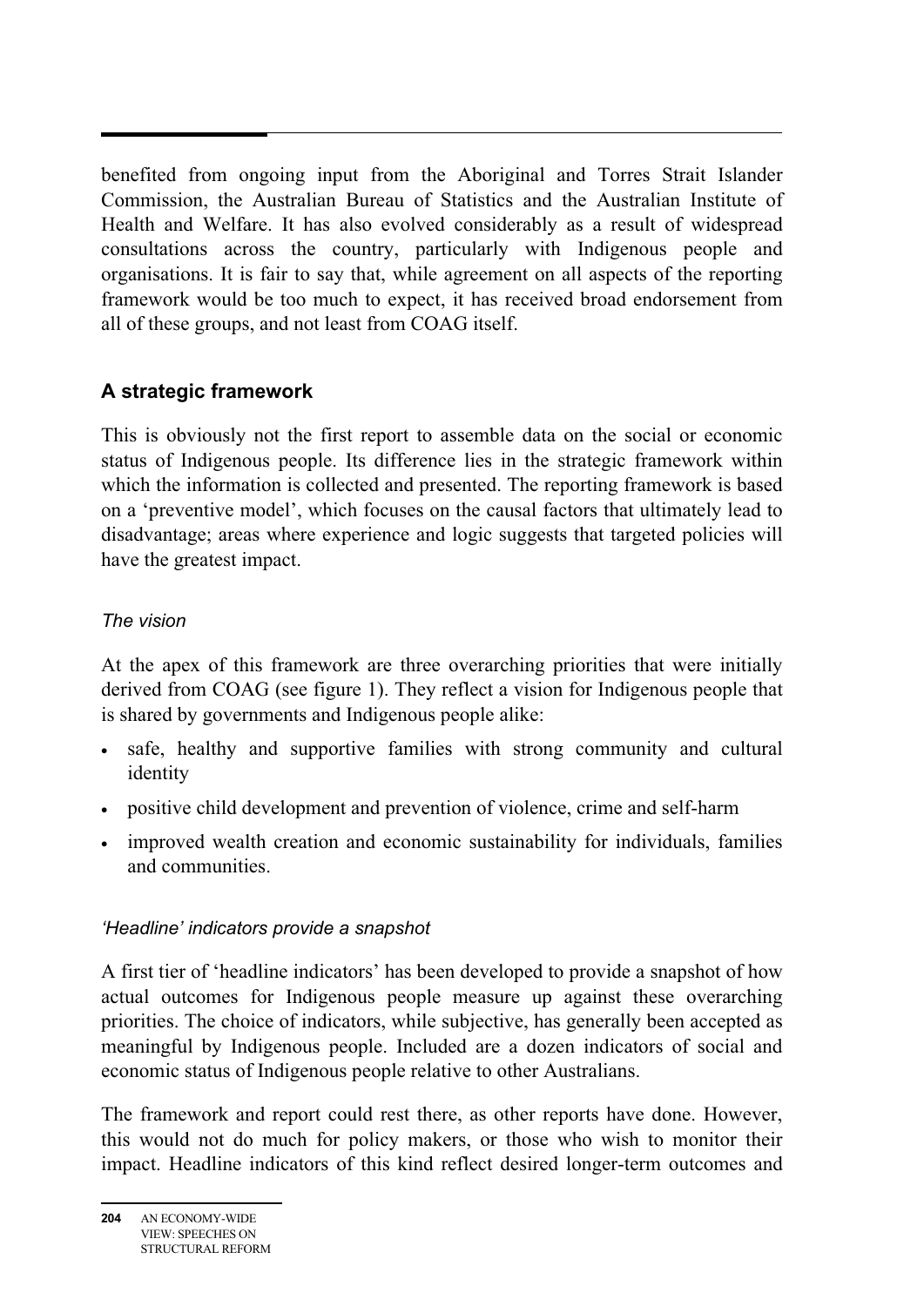benefited from ongoing input from the Aboriginal and Torres Strait Islander Commission, the Australian Bureau of Statistics and the Australian Institute of Health and Welfare. It has also evolved considerably as a result of widespread consultations across the country, particularly with Indigenous people and organisations. It is fair to say that, while agreement on all aspects of the reporting framework would be too much to expect, it has received broad endorsement from all of these groups, and not least from COAG itself.

## A strategic framework

This is obviously not the first report to assemble data on the social or economic status of Indigenous people. Its difference lies in the strategic framework within which the information is collected and presented. The reporting framework is based on a 'preventive model', which focuses on the causal factors that ultimately lead to disadvantage; areas where experience and logic suggests that targeted policies will have the greatest impact.

### *The vision*

At the apex of this framework are three overarching priorities that were initially derived from COAG (see figure 1). They reflect a vision for Indigenous people that is shared by governments and Indigenous people alike:

- safe, healthy and supportive families with strong community and cultural identity
- positive child development and prevention of violence, crime and self-harm
- improved wealth creation and economic sustainability for individuals, families and communities.

### *'Headline' indicators provide a snapshot*

A first tier of 'headline indicators' has been developed to provide a snapshot of how actual outcomes for Indigenous people measure up against these overarching priorities. The choice of indicators, while subjective, has generally been accepted as meaningful by Indigenous people. Included are a dozen indicators of social and economic status of Indigenous people relative to other Australians.

The framework and report could rest there, as other reports have done. However, this would not do much for policy makers, or those who wish to monitor their impact. Headline indicators of this kind reflect desired longer-term outcomes and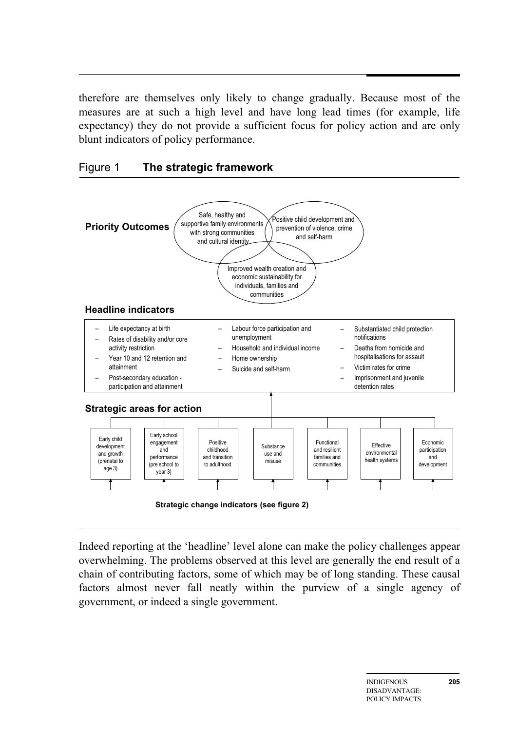therefore are themselves only likely to change gradually. Because most of the measures are at such a high level and have long lead times (for example, life expectancy) they do not provide a sufficient focus for policy action and are only blunt indicators of policy performance.

Figure 1 **The strategic framework**

**Priority Outcomes**

- Safe, healthy and supportive family environments with strong communities and cultural identity
- Positive child development and prevention of violence, crime and self-harm
- Improved wealth creation and economic sustainability for individuals, families and communities

**Headline indicators**

- Life expectancy at birth
- Rates of disability and/or core activity restriction
- Year 10 and 12 retention and attainment
- Post-secondary education - participation and attainment
- Labour force participation and unemployment
- Household and individual income
- Home ownership
- Suicide and self-harm
- Substantiated child protection notifications
- Deaths from homicide and hospitalisations for assault
- Victim rates for crime
- Imprisonment and juvenile detention rates

**Strategic areas for action**

- Early child development and growth (prenatal to age 3)
- Early school engagement and performance (pre school to year 3)
- Positive childhood and transition to adulthood
- Substance use and misuse
- Functional and resilient families and communities
- Effective environmental health systems
- Economic participation and development

**Strategic change indicators (see figure 2)**

Indeed reporting at the 'headline' level alone can make the policy challenges appear overwhelming. The problems observed at this level are generally the end result of a chain of contributing factors, some of which may be of long standing. These causal factors almost never fall neatly within the purview of a single agency of government, or indeed a single government.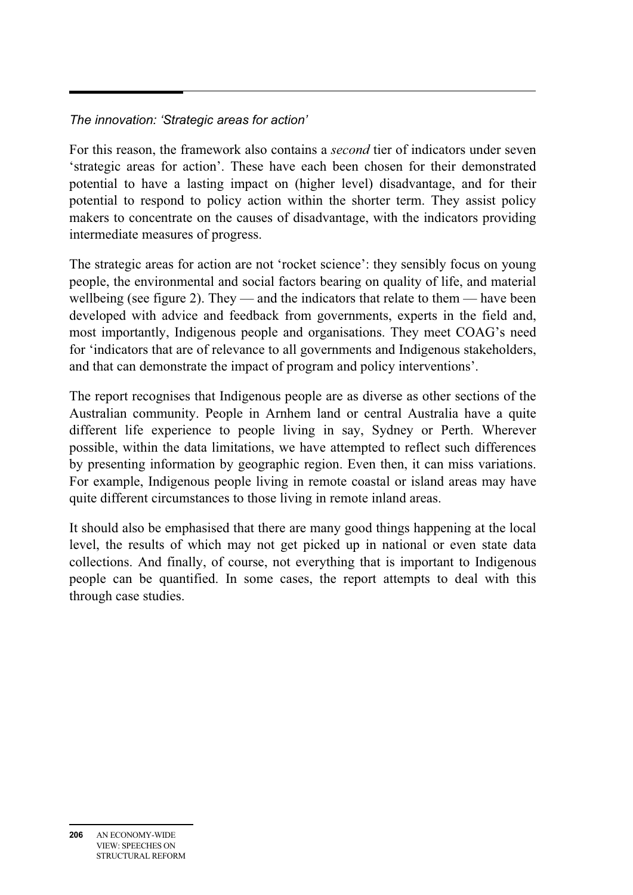*The innovation: 'Strategic areas for action'*

For this reason, the framework also contains a *second* tier of indicators under seven 'strategic areas for action'. These have each been chosen for their demonstrated potential to have a lasting impact on (higher level) disadvantage, and for their potential to respond to policy action within the shorter term. They assist policy makers to concentrate on the causes of disadvantage, with the indicators providing intermediate measures of progress.

The strategic areas for action are not 'rocket science': they sensibly focus on young people, the environmental and social factors bearing on quality of life, and material wellbeing (see figure 2). They — and the indicators that relate to them — have been developed with advice and feedback from governments, experts in the field and, most importantly, Indigenous people and organisations. They meet COAG's need for 'indicators that are of relevance to all governments and Indigenous stakeholders, and that can demonstrate the impact of program and policy interventions'.

The report recognises that Indigenous people are as diverse as other sections of the Australian community. People in Arnhem land or central Australia have a quite different life experience to people living in say, Sydney or Perth. Wherever possible, within the data limitations, we have attempted to reflect such differences by presenting information by geographic region. Even then, it can miss variations. For example, Indigenous people living in remote coastal or island areas may have quite different circumstances to those living in remote inland areas.

It should also be emphasised that there are many good things happening at the local level, the results of which may not get picked up in national or even state data collections. And finally, of course, not everything that is important to Indigenous people can be quantified. In some cases, the report attempts to deal with this through case studies.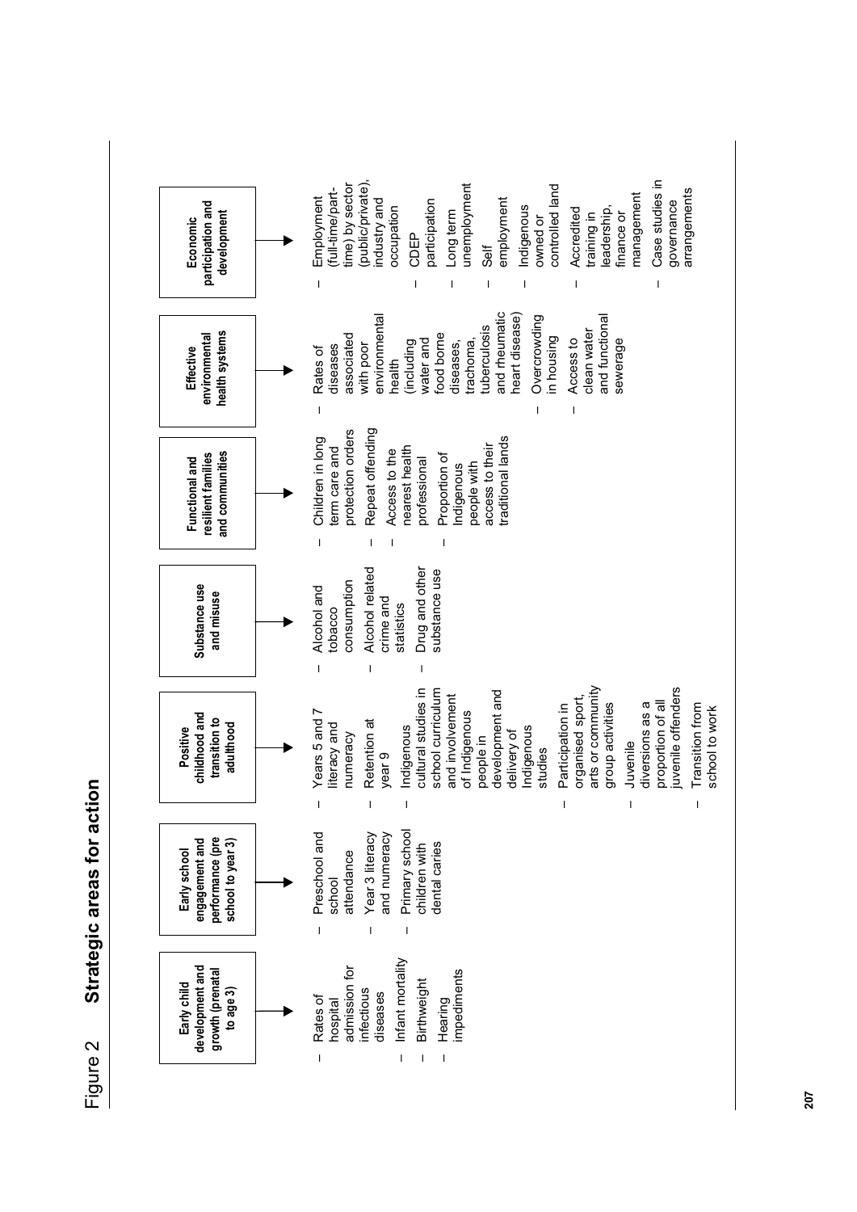Figure 2 **Strategic areas for action**

**Early child development and growth (prenatal to age 3)**

- Rates of hospital admission for infectious diseases
- Infant mortality
- Birthweight
- Hearing impediments

**Early school engagement and performance (pre school to year 3)**

- Preschool and school attendance
- Year 3 literacy and numeracy
- Primary school children with dental caries

**Positive childhood and transition to adulthood**

- Years 5 and 7 literacy and numeracy
- Retention at year 9
- Indigenous cultural studies in school curriculum and involvement of Indigenous people in development and delivery of Indigenous studies
- Participation in organised sport, arts or community group activities
- Juvenile diversions as a proportion of all juvenile offenders
- Transition from school to work

**Substance use and misuse**

- Alcohol and tobacco consumption
- Alcohol related crime and statistics
- Drug and other substance use

**Functional and resilient families and communities**

- Children in long term care and protection orders
- Repeat offending
- Access to the nearest health professional
- Proportion of Indigenous people with access to their traditional lands

**Effective environmental health systems**

- Rates of diseases associated with poor environmental health (including water and food borne diseases, trachoma, tuberculosis and rheumatic heart disease)
- Overcrowding in housing
- Access to clean water and functional sewerage

**Economic participation and development**

- Employment (full-time/part-time) by sector (public/private), industry and occupation
- CDEP participation
- Long term unemployment
- Self employment
- Indigenous owned or controlled land
- Accredited training in leadership, finance or management
- Case studies in governance arrangements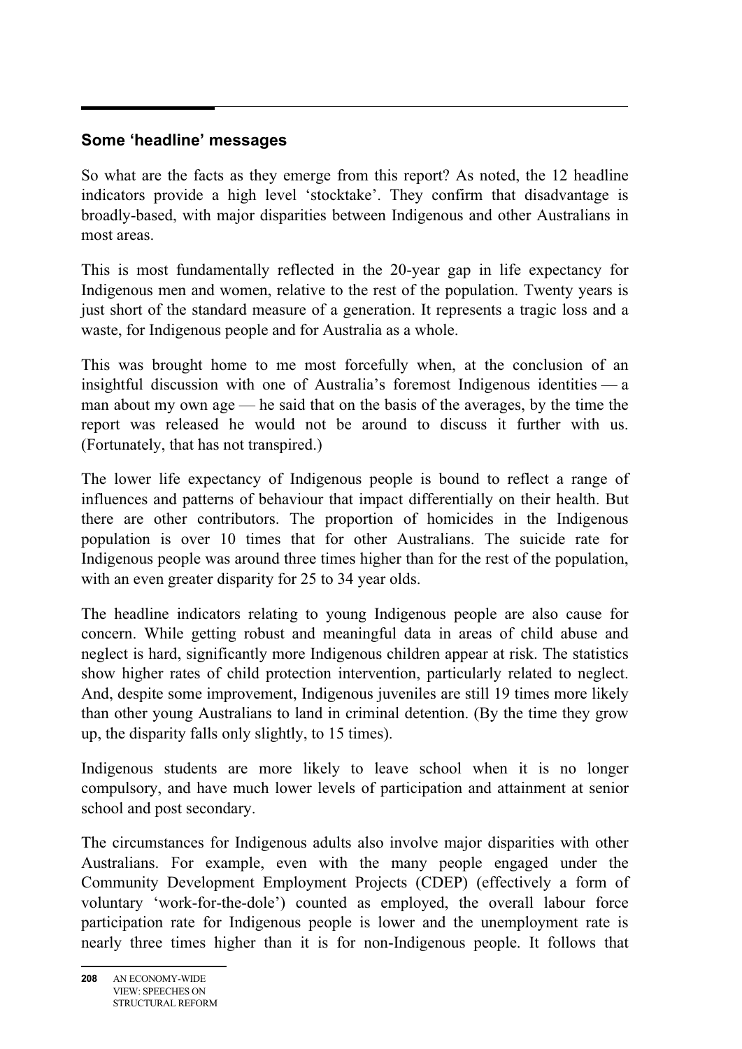## Some 'headline' messages

So what are the facts as they emerge from this report? As noted, the 12 headline indicators provide a high level 'stocktake'. They confirm that disadvantage is broadly-based, with major disparities between Indigenous and other Australians in most areas.

This is most fundamentally reflected in the 20-year gap in life expectancy for Indigenous men and women, relative to the rest of the population. Twenty years is just short of the standard measure of a generation. It represents a tragic loss and a waste, for Indigenous people and for Australia as a whole.

This was brought home to me most forcefully when, at the conclusion of an insightful discussion with one of Australia's foremost Indigenous identities — a man about my own age — he said that on the basis of the averages, by the time the report was released he would not be around to discuss it further with us. (Fortunately, that has not transpired.)

The lower life expectancy of Indigenous people is bound to reflect a range of influences and patterns of behaviour that impact differentially on their health. But there are other contributors. The proportion of homicides in the Indigenous population is over 10 times that for other Australians. The suicide rate for Indigenous people was around three times higher than for the rest of the population, with an even greater disparity for 25 to 34 year olds.

The headline indicators relating to young Indigenous people are also cause for concern. While getting robust and meaningful data in areas of child abuse and neglect is hard, significantly more Indigenous children appear at risk. The statistics show higher rates of child protection intervention, particularly related to neglect. And, despite some improvement, Indigenous juveniles are still 19 times more likely than other young Australians to land in criminal detention. (By the time they grow up, the disparity falls only slightly, to 15 times).

Indigenous students are more likely to leave school when it is no longer compulsory, and have much lower levels of participation and attainment at senior school and post secondary.

The circumstances for Indigenous adults also involve major disparities with other Australians. For example, even with the many people engaged under the Community Development Employment Projects (CDEP) (effectively a form of voluntary 'work-for-the-dole') counted as employed, the overall labour force participation rate for Indigenous people is lower and the unemployment rate is nearly three times higher than it is for non-Indigenous people. It follows that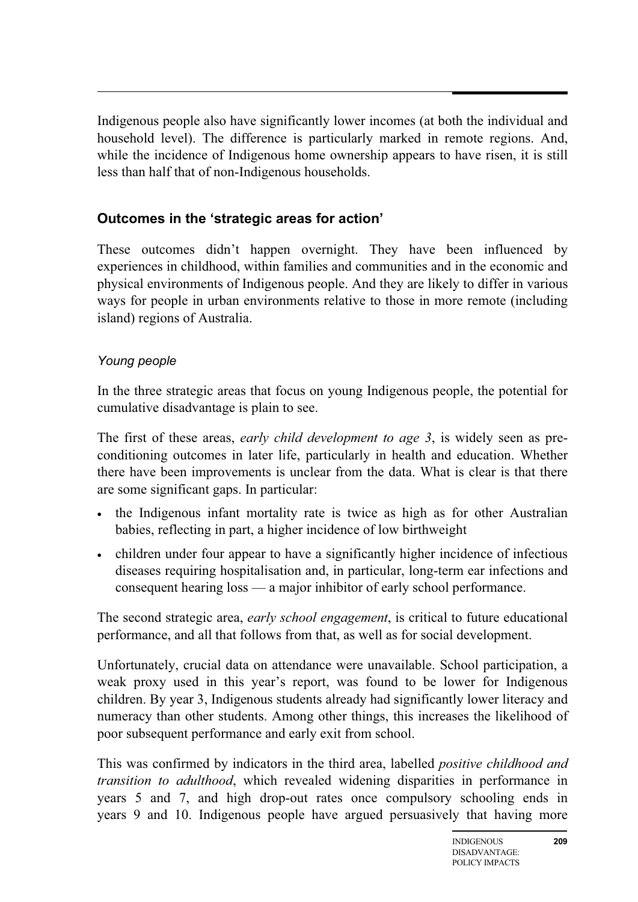Indigenous people also have significantly lower incomes (at both the individual and household level). The difference is particularly marked in remote regions. And, while the incidence of Indigenous home ownership appears to have risen, it is still less than half that of non-Indigenous households.

### Outcomes in the 'strategic areas for action'

These outcomes didn't happen overnight. They have been influenced by experiences in childhood, within families and communities and in the economic and physical environments of Indigenous people. And they are likely to differ in various ways for people in urban environments relative to those in more remote (including island) regions of Australia.

#### *Young people*

In the three strategic areas that focus on young Indigenous people, the potential for cumulative disadvantage is plain to see.

The first of these areas, *early child development to age 3*, is widely seen as pre-conditioning outcomes in later life, particularly in health and education. Whether there have been improvements is unclear from the data. What is clear is that there are some significant gaps. In particular:

- the Indigenous infant mortality rate is twice as high as for other Australian babies, reflecting in part, a higher incidence of low birthweight
- children under four appear to have a significantly higher incidence of infectious diseases requiring hospitalisation and, in particular, long-term ear infections and consequent hearing loss — a major inhibitor of early school performance.

The second strategic area, *early school engagement*, is critical to future educational performance, and all that follows from that, as well as for social development.

Unfortunately, crucial data on attendance were unavailable. School participation, a weak proxy used in this year's report, was found to be lower for Indigenous children. By year 3, Indigenous students already had significantly lower literacy and numeracy than other students. Among other things, this increases the likelihood of poor subsequent performance and early exit from school.

This was confirmed by indicators in the third area, labelled *positive childhood and transition to adulthood*, which revealed widening disparities in performance in years 5 and 7, and high drop-out rates once compulsory schooling ends in years 9 and 10. Indigenous people have argued persuasively that having more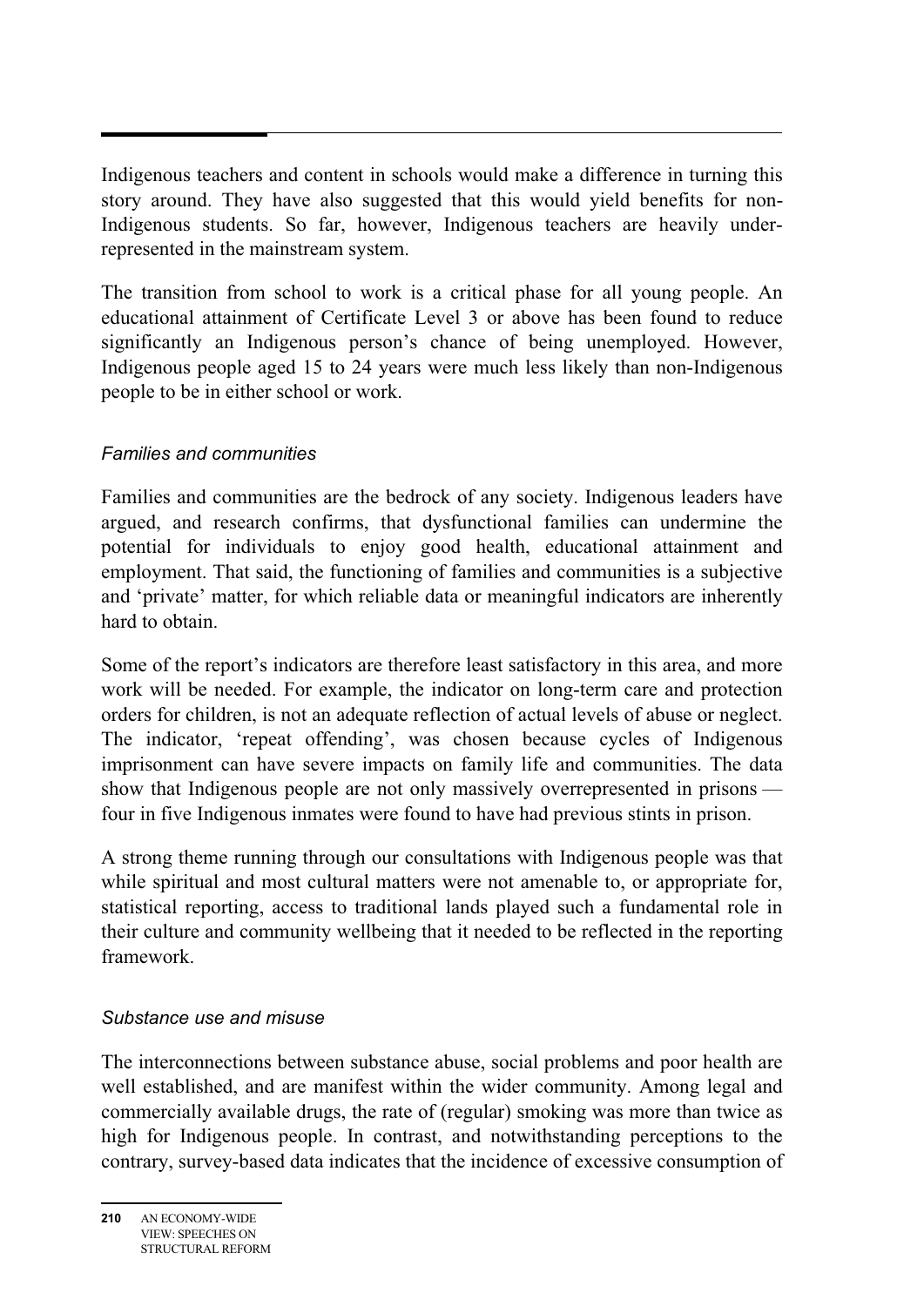Indigenous teachers and content in schools would make a difference in turning this story around. They have also suggested that this would yield benefits for non-Indigenous students. So far, however, Indigenous teachers are heavily under-represented in the mainstream system.

The transition from school to work is a critical phase for all young people. An educational attainment of Certificate Level 3 or above has been found to reduce significantly an Indigenous person's chance of being unemployed. However, Indigenous people aged 15 to 24 years were much less likely than non-Indigenous people to be in either school or work.

### *Families and communities*

Families and communities are the bedrock of any society. Indigenous leaders have argued, and research confirms, that dysfunctional families can undermine the potential for individuals to enjoy good health, educational attainment and employment. That said, the functioning of families and communities is a subjective and 'private' matter, for which reliable data or meaningful indicators are inherently hard to obtain.

Some of the report's indicators are therefore least satisfactory in this area, and more work will be needed. For example, the indicator on long-term care and protection orders for children, is not an adequate reflection of actual levels of abuse or neglect. The indicator, 'repeat offending', was chosen because cycles of Indigenous imprisonment can have severe impacts on family life and communities. The data show that Indigenous people are not only massively overrepresented in prisons — four in five Indigenous inmates were found to have had previous stints in prison.

A strong theme running through our consultations with Indigenous people was that while spiritual and most cultural matters were not amenable to, or appropriate for, statistical reporting, access to traditional lands played such a fundamental role in their culture and community wellbeing that it needed to be reflected in the reporting framework.

### *Substance use and misuse*

The interconnections between substance abuse, social problems and poor health are well established, and are manifest within the wider community. Among legal and commercially available drugs, the rate of (regular) smoking was more than twice as high for Indigenous people. In contrast, and notwithstanding perceptions to the contrary, survey-based data indicates that the incidence of excessive consumption of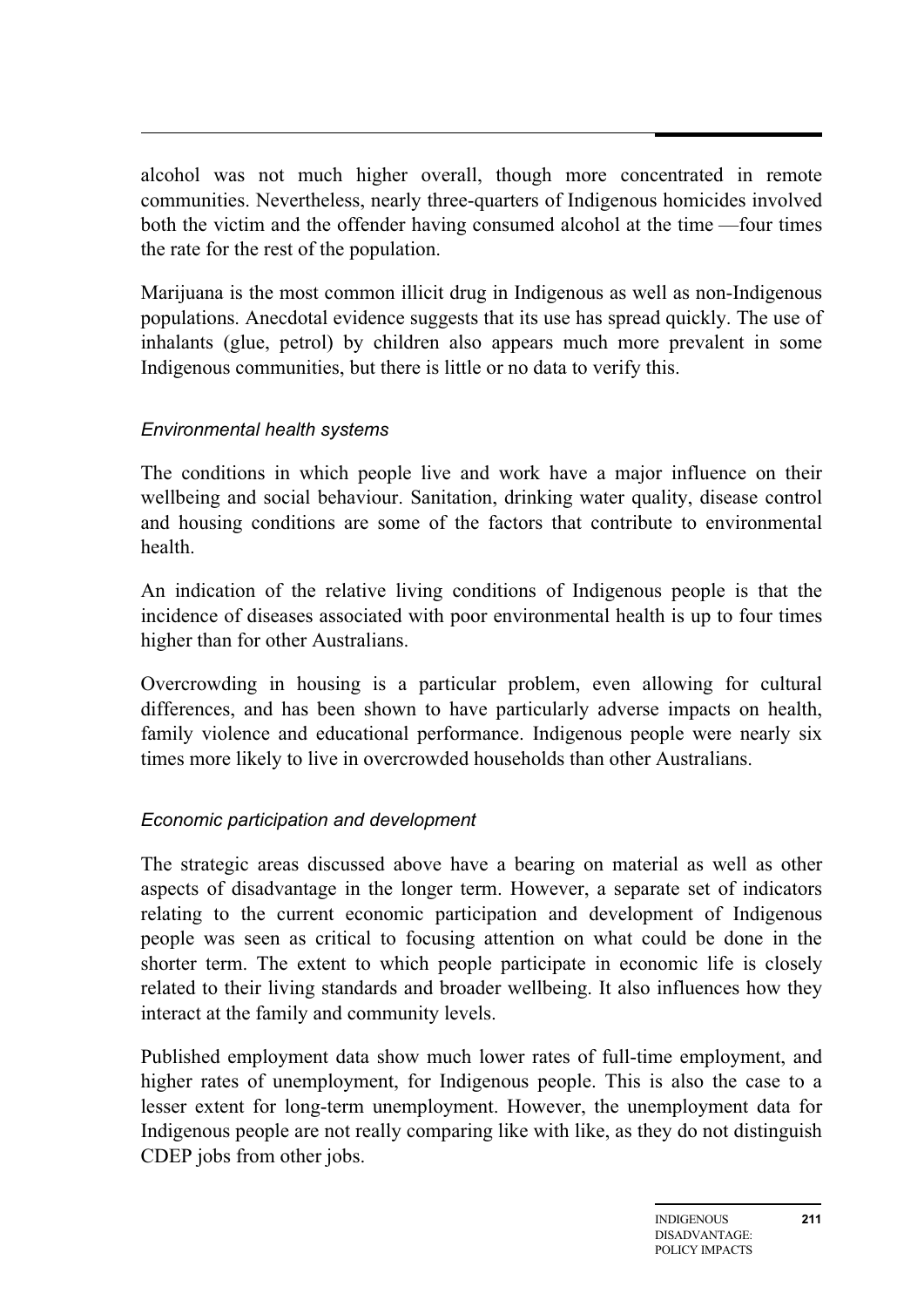alcohol was not much higher overall, though more concentrated in remote communities. Nevertheless, nearly three-quarters of Indigenous homicides involved both the victim and the offender having consumed alcohol at the time —four times the rate for the rest of the population.

Marijuana is the most common illicit drug in Indigenous as well as non-Indigenous populations. Anecdotal evidence suggests that its use has spread quickly. The use of inhalants (glue, petrol) by children also appears much more prevalent in some Indigenous communities, but there is little or no data to verify this.

### *Environmental health systems*

The conditions in which people live and work have a major influence on their wellbeing and social behaviour. Sanitation, drinking water quality, disease control and housing conditions are some of the factors that contribute to environmental health.

An indication of the relative living conditions of Indigenous people is that the incidence of diseases associated with poor environmental health is up to four times higher than for other Australians.

Overcrowding in housing is a particular problem, even allowing for cultural differences, and has been shown to have particularly adverse impacts on health, family violence and educational performance. Indigenous people were nearly six times more likely to live in overcrowded households than other Australians.

### *Economic participation and development*

The strategic areas discussed above have a bearing on material as well as other aspects of disadvantage in the longer term. However, a separate set of indicators relating to the current economic participation and development of Indigenous people was seen as critical to focusing attention on what could be done in the shorter term. The extent to which people participate in economic life is closely related to their living standards and broader wellbeing. It also influences how they interact at the family and community levels.

Published employment data show much lower rates of full-time employment, and higher rates of unemployment, for Indigenous people. This is also the case to a lesser extent for long-term unemployment. However, the unemployment data for Indigenous people are not really comparing like with like, as they do not distinguish CDEP jobs from other jobs.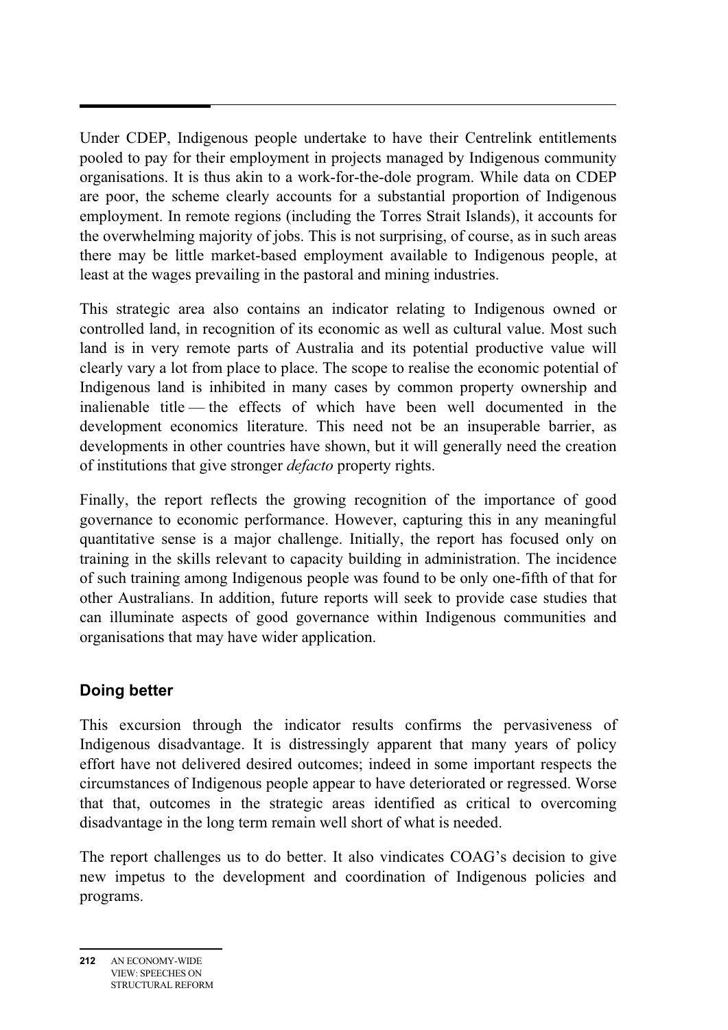Under CDEP, Indigenous people undertake to have their Centrelink entitlements pooled to pay for their employment in projects managed by Indigenous community organisations. It is thus akin to a work-for-the-dole program. While data on CDEP are poor, the scheme clearly accounts for a substantial proportion of Indigenous employment. In remote regions (including the Torres Strait Islands), it accounts for the overwhelming majority of jobs. This is not surprising, of course, as in such areas there may be little market-based employment available to Indigenous people, at least at the wages prevailing in the pastoral and mining industries.

This strategic area also contains an indicator relating to Indigenous owned or controlled land, in recognition of its economic as well as cultural value. Most such land is in very remote parts of Australia and its potential productive value will clearly vary a lot from place to place. The scope to realise the economic potential of Indigenous land is inhibited in many cases by common property ownership and inalienable title — the effects of which have been well documented in the development economics literature. This need not be an insuperable barrier, as developments in other countries have shown, but it will generally need the creation of institutions that give stronger *defacto* property rights.

Finally, the report reflects the growing recognition of the importance of good governance to economic performance. However, capturing this in any meaningful quantitative sense is a major challenge. Initially, the report has focused only on training in the skills relevant to capacity building in administration. The incidence of such training among Indigenous people was found to be only one-fifth of that for other Australians. In addition, future reports will seek to provide case studies that can illuminate aspects of good governance within Indigenous communities and organisations that may have wider application.

## Doing better

This excursion through the indicator results confirms the pervasiveness of Indigenous disadvantage. It is distressingly apparent that many years of policy effort have not delivered desired outcomes; indeed in some important respects the circumstances of Indigenous people appear to have deteriorated or regressed. Worse that that, outcomes in the strategic areas identified as critical to overcoming disadvantage in the long term remain well short of what is needed.

The report challenges us to do better. It also vindicates COAG's decision to give new impetus to the development and coordination of Indigenous policies and programs.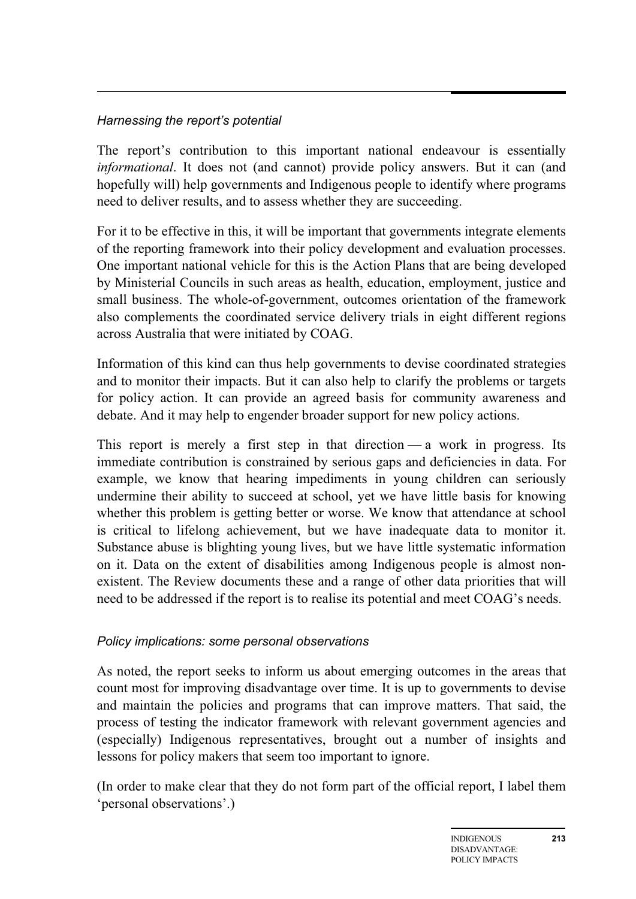*Harnessing the report's potential*

The report's contribution to this important national endeavour is essentially *informational*. It does not (and cannot) provide policy answers. But it can (and hopefully will) help governments and Indigenous people to identify where programs need to deliver results, and to assess whether they are succeeding.

For it to be effective in this, it will be important that governments integrate elements of the reporting framework into their policy development and evaluation processes. One important national vehicle for this is the Action Plans that are being developed by Ministerial Councils in such areas as health, education, employment, justice and small business. The whole-of-government, outcomes orientation of the framework also complements the coordinated service delivery trials in eight different regions across Australia that were initiated by COAG.

Information of this kind can thus help governments to devise coordinated strategies and to monitor their impacts. But it can also help to clarify the problems or targets for policy action. It can provide an agreed basis for community awareness and debate. And it may help to engender broader support for new policy actions.

This report is merely a first step in that direction — a work in progress. Its immediate contribution is constrained by serious gaps and deficiencies in data. For example, we know that hearing impediments in young children can seriously undermine their ability to succeed at school, yet we have little basis for knowing whether this problem is getting better or worse. We know that attendance at school is critical to lifelong achievement, but we have inadequate data to monitor it. Substance abuse is blighting young lives, but we have little systematic information on it. Data on the extent of disabilities among Indigenous people is almost non-existent. The Review documents these and a range of other data priorities that will need to be addressed if the report is to realise its potential and meet COAG's needs.

*Policy implications: some personal observations*

As noted, the report seeks to inform us about emerging outcomes in the areas that count most for improving disadvantage over time. It is up to governments to devise and maintain the policies and programs that can improve matters. That said, the process of testing the indicator framework with relevant government agencies and (especially) Indigenous representatives, brought out a number of insights and lessons for policy makers that seem too important to ignore.

(In order to make clear that they do not form part of the official report, I label them 'personal observations'.)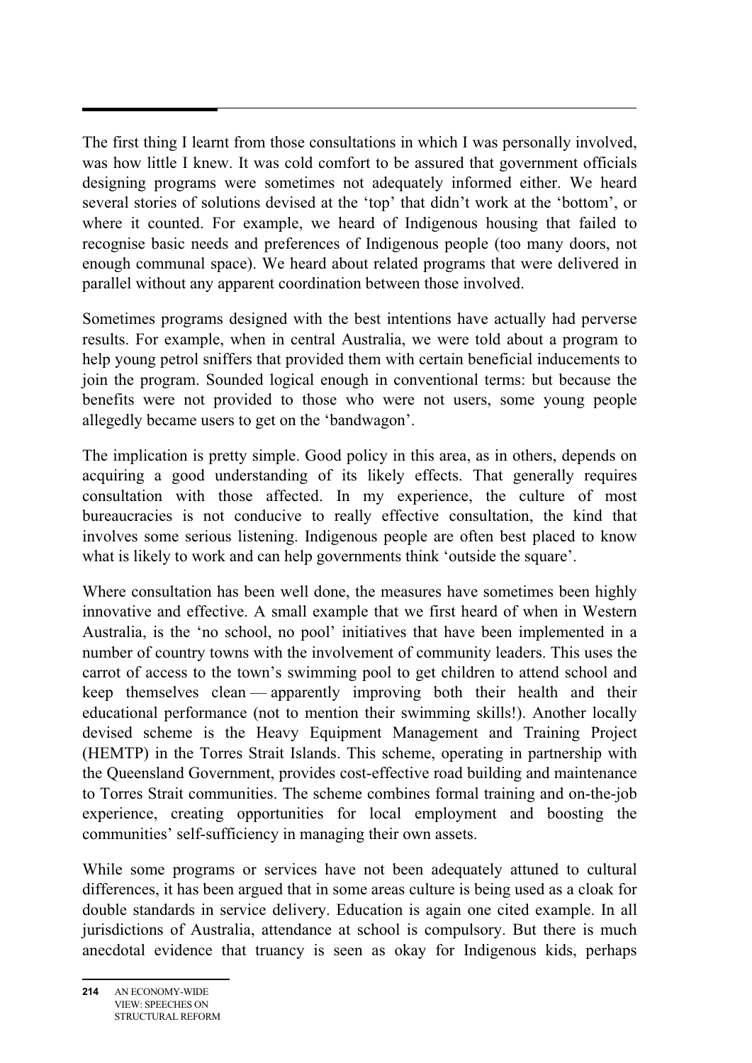The first thing I learnt from those consultations in which I was personally involved, was how little I knew. It was cold comfort to be assured that government officials designing programs were sometimes not adequately informed either. We heard several stories of solutions devised at the 'top' that didn't work at the 'bottom', or where it counted. For example, we heard of Indigenous housing that failed to recognise basic needs and preferences of Indigenous people (too many doors, not enough communal space). We heard about related programs that were delivered in parallel without any apparent coordination between those involved.

Sometimes programs designed with the best intentions have actually had perverse results. For example, when in central Australia, we were told about a program to help young petrol sniffers that provided them with certain beneficial inducements to join the program. Sounded logical enough in conventional terms: but because the benefits were not provided to those who were not users, some young people allegedly became users to get on the 'bandwagon'.

The implication is pretty simple. Good policy in this area, as in others, depends on acquiring a good understanding of its likely effects. That generally requires consultation with those affected. In my experience, the culture of most bureaucracies is not conducive to really effective consultation, the kind that involves some serious listening. Indigenous people are often best placed to know what is likely to work and can help governments think 'outside the square'.

Where consultation has been well done, the measures have sometimes been highly innovative and effective. A small example that we first heard of when in Western Australia, is the 'no school, no pool' initiatives that have been implemented in a number of country towns with the involvement of community leaders. This uses the carrot of access to the town's swimming pool to get children to attend school and keep themselves clean — apparently improving both their health and their educational performance (not to mention their swimming skills!). Another locally devised scheme is the Heavy Equipment Management and Training Project (HEMTP) in the Torres Strait Islands. This scheme, operating in partnership with the Queensland Government, provides cost-effective road building and maintenance to Torres Strait communities. The scheme combines formal training and on-the-job experience, creating opportunities for local employment and boosting the communities' self-sufficiency in managing their own assets.

While some programs or services have not been adequately attuned to cultural differences, it has been argued that in some areas culture is being used as a cloak for double standards in service delivery. Education is again one cited example. In all jurisdictions of Australia, attendance at school is compulsory. But there is much anecdotal evidence that truancy is seen as okay for Indigenous kids, perhaps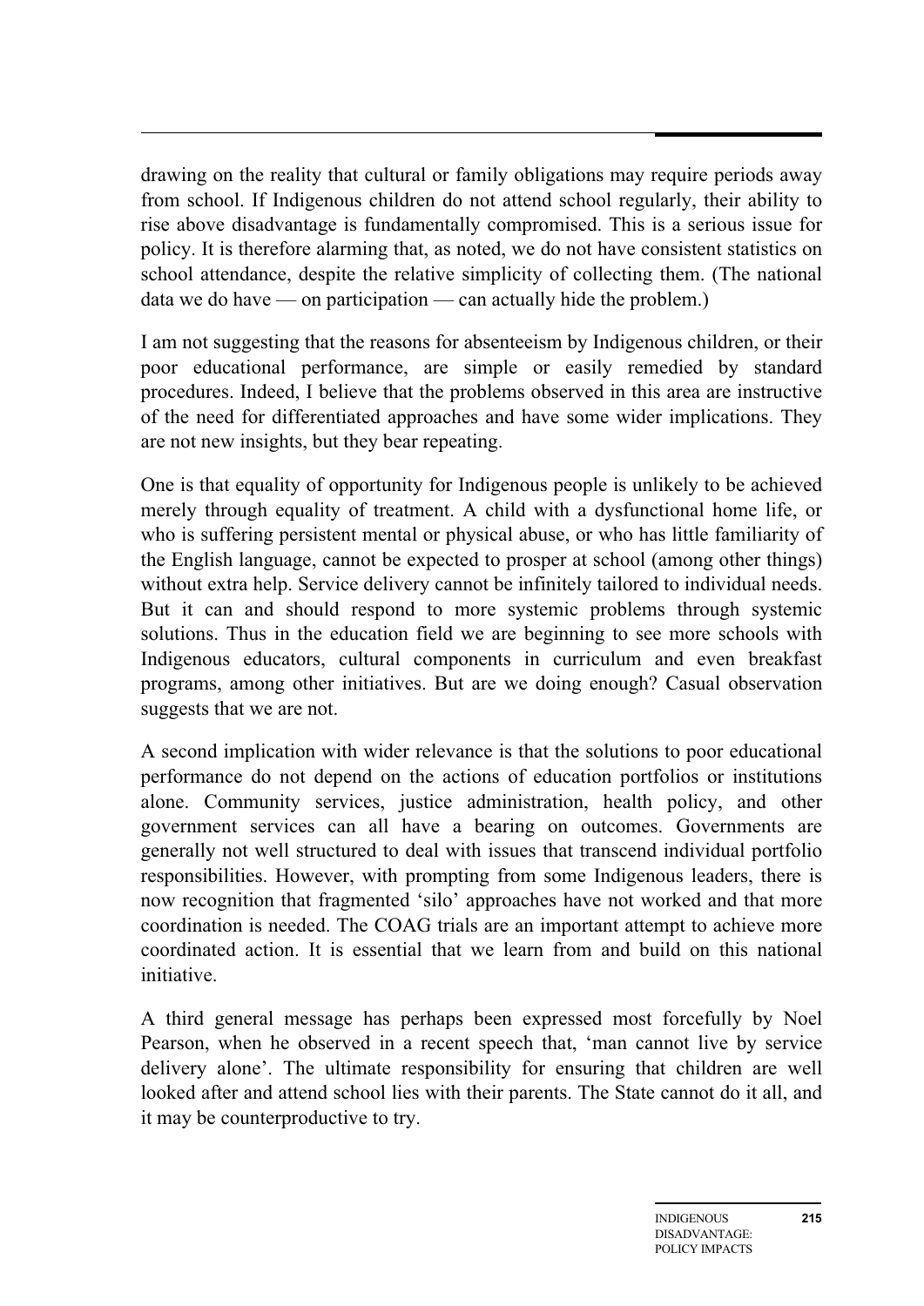drawing on the reality that cultural or family obligations may require periods away from school. If Indigenous children do not attend school regularly, their ability to rise above disadvantage is fundamentally compromised. This is a serious issue for policy. It is therefore alarming that, as noted, we do not have consistent statistics on school attendance, despite the relative simplicity of collecting them. (The national data we do have — on participation — can actually hide the problem.)

I am not suggesting that the reasons for absenteeism by Indigenous children, or their poor educational performance, are simple or easily remedied by standard procedures. Indeed, I believe that the problems observed in this area are instructive of the need for differentiated approaches and have some wider implications. They are not new insights, but they bear repeating.

One is that equality of opportunity for Indigenous people is unlikely to be achieved merely through equality of treatment. A child with a dysfunctional home life, or who is suffering persistent mental or physical abuse, or who has little familiarity of the English language, cannot be expected to prosper at school (among other things) without extra help. Service delivery cannot be infinitely tailored to individual needs. But it can and should respond to more systemic problems through systemic solutions. Thus in the education field we are beginning to see more schools with Indigenous educators, cultural components in curriculum and even breakfast programs, among other initiatives. But are we doing enough? Casual observation suggests that we are not.

A second implication with wider relevance is that the solutions to poor educational performance do not depend on the actions of education portfolios or institutions alone. Community services, justice administration, health policy, and other government services can all have a bearing on outcomes. Governments are generally not well structured to deal with issues that transcend individual portfolio responsibilities. However, with prompting from some Indigenous leaders, there is now recognition that fragmented 'silo' approaches have not worked and that more coordination is needed. The COAG trials are an important attempt to achieve more coordinated action. It is essential that we learn from and build on this national initiative.

A third general message has perhaps been expressed most forcefully by Noel Pearson, when he observed in a recent speech that, 'man cannot live by service delivery alone'. The ultimate responsibility for ensuring that children are well looked after and attend school lies with their parents. The State cannot do it all, and it may be counterproductive to try.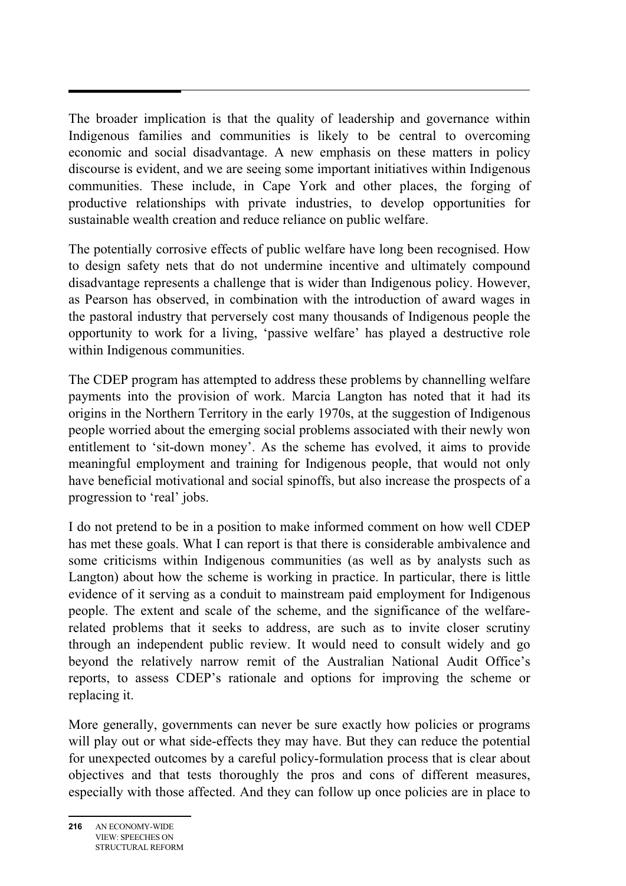The broader implication is that the quality of leadership and governance within Indigenous families and communities is likely to be central to overcoming economic and social disadvantage. A new emphasis on these matters in policy discourse is evident, and we are seeing some important initiatives within Indigenous communities. These include, in Cape York and other places, the forging of productive relationships with private industries, to develop opportunities for sustainable wealth creation and reduce reliance on public welfare.

The potentially corrosive effects of public welfare have long been recognised. How to design safety nets that do not undermine incentive and ultimately compound disadvantage represents a challenge that is wider than Indigenous policy. However, as Pearson has observed, in combination with the introduction of award wages in the pastoral industry that perversely cost many thousands of Indigenous people the opportunity to work for a living, 'passive welfare' has played a destructive role within Indigenous communities.

The CDEP program has attempted to address these problems by channelling welfare payments into the provision of work. Marcia Langton has noted that it had its origins in the Northern Territory in the early 1970s, at the suggestion of Indigenous people worried about the emerging social problems associated with their newly won entitlement to 'sit-down money'. As the scheme has evolved, it aims to provide meaningful employment and training for Indigenous people, that would not only have beneficial motivational and social spinoffs, but also increase the prospects of a progression to 'real' jobs.

I do not pretend to be in a position to make informed comment on how well CDEP has met these goals. What I can report is that there is considerable ambivalence and some criticisms within Indigenous communities (as well as by analysts such as Langton) about how the scheme is working in practice. In particular, there is little evidence of it serving as a conduit to mainstream paid employment for Indigenous people. The extent and scale of the scheme, and the significance of the welfare-related problems that it seeks to address, are such as to invite closer scrutiny through an independent public review. It would need to consult widely and go beyond the relatively narrow remit of the Australian National Audit Office's reports, to assess CDEP's rationale and options for improving the scheme or replacing it.

More generally, governments can never be sure exactly how policies or programs will play out or what side-effects they may have. But they can reduce the potential for unexpected outcomes by a careful policy-formulation process that is clear about objectives and that tests thoroughly the pros and cons of different measures, especially with those affected. And they can follow up once policies are in place to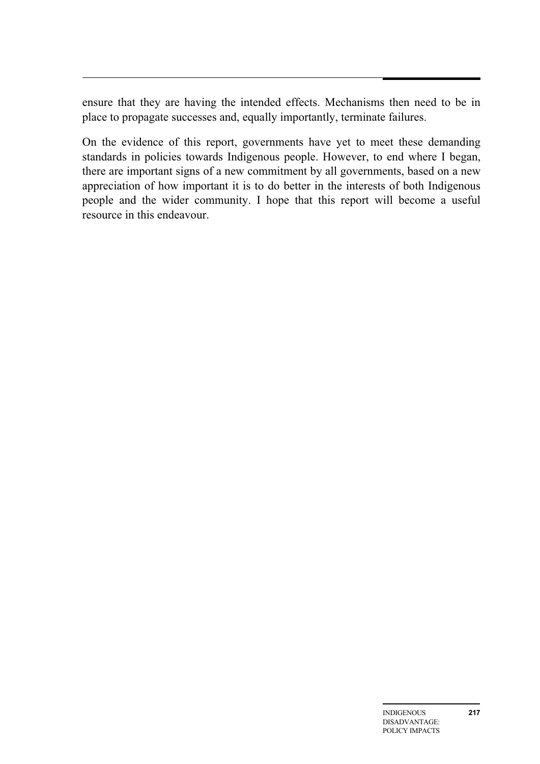ensure that they are having the intended effects. Mechanisms then need to be in place to propagate successes and, equally importantly, terminate failures.

On the evidence of this report, governments have yet to meet these demanding standards in policies towards Indigenous people. However, to end where I began, there are important signs of a new commitment by all governments, based on a new appreciation of how important it is to do better in the interests of both Indigenous people and the wider community. I hope that this report will become a useful resource in this endeavour.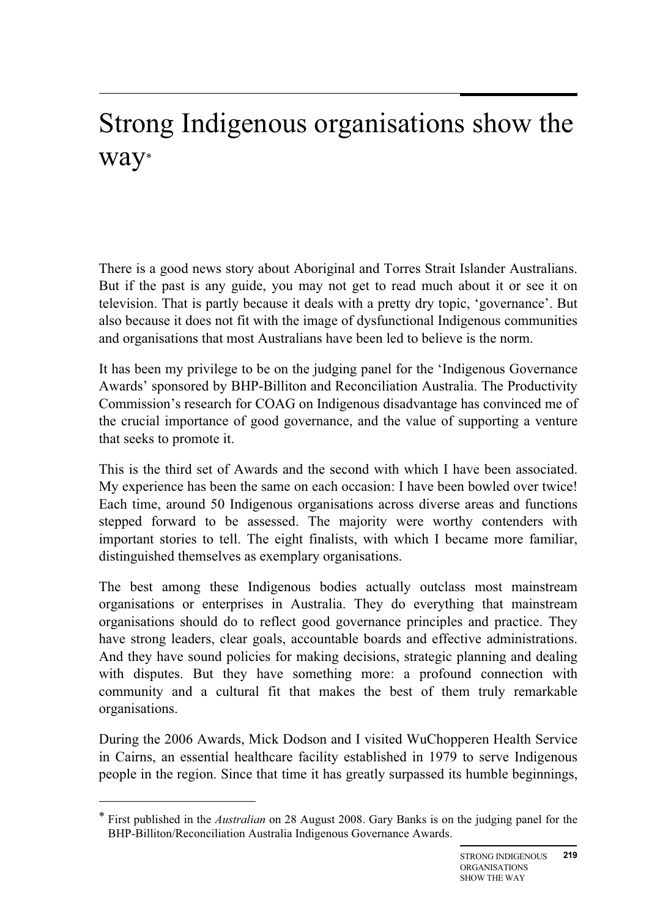# Strong Indigenous organisations show the way*

There is a good news story about Aboriginal and Torres Strait Islander Australians. But if the past is any guide, you may not get to read much about it or see it on television. That is partly because it deals with a pretty dry topic, 'governance'. But also because it does not fit with the image of dysfunctional Indigenous communities and organisations that most Australians have been led to believe is the norm.

It has been my privilege to be on the judging panel for the 'Indigenous Governance Awards' sponsored by BHP-Billiton and Reconciliation Australia. The Productivity Commission's research for COAG on Indigenous disadvantage has convinced me of the crucial importance of good governance, and the value of supporting a venture that seeks to promote it.

This is the third set of Awards and the second with which I have been associated. My experience has been the same on each occasion: I have been bowled over twice! Each time, around 50 Indigenous organisations across diverse areas and functions stepped forward to be assessed. The majority were worthy contenders with important stories to tell. The eight finalists, with which I became more familiar, distinguished themselves as exemplary organisations.

The best among these Indigenous bodies actually outclass most mainstream organisations or enterprises in Australia. They do everything that mainstream organisations should do to reflect good governance principles and practice. They have strong leaders, clear goals, accountable boards and effective administrations. And they have sound policies for making decisions, strategic planning and dealing with disputes. But they have something more: a profound connection with community and a cultural fit that makes the best of them truly remarkable organisations.

During the 2006 Awards, Mick Dodson and I visited WuChopperen Health Service in Cairns, an essential healthcare facility established in 1979 to serve Indigenous people in the region. Since that time it has greatly surpassed its humble beginnings,

* First published in the *Australian* on 28 August 2008. Gary Banks is on the judging panel for the BHP-Billiton/Reconciliation Australia Indigenous Governance Awards.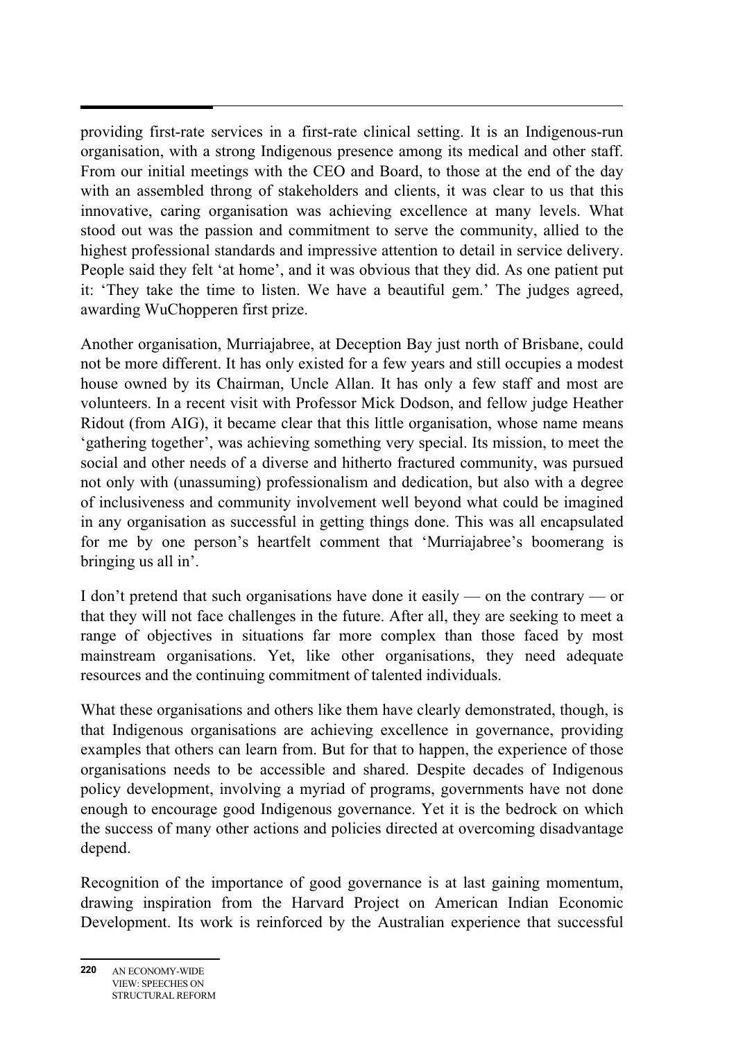providing first-rate services in a first-rate clinical setting. It is an Indigenous-run organisation, with a strong Indigenous presence among its medical and other staff. From our initial meetings with the CEO and Board, to those at the end of the day with an assembled throng of stakeholders and clients, it was clear to us that this innovative, caring organisation was achieving excellence at many levels. What stood out was the passion and commitment to serve the community, allied to the highest professional standards and impressive attention to detail in service delivery. People said they felt 'at home', and it was obvious that they did. As one patient put it: 'They take the time to listen. We have a beautiful gem.' The judges agreed, awarding WuChopperen first prize.

Another organisation, Murriajabree, at Deception Bay just north of Brisbane, could not be more different. It has only existed for a few years and still occupies a modest house owned by its Chairman, Uncle Allan. It has only a few staff and most are volunteers. In a recent visit with Professor Mick Dodson, and fellow judge Heather Ridout (from AIG), it became clear that this little organisation, whose name means 'gathering together', was achieving something very special. Its mission, to meet the social and other needs of a diverse and hitherto fractured community, was pursued not only with (unassuming) professionalism and dedication, but also with a degree of inclusiveness and community involvement well beyond what could be imagined in any organisation as successful in getting things done. This was all encapsulated for me by one person's heartfelt comment that 'Murriajabree's boomerang is bringing us all in'.

I don't pretend that such organisations have done it easily — on the contrary — or that they will not face challenges in the future. After all, they are seeking to meet a range of objectives in situations far more complex than those faced by most mainstream organisations. Yet, like other organisations, they need adequate resources and the continuing commitment of talented individuals.

What these organisations and others like them have clearly demonstrated, though, is that Indigenous organisations are achieving excellence in governance, providing examples that others can learn from. But for that to happen, the experience of those organisations needs to be accessible and shared. Despite decades of Indigenous policy development, involving a myriad of programs, governments have not done enough to encourage good Indigenous governance. Yet it is the bedrock on which the success of many other actions and policies directed at overcoming disadvantage depend.

Recognition of the importance of good governance is at last gaining momentum, drawing inspiration from the Harvard Project on American Indian Economic Development. Its work is reinforced by the Australian experience that successful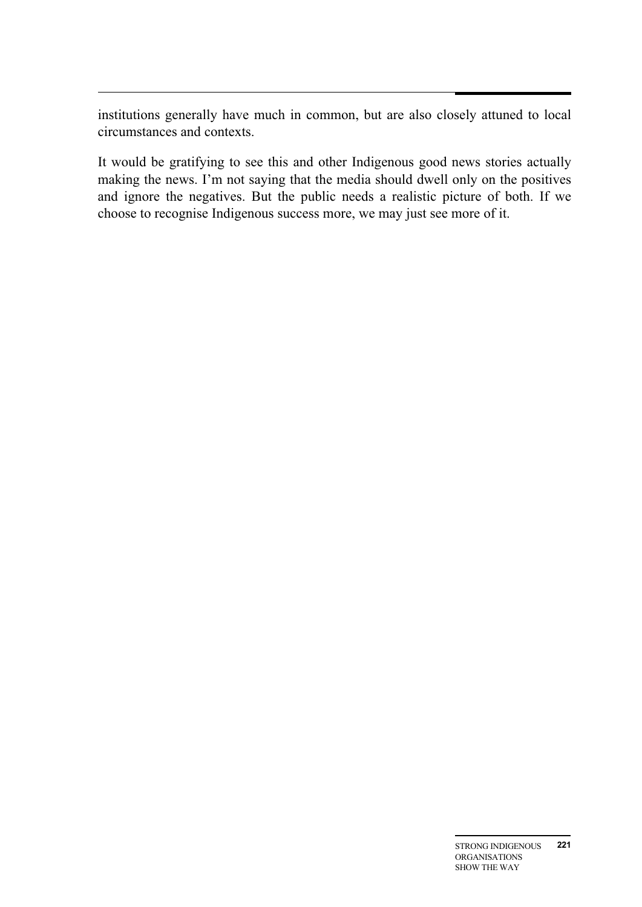institutions generally have much in common, but are also closely attuned to local circumstances and contexts.

It would be gratifying to see this and other Indigenous good news stories actually making the news. I'm not saying that the media should dwell only on the positives and ignore the negatives. But the public needs a realistic picture of both. If we choose to recognise Indigenous success more, we may just see more of it.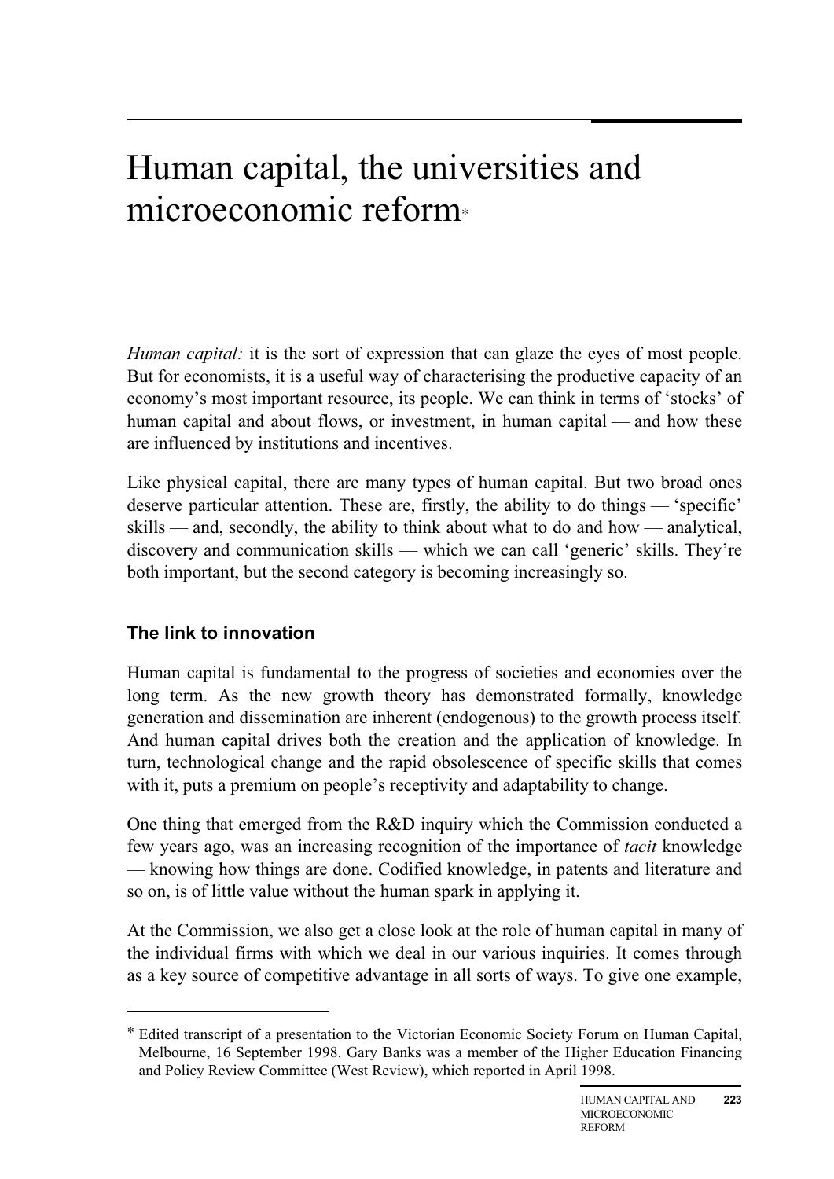# Human capital, the universities and microeconomic reform*

*Human capital:* it is the sort of expression that can glaze the eyes of most people. But for economists, it is a useful way of characterising the productive capacity of an economy's most important resource, its people. We can think in terms of 'stocks' of human capital and about flows, or investment, in human capital — and how these are influenced by institutions and incentives.

Like physical capital, there are many types of human capital. But two broad ones deserve particular attention. These are, firstly, the ability to do things — 'specific' skills — and, secondly, the ability to think about what to do and how — analytical, discovery and communication skills — which we can call 'generic' skills. They're both important, but the second category is becoming increasingly so.

### The link to innovation

Human capital is fundamental to the progress of societies and economies over the long term. As the new growth theory has demonstrated formally, knowledge generation and dissemination are inherent (endogenous) to the growth process itself. And human capital drives both the creation and the application of knowledge. In turn, technological change and the rapid obsolescence of specific skills that comes with it, puts a premium on people's receptivity and adaptability to change.

One thing that emerged from the R&D inquiry which the Commission conducted a few years ago, was an increasing recognition of the importance of *tacit* knowledge — knowing how things are done. Codified knowledge, in patents and literature and so on, is of little value without the human spark in applying it.

At the Commission, we also get a close look at the role of human capital in many of the individual firms with which we deal in our various inquiries. It comes through as a key source of competitive advantage in all sorts of ways. To give one example,

---

* Edited transcript of a presentation to the Victorian Economic Society Forum on Human Capital, Melbourne, 16 September 1998. Gary Banks was a member of the Higher Education Financing and Policy Review Committee (West Review), which reported in April 1998.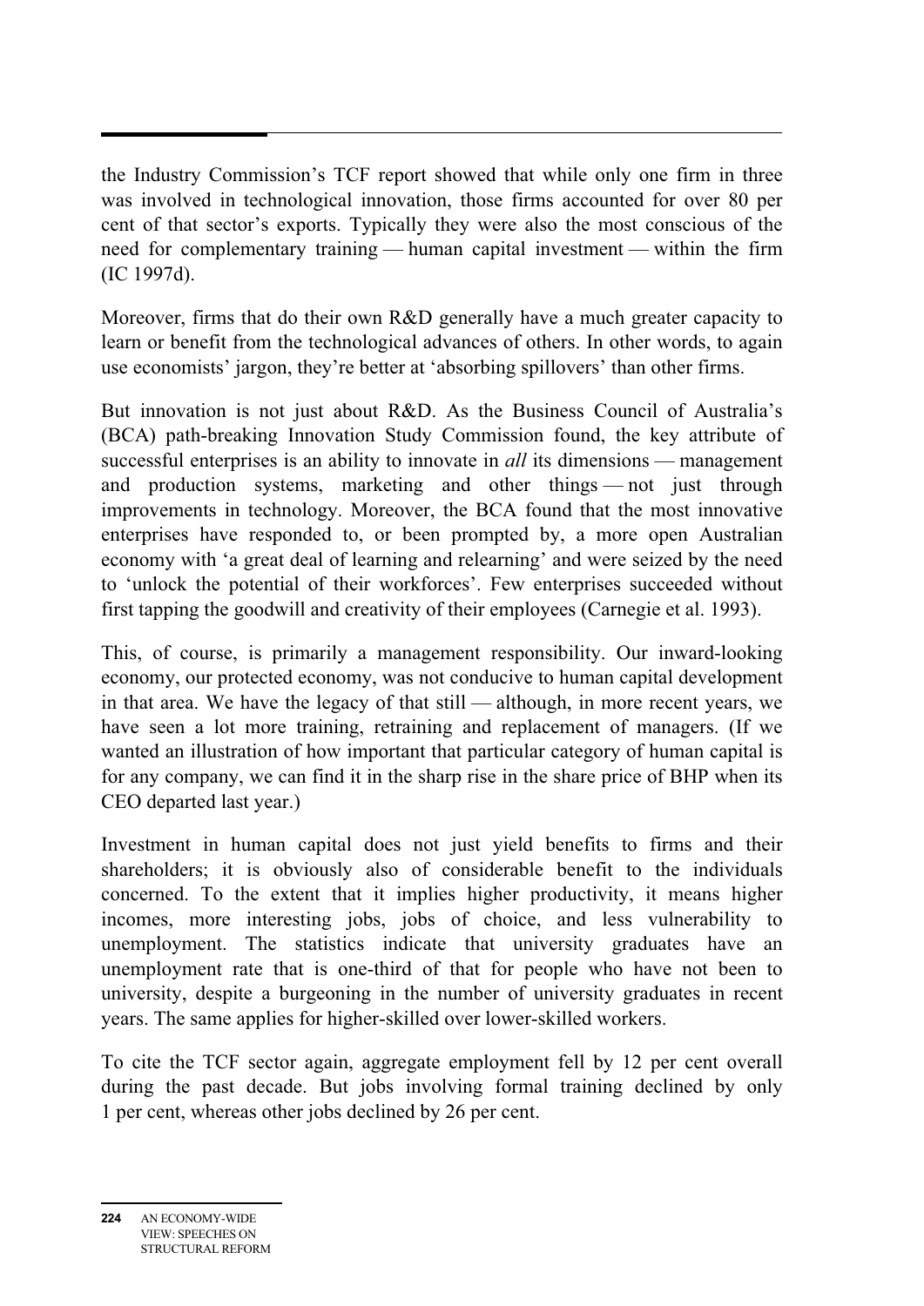the Industry Commission's TCF report showed that while only one firm in three was involved in technological innovation, those firms accounted for over 80 per cent of that sector's exports. Typically they were also the most conscious of the need for complementary training — human capital investment — within the firm (IC 1997d).

Moreover, firms that do their own R&D generally have a much greater capacity to learn or benefit from the technological advances of others. In other words, to again use economists' jargon, they're better at 'absorbing spillovers' than other firms.

But innovation is not just about R&D. As the Business Council of Australia's (BCA) path-breaking Innovation Study Commission found, the key attribute of successful enterprises is an ability to innovate in *all* its dimensions — management and production systems, marketing and other things — not just through improvements in technology. Moreover, the BCA found that the most innovative enterprises have responded to, or been prompted by, a more open Australian economy with 'a great deal of learning and relearning' and were seized by the need to 'unlock the potential of their workforces'. Few enterprises succeeded without first tapping the goodwill and creativity of their employees (Carnegie et al. 1993).

This, of course, is primarily a management responsibility. Our inward-looking economy, our protected economy, was not conducive to human capital development in that area. We have the legacy of that still — although, in more recent years, we have seen a lot more training, retraining and replacement of managers. (If we wanted an illustration of how important that particular category of human capital is for any company, we can find it in the sharp rise in the share price of BHP when its CEO departed last year.)

Investment in human capital does not just yield benefits to firms and their shareholders; it is obviously also of considerable benefit to the individuals concerned. To the extent that it implies higher productivity, it means higher incomes, more interesting jobs, jobs of choice, and less vulnerability to unemployment. The statistics indicate that university graduates have an unemployment rate that is one-third of that for people who have not been to university, despite a burgeoning in the number of university graduates in recent years. The same applies for higher-skilled over lower-skilled workers.

To cite the TCF sector again, aggregate employment fell by 12 per cent overall during the past decade. But jobs involving formal training declined by only 1 per cent, whereas other jobs declined by 26 per cent.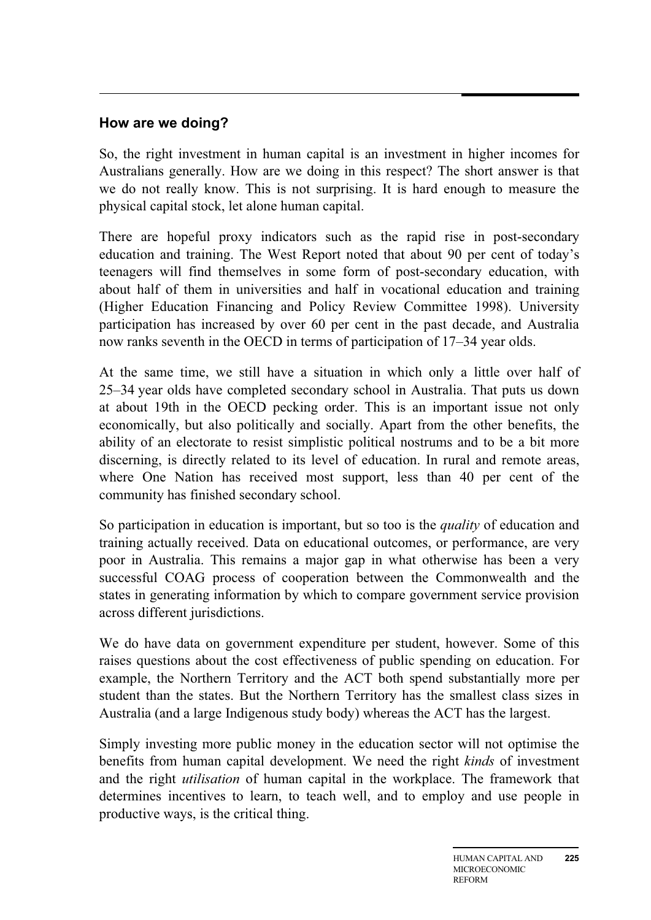## How are we doing?

So, the right investment in human capital is an investment in higher incomes for Australians generally. How are we doing in this respect? The short answer is that we do not really know. This is not surprising. It is hard enough to measure the physical capital stock, let alone human capital.

There are hopeful proxy indicators such as the rapid rise in post-secondary education and training. The West Report noted that about 90 per cent of today's teenagers will find themselves in some form of post-secondary education, with about half of them in universities and half in vocational education and training (Higher Education Financing and Policy Review Committee 1998). University participation has increased by over 60 per cent in the past decade, and Australia now ranks seventh in the OECD in terms of participation of 17–34 year olds.

At the same time, we still have a situation in which only a little over half of 25–34 year olds have completed secondary school in Australia. That puts us down at about 19th in the OECD pecking order. This is an important issue not only economically, but also politically and socially. Apart from the other benefits, the ability of an electorate to resist simplistic political nostrums and to be a bit more discerning, is directly related to its level of education. In rural and remote areas, where One Nation has received most support, less than 40 per cent of the community has finished secondary school.

So participation in education is important, but so too is the *quality* of education and training actually received. Data on educational outcomes, or performance, are very poor in Australia. This remains a major gap in what otherwise has been a very successful COAG process of cooperation between the Commonwealth and the states in generating information by which to compare government service provision across different jurisdictions.

We do have data on government expenditure per student, however. Some of this raises questions about the cost effectiveness of public spending on education. For example, the Northern Territory and the ACT both spend substantially more per student than the states. But the Northern Territory has the smallest class sizes in Australia (and a large Indigenous study body) whereas the ACT has the largest.

Simply investing more public money in the education sector will not optimise the benefits from human capital development. We need the right *kinds* of investment and the right *utilisation* of human capital in the workplace. The framework that determines incentives to learn, to teach well, and to employ and use people in productive ways, is the critical thing.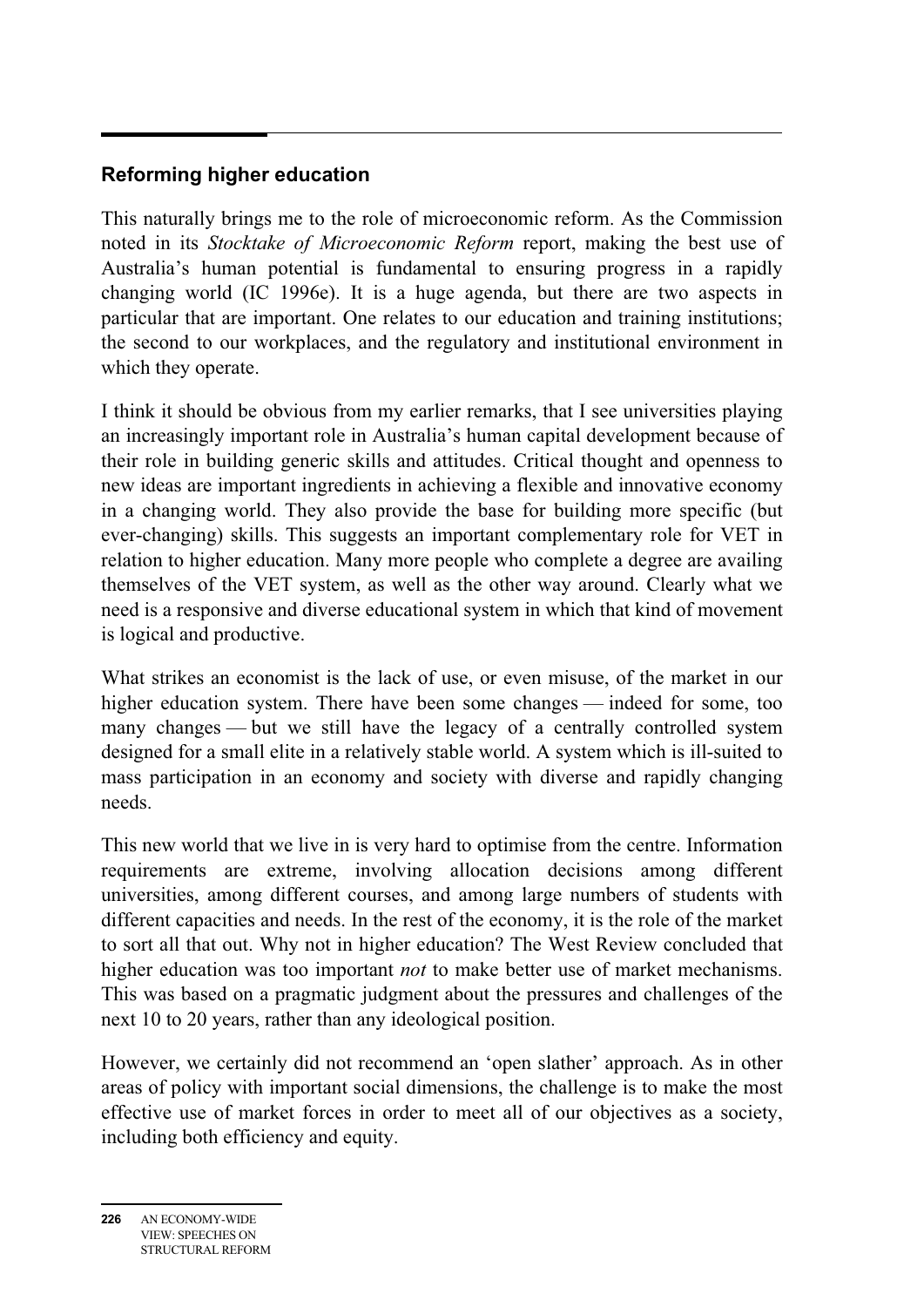## Reforming higher education

This naturally brings me to the role of microeconomic reform. As the Commission noted in its *Stocktake of Microeconomic Reform* report, making the best use of Australia's human potential is fundamental to ensuring progress in a rapidly changing world (IC 1996e). It is a huge agenda, but there are two aspects in particular that are important. One relates to our education and training institutions; the second to our workplaces, and the regulatory and institutional environment in which they operate.

I think it should be obvious from my earlier remarks, that I see universities playing an increasingly important role in Australia's human capital development because of their role in building generic skills and attitudes. Critical thought and openness to new ideas are important ingredients in achieving a flexible and innovative economy in a changing world. They also provide the base for building more specific (but ever-changing) skills. This suggests an important complementary role for VET in relation to higher education. Many more people who complete a degree are availing themselves of the VET system, as well as the other way around. Clearly what we need is a responsive and diverse educational system in which that kind of movement is logical and productive.

What strikes an economist is the lack of use, or even misuse, of the market in our higher education system. There have been some changes — indeed for some, too many changes — but we still have the legacy of a centrally controlled system designed for a small elite in a relatively stable world. A system which is ill-suited to mass participation in an economy and society with diverse and rapidly changing needs.

This new world that we live in is very hard to optimise from the centre. Information requirements are extreme, involving allocation decisions among different universities, among different courses, and among large numbers of students with different capacities and needs. In the rest of the economy, it is the role of the market to sort all that out. Why not in higher education? The West Review concluded that higher education was too important *not* to make better use of market mechanisms. This was based on a pragmatic judgment about the pressures and challenges of the next 10 to 20 years, rather than any ideological position.

However, we certainly did not recommend an 'open slather' approach. As in other areas of policy with important social dimensions, the challenge is to make the most effective use of market forces in order to meet all of our objectives as a society, including both efficiency and equity.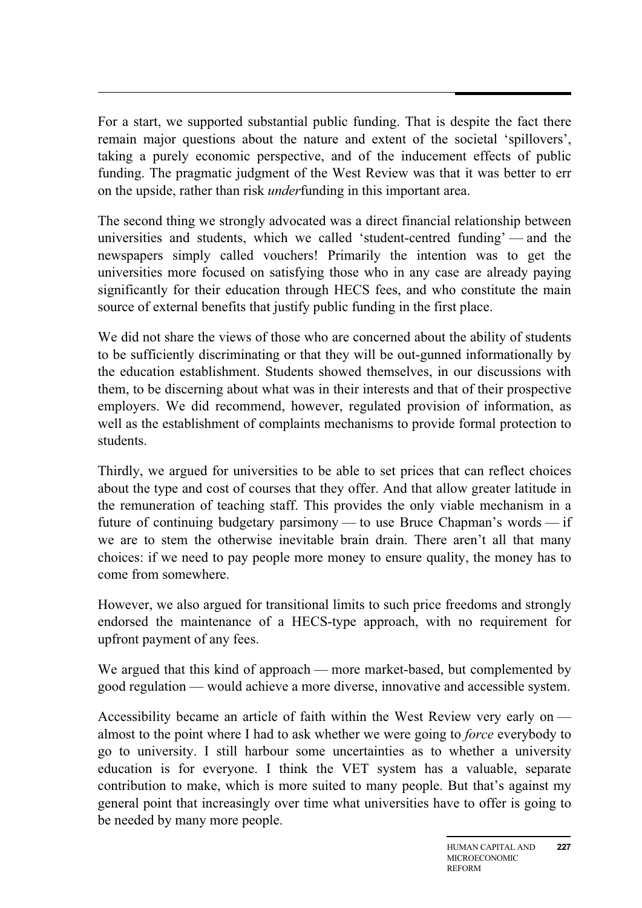For a start, we supported substantial public funding. That is despite the fact there remain major questions about the nature and extent of the societal 'spillovers', taking a purely economic perspective, and of the inducement effects of public funding. The pragmatic judgment of the West Review was that it was better to err on the upside, rather than risk *under*funding in this important area.

The second thing we strongly advocated was a direct financial relationship between universities and students, which we called 'student-centred funding' — and the newspapers simply called vouchers! Primarily the intention was to get the universities more focused on satisfying those who in any case are already paying significantly for their education through HECS fees, and who constitute the main source of external benefits that justify public funding in the first place.

We did not share the views of those who are concerned about the ability of students to be sufficiently discriminating or that they will be out-gunned informationally by the education establishment. Students showed themselves, in our discussions with them, to be discerning about what was in their interests and that of their prospective employers. We did recommend, however, regulated provision of information, as well as the establishment of complaints mechanisms to provide formal protection to students.

Thirdly, we argued for universities to be able to set prices that can reflect choices about the type and cost of courses that they offer. And that allow greater latitude in the remuneration of teaching staff. This provides the only viable mechanism in a future of continuing budgetary parsimony — to use Bruce Chapman's words — if we are to stem the otherwise inevitable brain drain. There aren't all that many choices: if we need to pay people more money to ensure quality, the money has to come from somewhere.

However, we also argued for transitional limits to such price freedoms and strongly endorsed the maintenance of a HECS-type approach, with no requirement for upfront payment of any fees.

We argued that this kind of approach — more market-based, but complemented by good regulation — would achieve a more diverse, innovative and accessible system.

Accessibility became an article of faith within the West Review very early on — almost to the point where I had to ask whether we were going to *force* everybody to go to university. I still harbour some uncertainties as to whether a university education is for everyone. I think the VET system has a valuable, separate contribution to make, which is more suited to many people. But that's against my general point that increasingly over time what universities have to offer is going to be needed by many more people.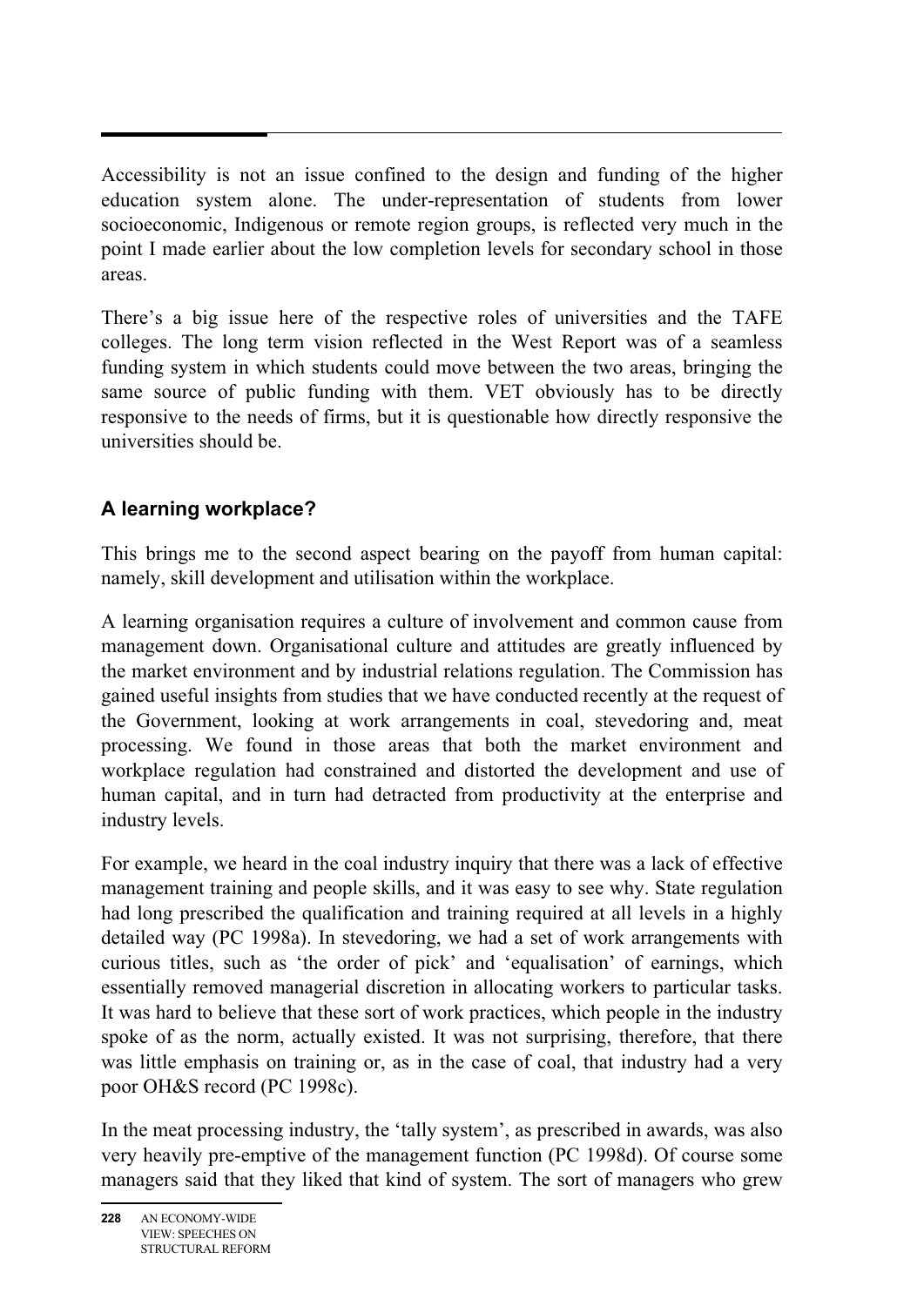Accessibility is not an issue confined to the design and funding of the higher education system alone. The under-representation of students from lower socioeconomic, Indigenous or remote region groups, is reflected very much in the point I made earlier about the low completion levels for secondary school in those areas.

There's a big issue here of the respective roles of universities and the TAFE colleges. The long term vision reflected in the West Report was of a seamless funding system in which students could move between the two areas, bringing the same source of public funding with them. VET obviously has to be directly responsive to the needs of firms, but it is questionable how directly responsive the universities should be.

### A learning workplace?

This brings me to the second aspect bearing on the payoff from human capital: namely, skill development and utilisation within the workplace.

A learning organisation requires a culture of involvement and common cause from management down. Organisational culture and attitudes are greatly influenced by the market environment and by industrial relations regulation. The Commission has gained useful insights from studies that we have conducted recently at the request of the Government, looking at work arrangements in coal, stevedoring and, meat processing. We found in those areas that both the market environment and workplace regulation had constrained and distorted the development and use of human capital, and in turn had detracted from productivity at the enterprise and industry levels.

For example, we heard in the coal industry inquiry that there was a lack of effective management training and people skills, and it was easy to see why. State regulation had long prescribed the qualification and training required at all levels in a highly detailed way (PC 1998a). In stevedoring, we had a set of work arrangements with curious titles, such as 'the order of pick' and 'equalisation' of earnings, which essentially removed managerial discretion in allocating workers to particular tasks. It was hard to believe that these sort of work practices, which people in the industry spoke of as the norm, actually existed. It was not surprising, therefore, that there was little emphasis on training or, as in the case of coal, that industry had a very poor OH&S record (PC 1998c).

In the meat processing industry, the 'tally system', as prescribed in awards, was also very heavily pre-emptive of the management function (PC 1998d). Of course some managers said that they liked that kind of system. The sort of managers who grew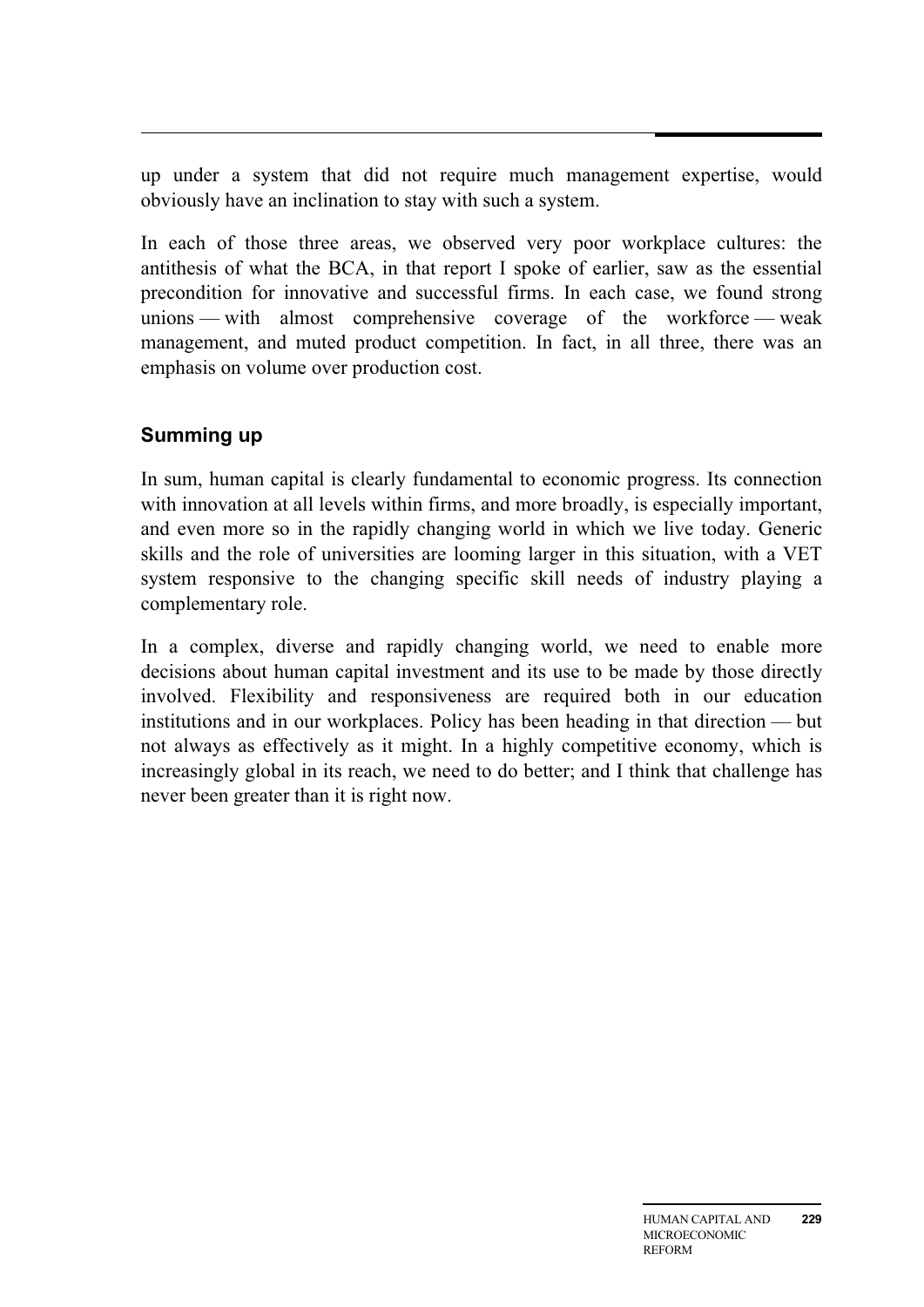up under a system that did not require much management expertise, would obviously have an inclination to stay with such a system.

In each of those three areas, we observed very poor workplace cultures: the antithesis of what the BCA, in that report I spoke of earlier, saw as the essential precondition for innovative and successful firms. In each case, we found strong unions — with almost comprehensive coverage of the workforce — weak management, and muted product competition. In fact, in all three, there was an emphasis on volume over production cost.

### Summing up

In sum, human capital is clearly fundamental to economic progress. Its connection with innovation at all levels within firms, and more broadly, is especially important, and even more so in the rapidly changing world in which we live today. Generic skills and the role of universities are looming larger in this situation, with a VET system responsive to the changing specific skill needs of industry playing a complementary role.

In a complex, diverse and rapidly changing world, we need to enable more decisions about human capital investment and its use to be made by those directly involved. Flexibility and responsiveness are required both in our education institutions and in our workplaces. Policy has been heading in that direction — but not always as effectively as it might. In a highly competitive economy, which is increasingly global in its reach, we need to do better; and I think that challenge has never been greater than it is right now.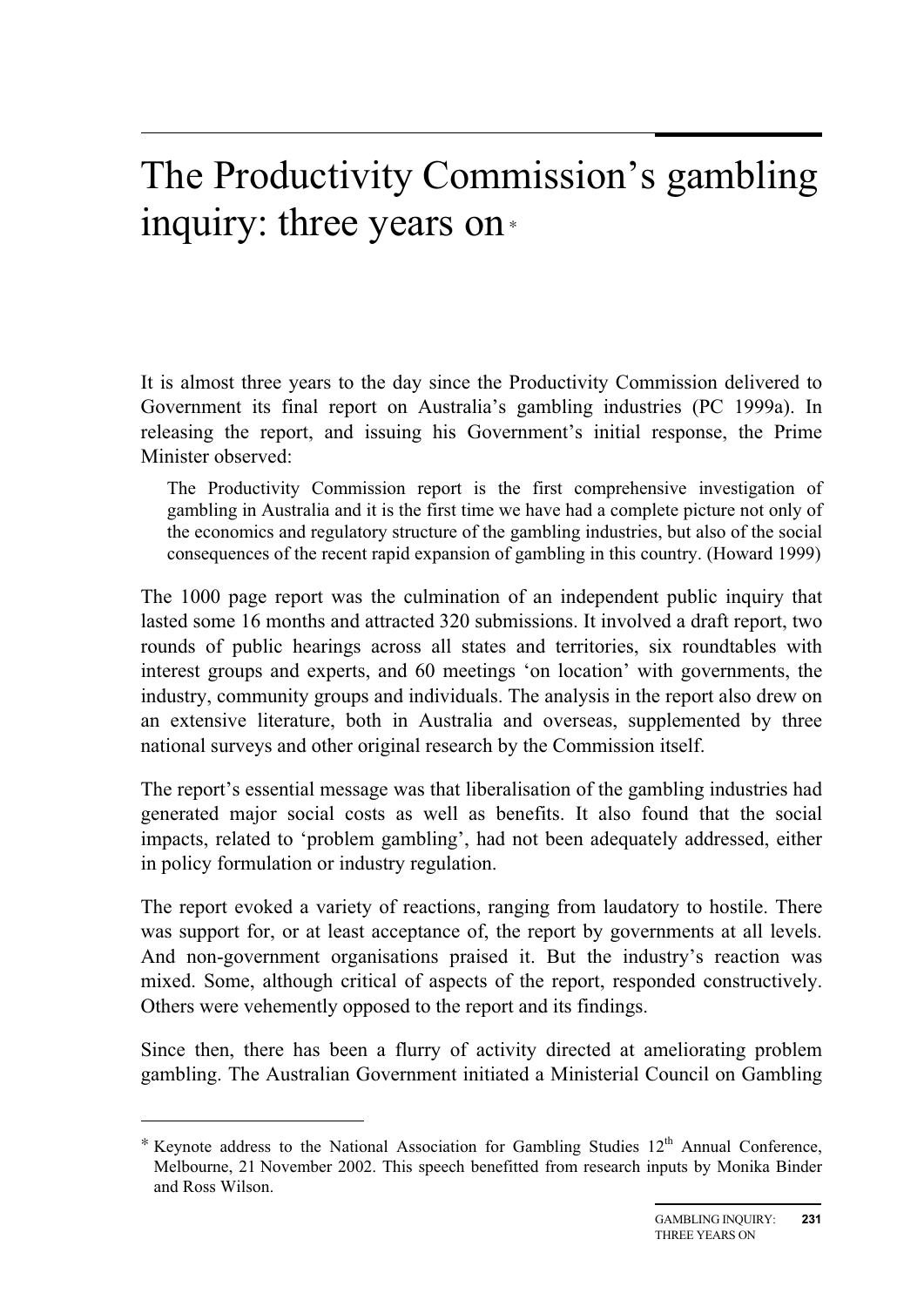# The Productivity Commission's gambling inquiry: three years on *

It is almost three years to the day since the Productivity Commission delivered to Government its final report on Australia's gambling industries (PC 1999a). In releasing the report, and issuing his Government's initial response, the Prime Minister observed:

> The Productivity Commission report is the first comprehensive investigation of gambling in Australia and it is the first time we have had a complete picture not only of the economics and regulatory structure of the gambling industries, but also of the social consequences of the recent rapid expansion of gambling in this country. (Howard 1999)

The 1000 page report was the culmination of an independent public inquiry that lasted some 16 months and attracted 320 submissions. It involved a draft report, two rounds of public hearings across all states and territories, six roundtables with interest groups and experts, and 60 meetings 'on location' with governments, the industry, community groups and individuals. The analysis in the report also drew on an extensive literature, both in Australia and overseas, supplemented by three national surveys and other original research by the Commission itself.

The report's essential message was that liberalisation of the gambling industries had generated major social costs as well as benefits. It also found that the social impacts, related to 'problem gambling', had not been adequately addressed, either in policy formulation or industry regulation.

The report evoked a variety of reactions, ranging from laudatory to hostile. There was support for, or at least acceptance of, the report by governments at all levels. And non-government organisations praised it. But the industry's reaction was mixed. Some, although critical of aspects of the report, responded constructively. Others were vehemently opposed to the report and its findings.

Since then, there has been a flurry of activity directed at ameliorating problem gambling. The Australian Government initiated a Ministerial Council on Gambling

---

\* Keynote address to the National Association for Gambling Studies 12th Annual Conference, Melbourne, 21 November 2002. This speech benefitted from research inputs by Monika Binder and Ross Wilson.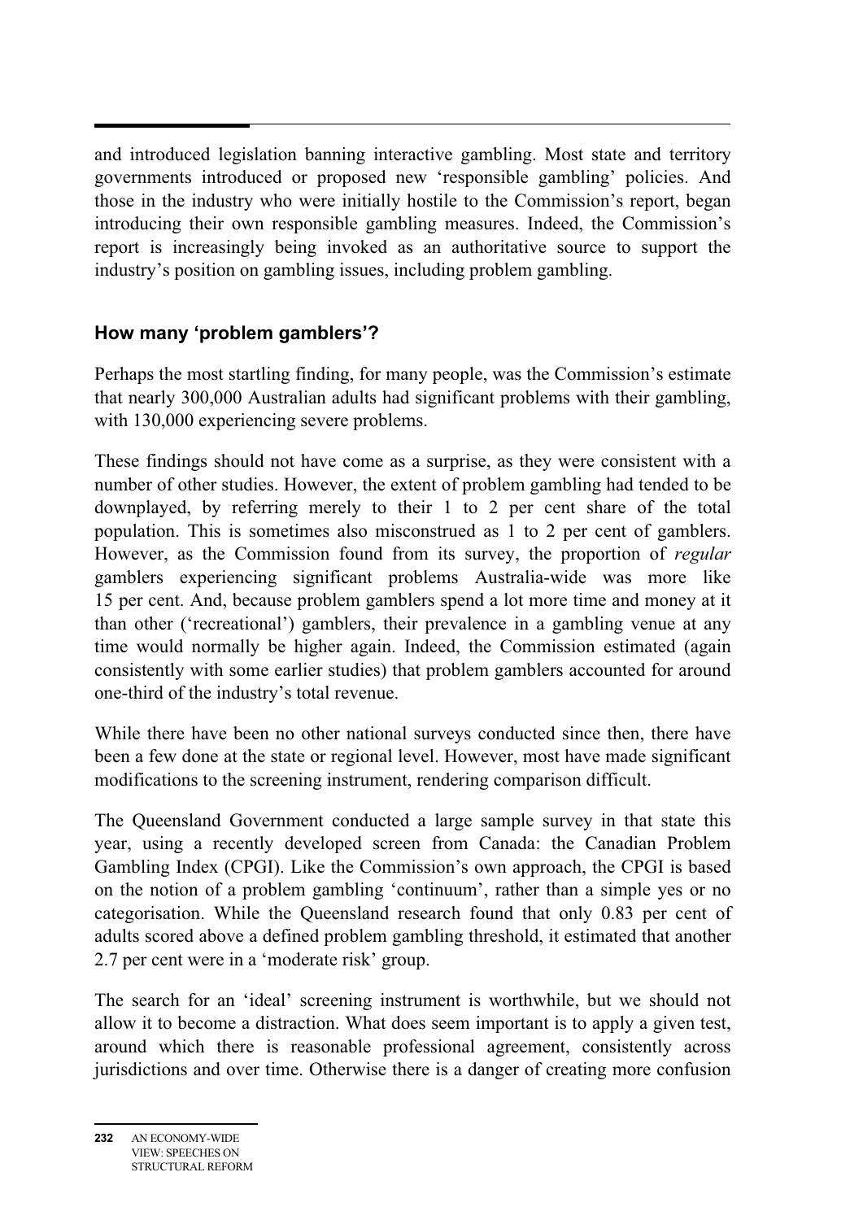and introduced legislation banning interactive gambling. Most state and territory governments introduced or proposed new 'responsible gambling' policies. And those in the industry who were initially hostile to the Commission's report, began introducing their own responsible gambling measures. Indeed, the Commission's report is increasingly being invoked as an authoritative source to support the industry's position on gambling issues, including problem gambling.

## How many 'problem gamblers'?

Perhaps the most startling finding, for many people, was the Commission's estimate that nearly 300,000 Australian adults had significant problems with their gambling, with 130,000 experiencing severe problems.

These findings should not have come as a surprise, as they were consistent with a number of other studies. However, the extent of problem gambling had tended to be downplayed, by referring merely to their 1 to 2 per cent share of the total population. This is sometimes also misconstrued as 1 to 2 per cent of gamblers. However, as the Commission found from its survey, the proportion of *regular* gamblers experiencing significant problems Australia-wide was more like 15 per cent. And, because problem gamblers spend a lot more time and money at it than other ('recreational') gamblers, their prevalence in a gambling venue at any time would normally be higher again. Indeed, the Commission estimated (again consistently with some earlier studies) that problem gamblers accounted for around one-third of the industry's total revenue.

While there have been no other national surveys conducted since then, there have been a few done at the state or regional level. However, most have made significant modifications to the screening instrument, rendering comparison difficult.

The Queensland Government conducted a large sample survey in that state this year, using a recently developed screen from Canada: the Canadian Problem Gambling Index (CPGI). Like the Commission's own approach, the CPGI is based on the notion of a problem gambling 'continuum', rather than a simple yes or no categorisation. While the Queensland research found that only 0.83 per cent of adults scored above a defined problem gambling threshold, it estimated that another 2.7 per cent were in a 'moderate risk' group.

The search for an 'ideal' screening instrument is worthwhile, but we should not allow it to become a distraction. What does seem important is to apply a given test, around which there is reasonable professional agreement, consistently across jurisdictions and over time. Otherwise there is a danger of creating more confusion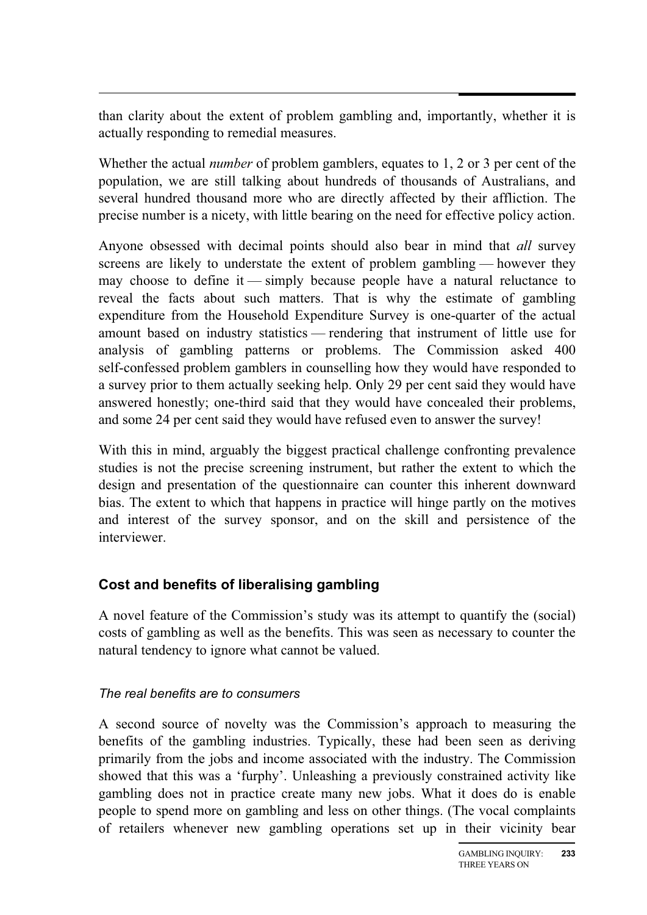than clarity about the extent of problem gambling and, importantly, whether it is actually responding to remedial measures.

Whether the actual *number* of problem gamblers, equates to 1, 2 or 3 per cent of the population, we are still talking about hundreds of thousands of Australians, and several hundred thousand more who are directly affected by their affliction. The precise number is a nicety, with little bearing on the need for effective policy action.

Anyone obsessed with decimal points should also bear in mind that *all* survey screens are likely to understate the extent of problem gambling — however they may choose to define it — simply because people have a natural reluctance to reveal the facts about such matters. That is why the estimate of gambling expenditure from the Household Expenditure Survey is one-quarter of the actual amount based on industry statistics — rendering that instrument of little use for analysis of gambling patterns or problems. The Commission asked 400 self-confessed problem gamblers in counselling how they would have responded to a survey prior to them actually seeking help. Only 29 per cent said they would have answered honestly; one-third said that they would have concealed their problems, and some 24 per cent said they would have refused even to answer the survey!

With this in mind, arguably the biggest practical challenge confronting prevalence studies is not the precise screening instrument, but rather the extent to which the design and presentation of the questionnaire can counter this inherent downward bias. The extent to which that happens in practice will hinge partly on the motives and interest of the survey sponsor, and on the skill and persistence of the interviewer.

## Cost and benefits of liberalising gambling

A novel feature of the Commission's study was its attempt to quantify the (social) costs of gambling as well as the benefits. This was seen as necessary to counter the natural tendency to ignore what cannot be valued.

### *The real benefits are to consumers*

A second source of novelty was the Commission's approach to measuring the benefits of the gambling industries. Typically, these had been seen as deriving primarily from the jobs and income associated with the industry. The Commission showed that this was a 'furphy'. Unleashing a previously constrained activity like gambling does not in practice create many new jobs. What it does do is enable people to spend more on gambling and less on other things. (The vocal complaints of retailers whenever new gambling operations set up in their vicinity bear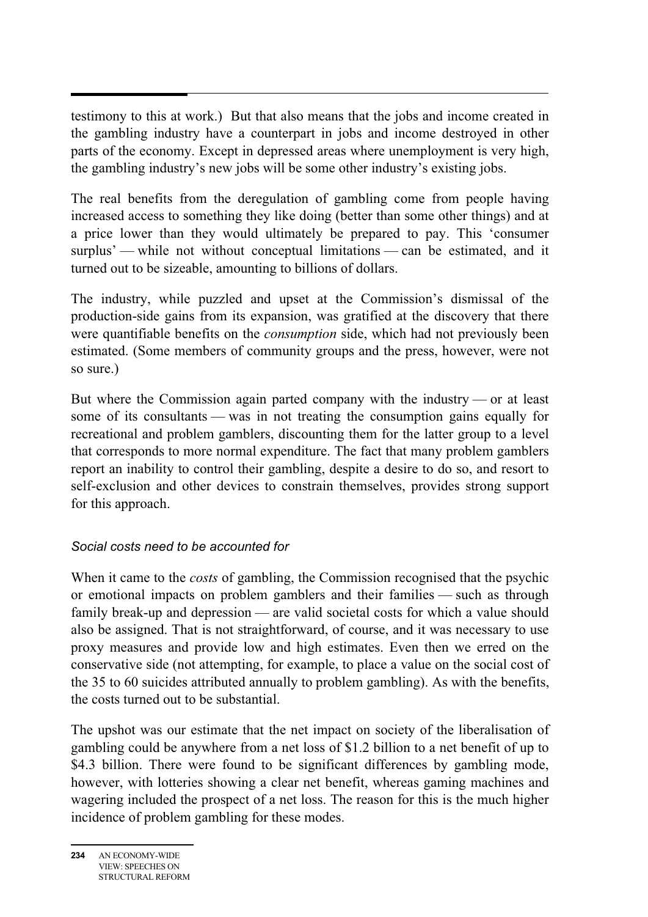testimony to this at work.) But that also means that the jobs and income created in the gambling industry have a counterpart in jobs and income destroyed in other parts of the economy. Except in depressed areas where unemployment is very high, the gambling industry's new jobs will be some other industry's existing jobs.

The real benefits from the deregulation of gambling come from people having increased access to something they like doing (better than some other things) and at a price lower than they would ultimately be prepared to pay. This 'consumer surplus' — while not without conceptual limitations — can be estimated, and it turned out to be sizeable, amounting to billions of dollars.

The industry, while puzzled and upset at the Commission's dismissal of the production-side gains from its expansion, was gratified at the discovery that there were quantifiable benefits on the *consumption* side, which had not previously been estimated. (Some members of community groups and the press, however, were not so sure.)

But where the Commission again parted company with the industry — or at least some of its consultants — was in not treating the consumption gains equally for recreational and problem gamblers, discounting them for the latter group to a level that corresponds to more normal expenditure. The fact that many problem gamblers report an inability to control their gambling, despite a desire to do so, and resort to self-exclusion and other devices to constrain themselves, provides strong support for this approach.

### *Social costs need to be accounted for*

When it came to the *costs* of gambling, the Commission recognised that the psychic or emotional impacts on problem gamblers and their families — such as through family break-up and depression — are valid societal costs for which a value should also be assigned. That is not straightforward, of course, and it was necessary to use proxy measures and provide low and high estimates. Even then we erred on the conservative side (not attempting, for example, to place a value on the social cost of the 35 to 60 suicides attributed annually to problem gambling). As with the benefits, the costs turned out to be substantial.

The upshot was our estimate that the net impact on society of the liberalisation of gambling could be anywhere from a net loss of $1.2 billion to a net benefit of up to $4.3 billion. There were found to be significant differences by gambling mode, however, with lotteries showing a clear net benefit, whereas gaming machines and wagering included the prospect of a net loss. The reason for this is the much higher incidence of problem gambling for these modes.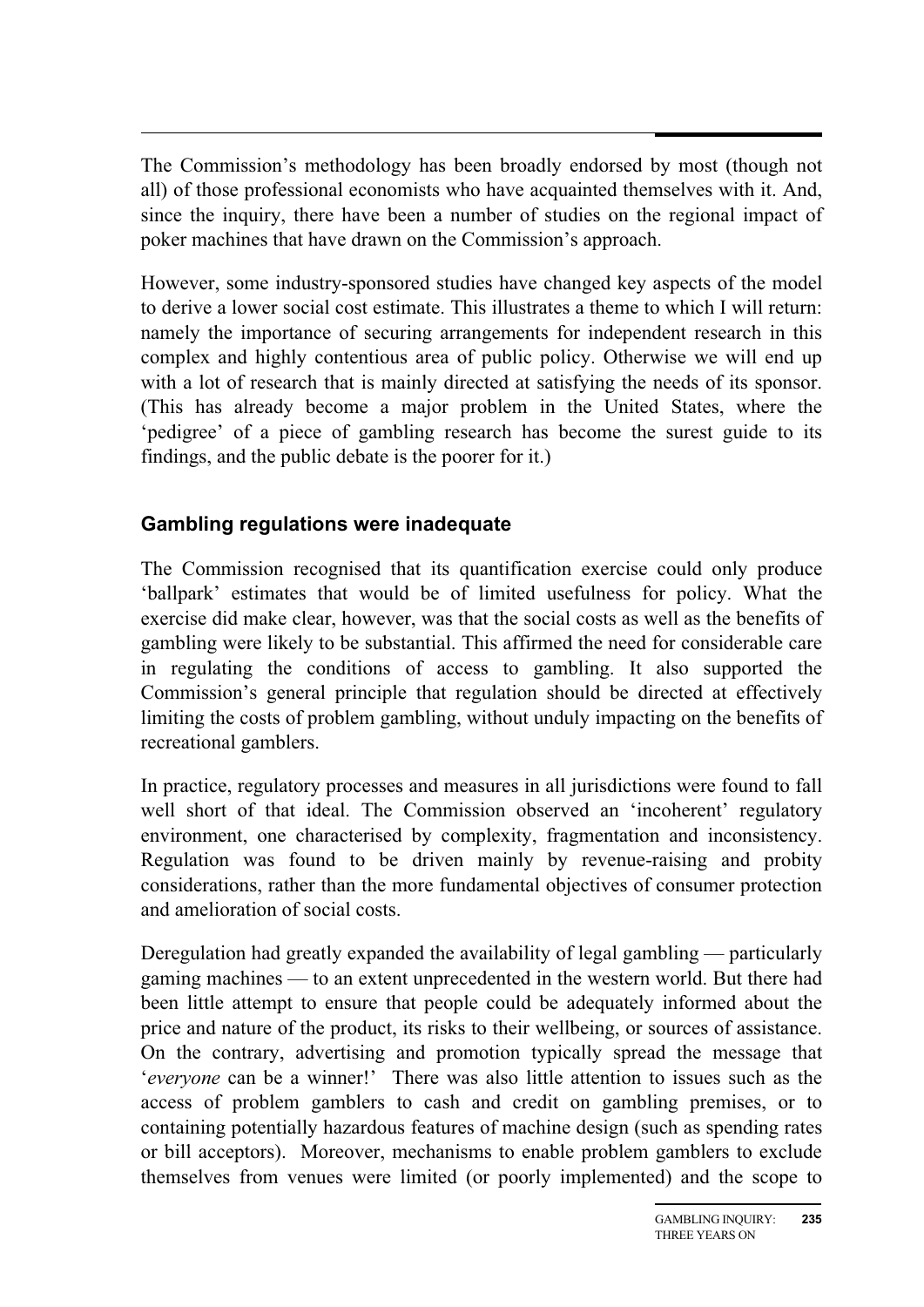The Commission's methodology has been broadly endorsed by most (though not all) of those professional economists who have acquainted themselves with it. And, since the inquiry, there have been a number of studies on the regional impact of poker machines that have drawn on the Commission's approach.

However, some industry-sponsored studies have changed key aspects of the model to derive a lower social cost estimate. This illustrates a theme to which I will return: namely the importance of securing arrangements for independent research in this complex and highly contentious area of public policy. Otherwise we will end up with a lot of research that is mainly directed at satisfying the needs of its sponsor. (This has already become a major problem in the United States, where the 'pedigree' of a piece of gambling research has become the surest guide to its findings, and the public debate is the poorer for it.)

### Gambling regulations were inadequate

The Commission recognised that its quantification exercise could only produce 'ballpark' estimates that would be of limited usefulness for policy. What the exercise did make clear, however, was that the social costs as well as the benefits of gambling were likely to be substantial. This affirmed the need for considerable care in regulating the conditions of access to gambling. It also supported the Commission's general principle that regulation should be directed at effectively limiting the costs of problem gambling, without unduly impacting on the benefits of recreational gamblers.

In practice, regulatory processes and measures in all jurisdictions were found to fall well short of that ideal. The Commission observed an 'incoherent' regulatory environment, one characterised by complexity, fragmentation and inconsistency. Regulation was found to be driven mainly by revenue-raising and probity considerations, rather than the more fundamental objectives of consumer protection and amelioration of social costs.

Deregulation had greatly expanded the availability of legal gambling — particularly gaming machines — to an extent unprecedented in the western world. But there had been little attempt to ensure that people could be adequately informed about the price and nature of the product, its risks to their wellbeing, or sources of assistance. On the contrary, advertising and promotion typically spread the message that '*everyone* can be a winner!' There was also little attention to issues such as the access of problem gamblers to cash and credit on gambling premises, or to containing potentially hazardous features of machine design (such as spending rates or bill acceptors). Moreover, mechanisms to enable problem gamblers to exclude themselves from venues were limited (or poorly implemented) and the scope to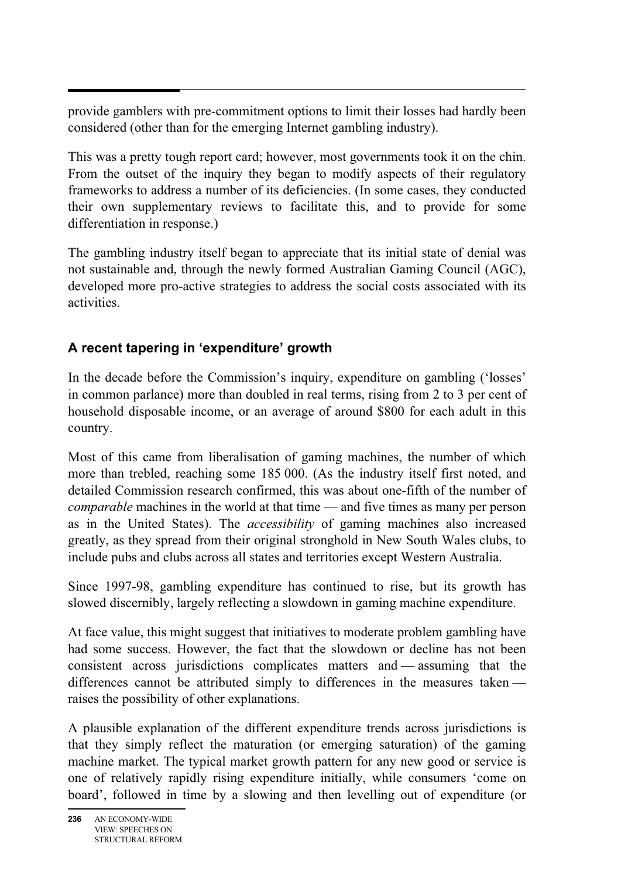provide gamblers with pre-commitment options to limit their losses had hardly been considered (other than for the emerging Internet gambling industry).

This was a pretty tough report card; however, most governments took it on the chin. From the outset of the inquiry they began to modify aspects of their regulatory frameworks to address a number of its deficiencies. (In some cases, they conducted their own supplementary reviews to facilitate this, and to provide for some differentiation in response.)

The gambling industry itself began to appreciate that its initial state of denial was not sustainable and, through the newly formed Australian Gaming Council (AGC), developed more pro-active strategies to address the social costs associated with its activities.

### A recent tapering in 'expenditure' growth

In the decade before the Commission's inquiry, expenditure on gambling ('losses' in common parlance) more than doubled in real terms, rising from 2 to 3 per cent of household disposable income, or an average of around $800 for each adult in this country.

Most of this came from liberalisation of gaming machines, the number of which more than trebled, reaching some 185 000. (As the industry itself first noted, and detailed Commission research confirmed, this was about one-fifth of the number of *comparable* machines in the world at that time — and five times as many per person as in the United States). The *accessibility* of gaming machines also increased greatly, as they spread from their original stronghold in New South Wales clubs, to include pubs and clubs across all states and territories except Western Australia.

Since 1997-98, gambling expenditure has continued to rise, but its growth has slowed discernibly, largely reflecting a slowdown in gaming machine expenditure.

At face value, this might suggest that initiatives to moderate problem gambling have had some success. However, the fact that the slowdown or decline has not been consistent across jurisdictions complicates matters and — assuming that the differences cannot be attributed simply to differences in the measures taken — raises the possibility of other explanations.

A plausible explanation of the different expenditure trends across jurisdictions is that they simply reflect the maturation (or emerging saturation) of the gaming machine market. The typical market growth pattern for any new good or service is one of relatively rapidly rising expenditure initially, while consumers 'come on board', followed in time by a slowing and then levelling out of expenditure (or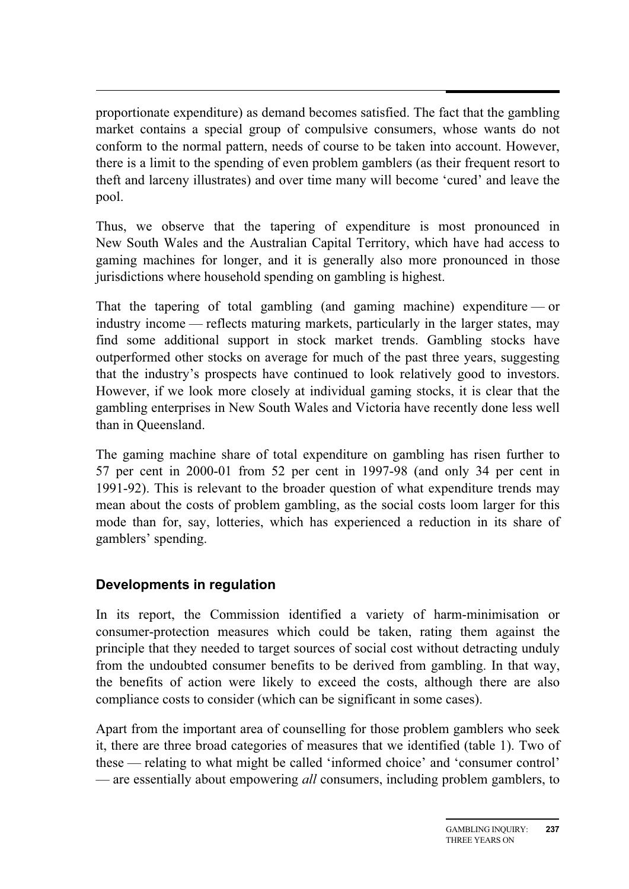proportionate expenditure) as demand becomes satisfied. The fact that the gambling market contains a special group of compulsive consumers, whose wants do not conform to the normal pattern, needs of course to be taken into account. However, there is a limit to the spending of even problem gamblers (as their frequent resort to theft and larceny illustrates) and over time many will become 'cured' and leave the pool.

Thus, we observe that the tapering of expenditure is most pronounced in New South Wales and the Australian Capital Territory, which have had access to gaming machines for longer, and it is generally also more pronounced in those jurisdictions where household spending on gambling is highest.

That the tapering of total gambling (and gaming machine) expenditure — or industry income — reflects maturing markets, particularly in the larger states, may find some additional support in stock market trends. Gambling stocks have outperformed other stocks on average for much of the past three years, suggesting that the industry's prospects have continued to look relatively good to investors. However, if we look more closely at individual gaming stocks, it is clear that the gambling enterprises in New South Wales and Victoria have recently done less well than in Queensland.

The gaming machine share of total expenditure on gambling has risen further to 57 per cent in 2000-01 from 52 per cent in 1997-98 (and only 34 per cent in 1991-92). This is relevant to the broader question of what expenditure trends may mean about the costs of problem gambling, as the social costs loom larger for this mode than for, say, lotteries, which has experienced a reduction in its share of gamblers' spending.

## Developments in regulation

In its report, the Commission identified a variety of harm-minimisation or consumer-protection measures which could be taken, rating them against the principle that they needed to target sources of social cost without detracting unduly from the undoubted consumer benefits to be derived from gambling. In that way, the benefits of action were likely to exceed the costs, although there are also compliance costs to consider (which can be significant in some cases).

Apart from the important area of counselling for those problem gamblers who seek it, there are three broad categories of measures that we identified (table 1). Two of these — relating to what might be called 'informed choice' and 'consumer control' — are essentially about empowering *all* consumers, including problem gamblers, to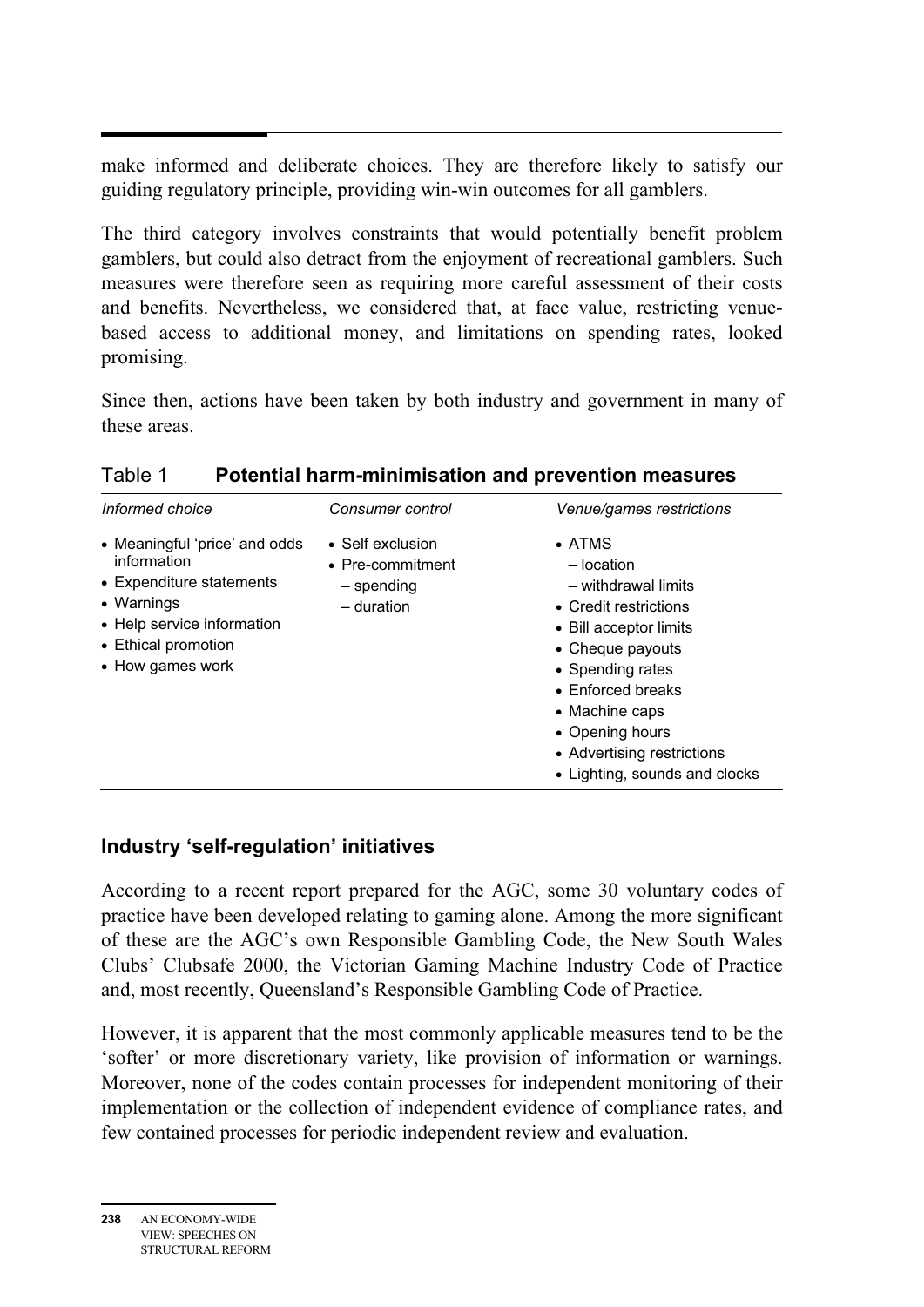make informed and deliberate choices. They are therefore likely to satisfy our guiding regulatory principle, providing win-win outcomes for all gamblers.

The third category involves constraints that would potentially benefit problem gamblers, but could also detract from the enjoyment of recreational gamblers. Such measures were therefore seen as requiring more careful assessment of their costs and benefits. Nevertheless, we considered that, at face value, restricting venue-based access to additional money, and limitations on spending rates, looked promising.

Since then, actions have been taken by both industry and government in many of these areas.

Table 1 **Potential harm-minimisation and prevention measures**

| *Informed choice* | *Consumer control* | *Venue/games restrictions* |
|---|---|---|
| • Meaningful 'price' and odds information<br>• Expenditure statements<br>• Warnings<br>• Help service information<br>• Ethical promotion<br>• How games work | • Self exclusion<br>• Pre-commitment<br>– spending<br>– duration | • ATMS<br>– location<br>– withdrawal limits<br>• Credit restrictions<br>• Bill acceptor limits<br>• Cheque payouts<br>• Spending rates<br>• Enforced breaks<br>• Machine caps<br>• Opening hours<br>• Advertising restrictions<br>• Lighting, sounds and clocks |

## Industry 'self-regulation' initiatives

According to a recent report prepared for the AGC, some 30 voluntary codes of practice have been developed relating to gaming alone. Among the more significant of these are the AGC's own Responsible Gambling Code, the New South Wales Clubs' Clubsafe 2000, the Victorian Gaming Machine Industry Code of Practice and, most recently, Queensland's Responsible Gambling Code of Practice.

However, it is apparent that the most commonly applicable measures tend to be the 'softer' or more discretionary variety, like provision of information or warnings. Moreover, none of the codes contain processes for independent monitoring of their implementation or the collection of independent evidence of compliance rates, and few contained processes for periodic independent review and evaluation.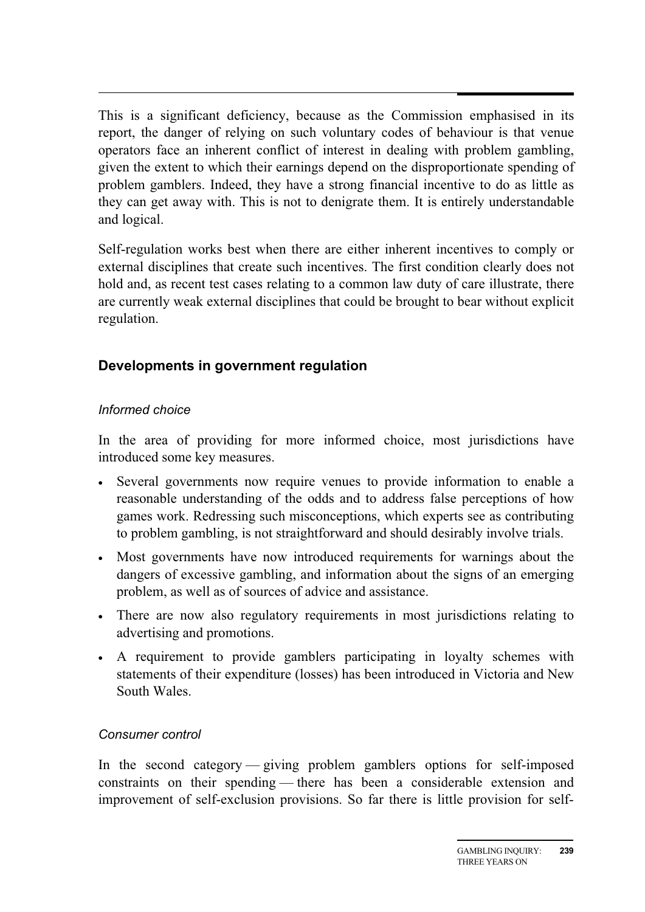This is a significant deficiency, because as the Commission emphasised in its report, the danger of relying on such voluntary codes of behaviour is that venue operators face an inherent conflict of interest in dealing with problem gambling, given the extent to which their earnings depend on the disproportionate spending of problem gamblers. Indeed, they have a strong financial incentive to do as little as they can get away with. This is not to denigrate them. It is entirely understandable and logical.

Self-regulation works best when there are either inherent incentives to comply or external disciplines that create such incentives. The first condition clearly does not hold and, as recent test cases relating to a common law duty of care illustrate, there are currently weak external disciplines that could be brought to bear without explicit regulation.

### Developments in government regulation

*Informed choice*

In the area of providing for more informed choice, most jurisdictions have introduced some key measures.

- Several governments now require venues to provide information to enable a reasonable understanding of the odds and to address false perceptions of how games work. Redressing such misconceptions, which experts see as contributing to problem gambling, is not straightforward and should desirably involve trials.
- Most governments have now introduced requirements for warnings about the dangers of excessive gambling, and information about the signs of an emerging problem, as well as of sources of advice and assistance.
- There are now also regulatory requirements in most jurisdictions relating to advertising and promotions.
- A requirement to provide gamblers participating in loyalty schemes with statements of their expenditure (losses) has been introduced in Victoria and New South Wales.

*Consumer control*

In the second category — giving problem gamblers options for self-imposed constraints on their spending — there has been a considerable extension and improvement of self-exclusion provisions. So far there is little provision for self-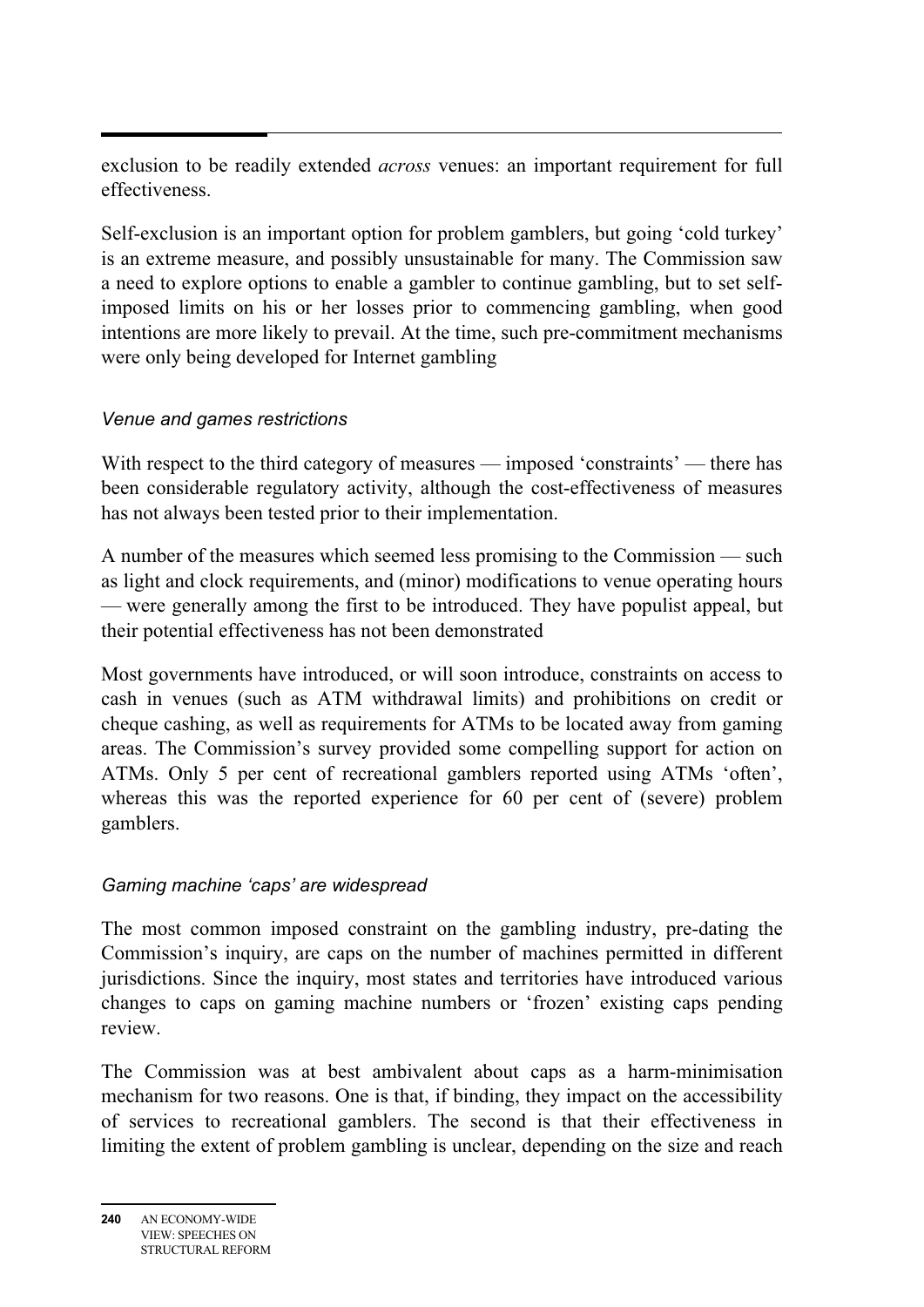exclusion to be readily extended *across* venues: an important requirement for full effectiveness.

Self-exclusion is an important option for problem gamblers, but going 'cold turkey' is an extreme measure, and possibly unsustainable for many. The Commission saw a need to explore options to enable a gambler to continue gambling, but to set self-imposed limits on his or her losses prior to commencing gambling, when good intentions are more likely to prevail. At the time, such pre-commitment mechanisms were only being developed for Internet gambling

### *Venue and games restrictions*

With respect to the third category of measures — imposed 'constraints' — there has been considerable regulatory activity, although the cost-effectiveness of measures has not always been tested prior to their implementation.

A number of the measures which seemed less promising to the Commission — such as light and clock requirements, and (minor) modifications to venue operating hours — were generally among the first to be introduced. They have populist appeal, but their potential effectiveness has not been demonstrated

Most governments have introduced, or will soon introduce, constraints on access to cash in venues (such as ATM withdrawal limits) and prohibitions on credit or cheque cashing, as well as requirements for ATMs to be located away from gaming areas. The Commission's survey provided some compelling support for action on ATMs. Only 5 per cent of recreational gamblers reported using ATMs 'often', whereas this was the reported experience for 60 per cent of (severe) problem gamblers.

### *Gaming machine 'caps' are widespread*

The most common imposed constraint on the gambling industry, pre-dating the Commission's inquiry, are caps on the number of machines permitted in different jurisdictions. Since the inquiry, most states and territories have introduced various changes to caps on gaming machine numbers or 'frozen' existing caps pending review.

The Commission was at best ambivalent about caps as a harm-minimisation mechanism for two reasons. One is that, if binding, they impact on the accessibility of services to recreational gamblers. The second is that their effectiveness in limiting the extent of problem gambling is unclear, depending on the size and reach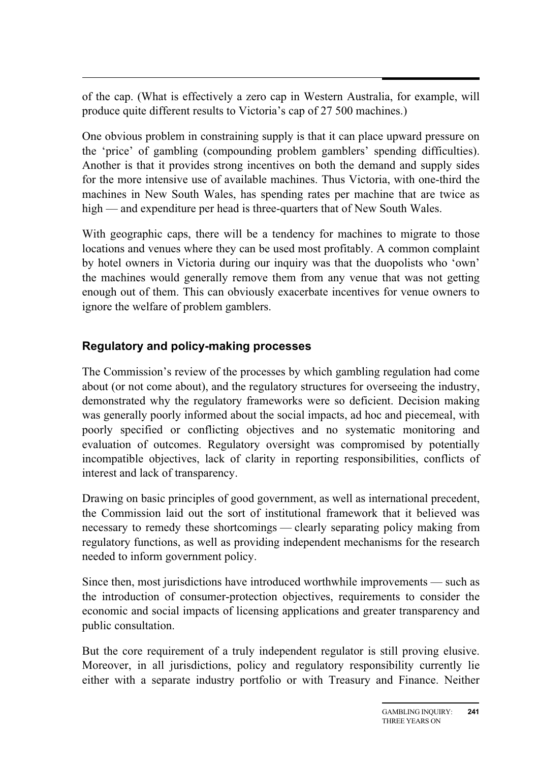of the cap. (What is effectively a zero cap in Western Australia, for example, will produce quite different results to Victoria's cap of 27 500 machines.)

One obvious problem in constraining supply is that it can place upward pressure on the 'price' of gambling (compounding problem gamblers' spending difficulties). Another is that it provides strong incentives on both the demand and supply sides for the more intensive use of available machines. Thus Victoria, with one-third the machines in New South Wales, has spending rates per machine that are twice as high — and expenditure per head is three-quarters that of New South Wales.

With geographic caps, there will be a tendency for machines to migrate to those locations and venues where they can be used most profitably. A common complaint by hotel owners in Victoria during our inquiry was that the duopolists who 'own' the machines would generally remove them from any venue that was not getting enough out of them. This can obviously exacerbate incentives for venue owners to ignore the welfare of problem gamblers.

### Regulatory and policy-making processes

The Commission's review of the processes by which gambling regulation had come about (or not come about), and the regulatory structures for overseeing the industry, demonstrated why the regulatory frameworks were so deficient. Decision making was generally poorly informed about the social impacts, ad hoc and piecemeal, with poorly specified or conflicting objectives and no systematic monitoring and evaluation of outcomes. Regulatory oversight was compromised by potentially incompatible objectives, lack of clarity in reporting responsibilities, conflicts of interest and lack of transparency.

Drawing on basic principles of good government, as well as international precedent, the Commission laid out the sort of institutional framework that it believed was necessary to remedy these shortcomings — clearly separating policy making from regulatory functions, as well as providing independent mechanisms for the research needed to inform government policy.

Since then, most jurisdictions have introduced worthwhile improvements — such as the introduction of consumer-protection objectives, requirements to consider the economic and social impacts of licensing applications and greater transparency and public consultation.

But the core requirement of a truly independent regulator is still proving elusive. Moreover, in all jurisdictions, policy and regulatory responsibility currently lie either with a separate industry portfolio or with Treasury and Finance. Neither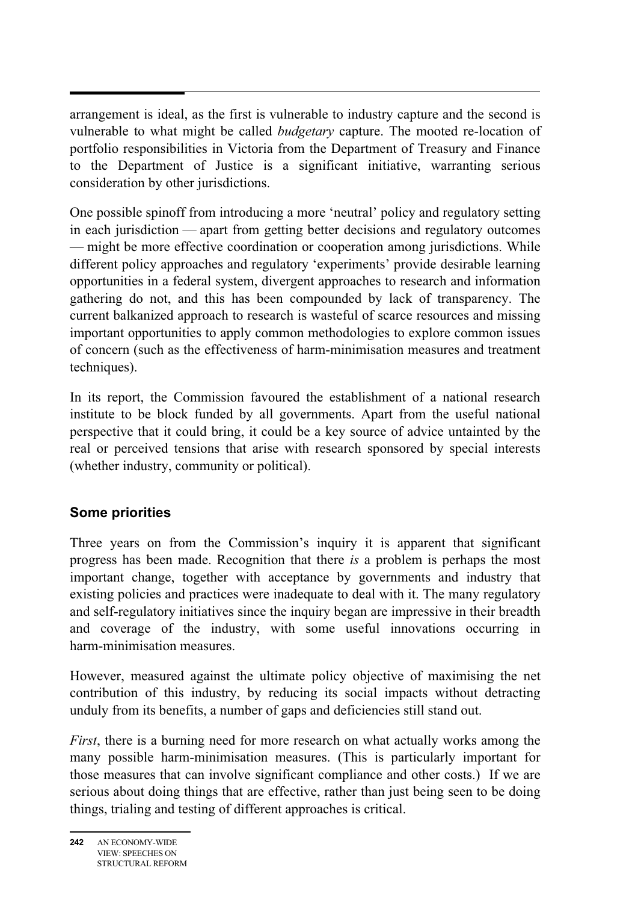arrangement is ideal, as the first is vulnerable to industry capture and the second is vulnerable to what might be called *budgetary* capture. The mooted re-location of portfolio responsibilities in Victoria from the Department of Treasury and Finance to the Department of Justice is a significant initiative, warranting serious consideration by other jurisdictions.

One possible spinoff from introducing a more 'neutral' policy and regulatory setting in each jurisdiction — apart from getting better decisions and regulatory outcomes — might be more effective coordination or cooperation among jurisdictions. While different policy approaches and regulatory 'experiments' provide desirable learning opportunities in a federal system, divergent approaches to research and information gathering do not, and this has been compounded by lack of transparency. The current balkanized approach to research is wasteful of scarce resources and missing important opportunities to apply common methodologies to explore common issues of concern (such as the effectiveness of harm-minimisation measures and treatment techniques).

In its report, the Commission favoured the establishment of a national research institute to be block funded by all governments. Apart from the useful national perspective that it could bring, it could be a key source of advice untainted by the real or perceived tensions that arise with research sponsored by special interests (whether industry, community or political).

## Some priorities

Three years on from the Commission's inquiry it is apparent that significant progress has been made. Recognition that there *is* a problem is perhaps the most important change, together with acceptance by governments and industry that existing policies and practices were inadequate to deal with it. The many regulatory and self-regulatory initiatives since the inquiry began are impressive in their breadth and coverage of the industry, with some useful innovations occurring in harm-minimisation measures.

However, measured against the ultimate policy objective of maximising the net contribution of this industry, by reducing its social impacts without detracting unduly from its benefits, a number of gaps and deficiencies still stand out.

*First*, there is a burning need for more research on what actually works among the many possible harm-minimisation measures. (This is particularly important for those measures that can involve significant compliance and other costs.) If we are serious about doing things that are effective, rather than just being seen to be doing things, trialing and testing of different approaches is critical.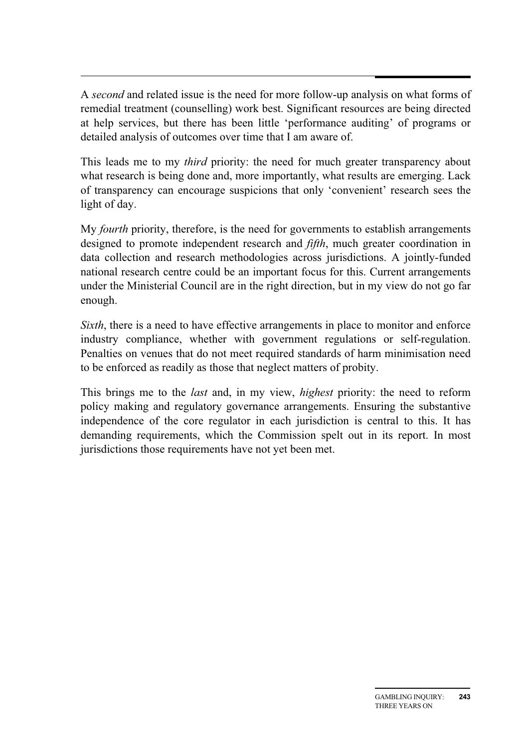A *second* and related issue is the need for more follow-up analysis on what forms of remedial treatment (counselling) work best. Significant resources are being directed at help services, but there has been little 'performance auditing' of programs or detailed analysis of outcomes over time that I am aware of.

This leads me to my *third* priority: the need for much greater transparency about what research is being done and, more importantly, what results are emerging. Lack of transparency can encourage suspicions that only 'convenient' research sees the light of day.

My *fourth* priority, therefore, is the need for governments to establish arrangements designed to promote independent research and *fifth*, much greater coordination in data collection and research methodologies across jurisdictions. A jointly-funded national research centre could be an important focus for this. Current arrangements under the Ministerial Council are in the right direction, but in my view do not go far enough.

*Sixth*, there is a need to have effective arrangements in place to monitor and enforce industry compliance, whether with government regulations or self-regulation. Penalties on venues that do not meet required standards of harm minimisation need to be enforced as readily as those that neglect matters of probity.

This brings me to the *last* and, in my view, *highest* priority: the need to reform policy making and regulatory governance arrangements. Ensuring the substantive independence of the core regulator in each jurisdiction is central to this. It has demanding requirements, which the Commission spelt out in its report. In most jurisdictions those requirements have not yet been met.